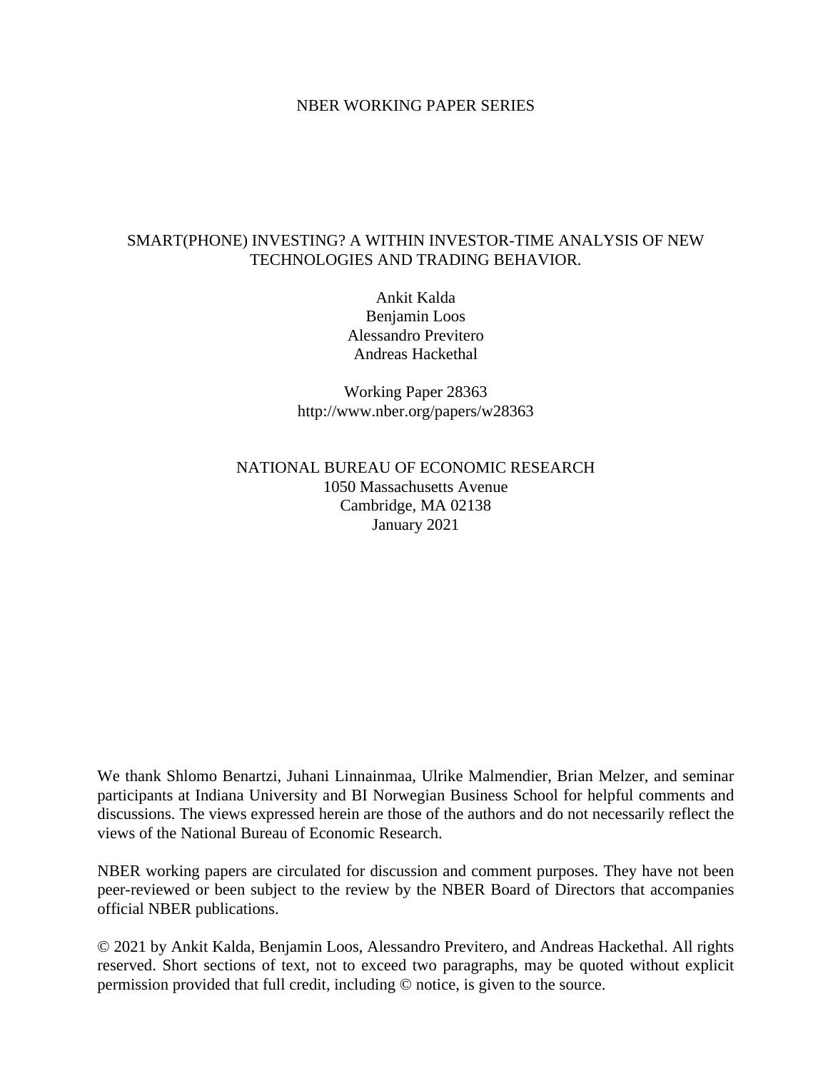NBER WORKING PAPER SERIES

# SMART(PHONE) INVESTING? A WITHIN INVESTOR-TIME ANALYSIS OF NEW TECHNOLOGIES AND TRADING BEHAVIOR.

Ankit Kalda
Benjamin Loos
Alessandro Previtero
Andreas Hackethal

Working Paper 28363
http://www.nber.org/papers/w28363

NATIONAL BUREAU OF ECONOMIC RESEARCH
1050 Massachusetts Avenue
Cambridge, MA 02138
January 2021

We thank Shlomo Benartzi, Juhani Linnainmaa, Ulrike Malmendier, Brian Melzer, and seminar participants at Indiana University and BI Norwegian Business School for helpful comments and discussions. The views expressed herein are those of the authors and do not necessarily reflect the views of the National Bureau of Economic Research.

NBER working papers are circulated for discussion and comment purposes. They have not been peer-reviewed or been subject to the review by the NBER Board of Directors that accompanies official NBER publications.

© 2021 by Ankit Kalda, Benjamin Loos, Alessandro Previtero, and Andreas Hackethal. All rights reserved. Short sections of text, not to exceed two paragraphs, may be quoted without explicit permission provided that full credit, including © notice, is given to the source.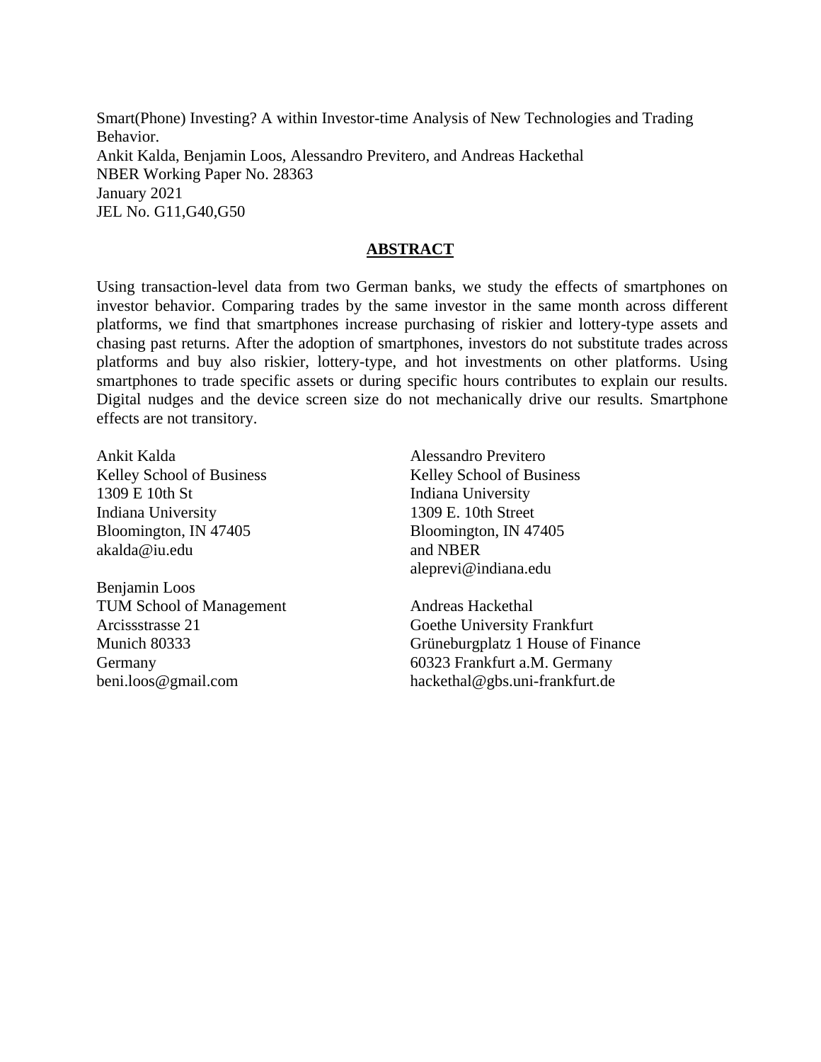Smart(Phone) Investing? A within Investor-time Analysis of New Technologies and Trading Behavior.
Ankit Kalda, Benjamin Loos, Alessandro Previtero, and Andreas Hackethal
NBER Working Paper No. 28363
January 2021
JEL No. G11,G40,G50

## ABSTRACT

Using transaction-level data from two German banks, we study the effects of smartphones on investor behavior. Comparing trades by the same investor in the same month across different platforms, we find that smartphones increase purchasing of riskier and lottery-type assets and chasing past returns. After the adoption of smartphones, investors do not substitute trades across platforms and buy also riskier, lottery-type, and hot investments on other platforms. Using smartphones to trade specific assets or during specific hours contributes to explain our results. Digital nudges and the device screen size do not mechanically drive our results. Smartphone effects are not transitory.

Ankit Kalda
Kelley School of Business
1309 E 10th St
Indiana University
Bloomington, IN 47405
akalda@iu.edu

Benjamin Loos
TUM School of Management
Arcissstrasse 21
Munich 80333
Germany
beni.loos@gmail.com

Alessandro Previtero
Kelley School of Business
Indiana University
1309 E. 10th Street
Bloomington, IN 47405
and NBER
aleprevi@indiana.edu

Andreas Hackethal
Goethe University Frankfurt
Grüneburgplatz 1 House of Finance
60323 Frankfurt a.M. Germany
hackethal@gbs.uni-frankfurt.de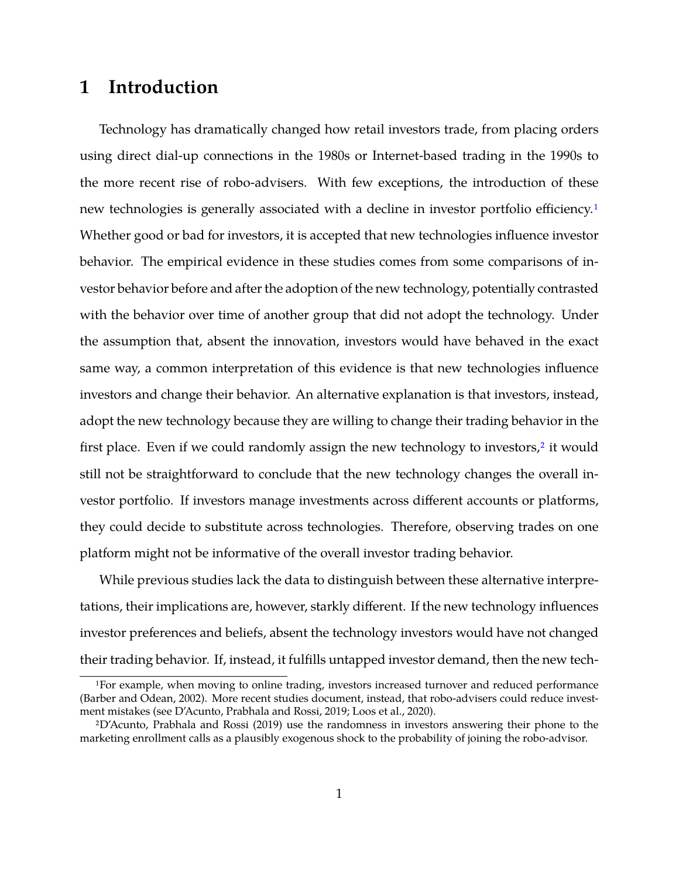# 1 Introduction

Technology has dramatically changed how retail investors trade, from placing orders using direct dial-up connections in the 1980s or Internet-based trading in the 1990s to the more recent rise of robo-advisers. With few exceptions, the introduction of these new technologies is generally associated with a decline in investor portfolio efficiency.[1] Whether good or bad for investors, it is accepted that new technologies influence investor behavior. The empirical evidence in these studies comes from some comparisons of investor behavior before and after the adoption of the new technology, potentially contrasted with the behavior over time of another group that did not adopt the technology. Under the assumption that, absent the innovation, investors would have behaved in the exact same way, a common interpretation of this evidence is that new technologies influence investors and change their behavior. An alternative explanation is that investors, instead, adopt the new technology because they are willing to change their trading behavior in the first place. Even if we could randomly assign the new technology to investors,[2] it would still not be straightforward to conclude that the new technology changes the overall investor portfolio. If investors manage investments across different accounts or platforms, they could decide to substitute across technologies. Therefore, observing trades on one platform might not be informative of the overall investor trading behavior.

While previous studies lack the data to distinguish between these alternative interpretations, their implications are, however, starkly different. If the new technology influences investor preferences and beliefs, absent the technology investors would have not changed their trading behavior. If, instead, it fulfills untapped investor demand, then the new tech-

[1] For example, when moving to online trading, investors increased turnover and reduced performance (Barber and Odean, 2002). More recent studies document, instead, that robo-advisers could reduce investment mistakes (see D'Acunto, Prabhala and Rossi, 2019; Loos et al., 2020).

[2] D'Acunto, Prabhala and Rossi (2019) use the randomness in investors answering their phone to the marketing enrollment calls as a plausibly exogenous shock to the probability of joining the robo-advisor.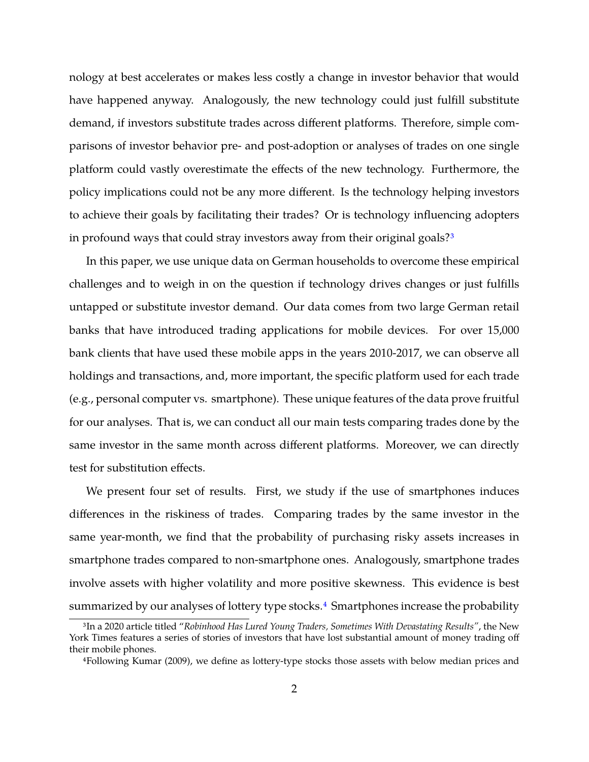nology at best accelerates or makes less costly a change in investor behavior that would have happened anyway. Analogously, the new technology could just fulfill substitute demand, if investors substitute trades across different platforms. Therefore, simple comparisons of investor behavior pre- and post-adoption or analyses of trades on one single platform could vastly overestimate the effects of the new technology. Furthermore, the policy implications could not be any more different. Is the technology helping investors to achieve their goals by facilitating their trades? Or is technology influencing adopters in profound ways that could stray investors away from their original goals?[3]

In this paper, we use unique data on German households to overcome these empirical challenges and to weigh in on the question if technology drives changes or just fulfills untapped or substitute investor demand. Our data comes from two large German retail banks that have introduced trading applications for mobile devices. For over 15,000 bank clients that have used these mobile apps in the years 2010-2017, we can observe all holdings and transactions, and, more important, the specific platform used for each trade (e.g., personal computer vs. smartphone). These unique features of the data prove fruitful for our analyses. That is, we can conduct all our main tests comparing trades done by the same investor in the same month across different platforms. Moreover, we can directly test for substitution effects.

We present four set of results. First, we study if the use of smartphones induces differences in the riskiness of trades. Comparing trades by the same investor in the same year-month, we find that the probability of purchasing risky assets increases in smartphone trades compared to non-smartphone ones. Analogously, smartphone trades involve assets with higher volatility and more positive skewness. This evidence is best summarized by our analyses of lottery type stocks.[4] Smartphones increase the probability

---

[3] In a 2020 article titled "*Robinhood Has Lured Young Traders, Sometimes With Devastating Results*", the New York Times features a series of stories of investors that have lost substantial amount of money trading off their mobile phones.

[4] Following Kumar (2009), we define as lottery-type stocks those assets with below median prices and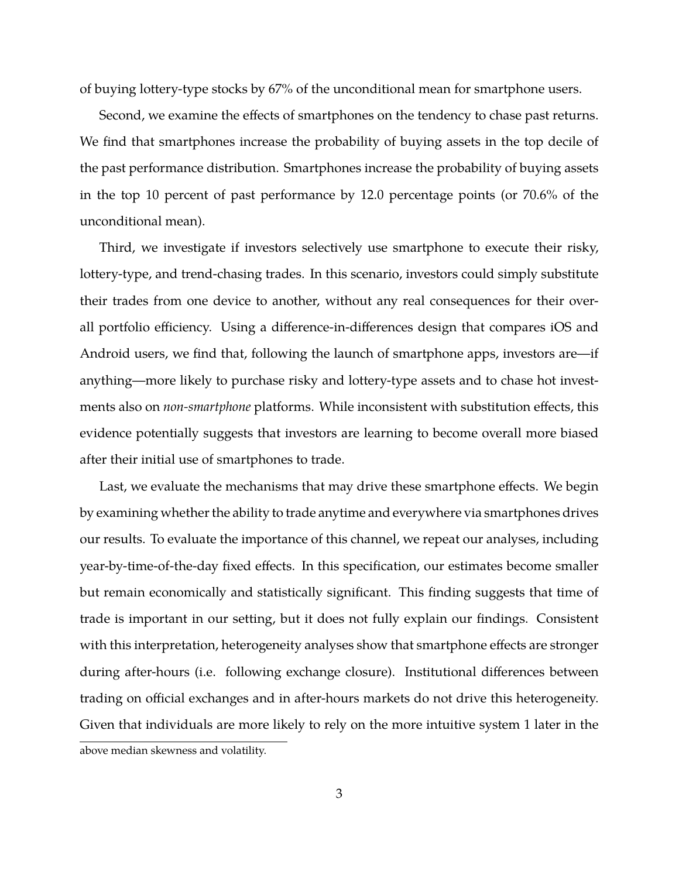of buying lottery-type stocks by 67% of the unconditional mean for smartphone users.

Second, we examine the effects of smartphones on the tendency to chase past returns. We find that smartphones increase the probability of buying assets in the top decile of the past performance distribution. Smartphones increase the probability of buying assets in the top 10 percent of past performance by 12.0 percentage points (or 70.6% of the unconditional mean).

Third, we investigate if investors selectively use smartphone to execute their risky, lottery-type, and trend-chasing trades. In this scenario, investors could simply substitute their trades from one device to another, without any real consequences for their overall portfolio efficiency. Using a difference-in-differences design that compares iOS and Android users, we find that, following the launch of smartphone apps, investors are—if anything—more likely to purchase risky and lottery-type assets and to chase hot investments also on *non-smartphone* platforms. While inconsistent with substitution effects, this evidence potentially suggests that investors are learning to become overall more biased after their initial use of smartphones to trade.

Last, we evaluate the mechanisms that may drive these smartphone effects. We begin by examining whether the ability to trade anytime and everywhere via smartphones drives our results. To evaluate the importance of this channel, we repeat our analyses, including year-by-time-of-the-day fixed effects. In this specification, our estimates become smaller but remain economically and statistically significant. This finding suggests that time of trade is important in our setting, but it does not fully explain our findings. Consistent with this interpretation, heterogeneity analyses show that smartphone effects are stronger during after-hours (i.e. following exchange closure). Institutional differences between trading on official exchanges and in after-hours markets do not drive this heterogeneity. Given that individuals are more likely to rely on the more intuitive system 1 later in the

above median skewness and volatility.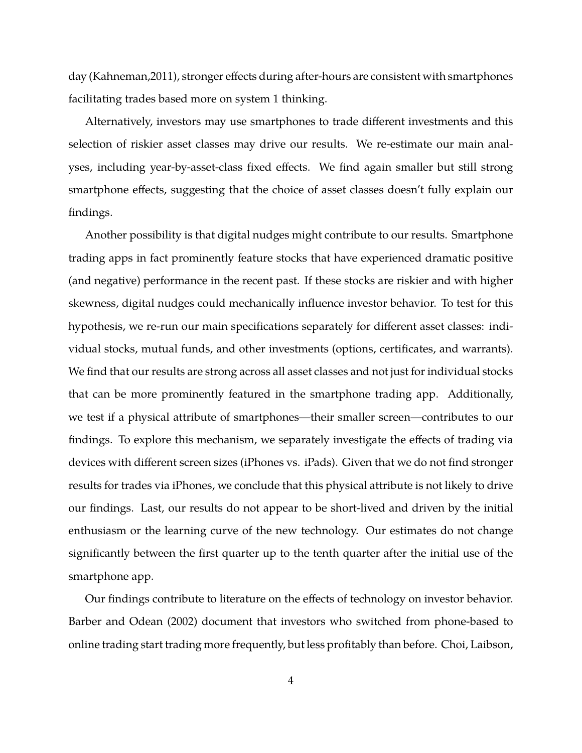day (Kahneman,2011), stronger effects during after-hours are consistent with smartphones facilitating trades based more on system 1 thinking.

Alternatively, investors may use smartphones to trade different investments and this selection of riskier asset classes may drive our results. We re-estimate our main analyses, including year-by-asset-class fixed effects. We find again smaller but still strong smartphone effects, suggesting that the choice of asset classes doesn't fully explain our findings.

Another possibility is that digital nudges might contribute to our results. Smartphone trading apps in fact prominently feature stocks that have experienced dramatic positive (and negative) performance in the recent past. If these stocks are riskier and with higher skewness, digital nudges could mechanically influence investor behavior. To test for this hypothesis, we re-run our main specifications separately for different asset classes: individual stocks, mutual funds, and other investments (options, certificates, and warrants). We find that our results are strong across all asset classes and not just for individual stocks that can be more prominently featured in the smartphone trading app. Additionally, we test if a physical attribute of smartphones—their smaller screen—contributes to our findings. To explore this mechanism, we separately investigate the effects of trading via devices with different screen sizes (iPhones vs. iPads). Given that we do not find stronger results for trades via iPhones, we conclude that this physical attribute is not likely to drive our findings. Last, our results do not appear to be short-lived and driven by the initial enthusiasm or the learning curve of the new technology. Our estimates do not change significantly between the first quarter up to the tenth quarter after the initial use of the smartphone app.

Our findings contribute to literature on the effects of technology on investor behavior. Barber and Odean (2002) document that investors who switched from phone-based to online trading start trading more frequently, but less profitably than before. Choi, Laibson,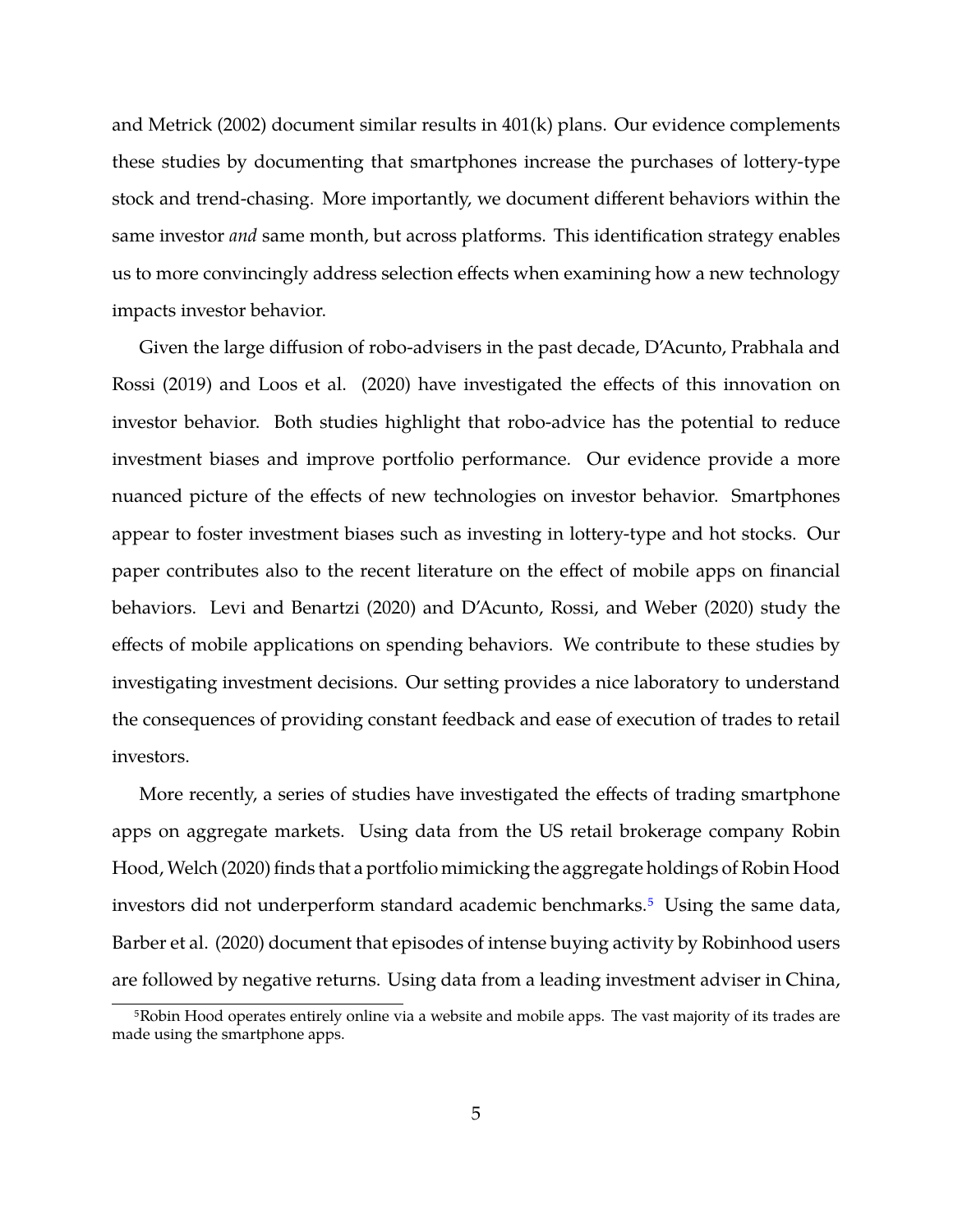and Metrick (2002) document similar results in 401(k) plans. Our evidence complements these studies by documenting that smartphones increase the purchases of lottery-type stock and trend-chasing. More importantly, we document different behaviors within the same investor *and* same month, but across platforms. This identification strategy enables us to more convincingly address selection effects when examining how a new technology impacts investor behavior.

Given the large diffusion of robo-advisers in the past decade, D'Acunto, Prabhala and Rossi (2019) and Loos et al. (2020) have investigated the effects of this innovation on investor behavior. Both studies highlight that robo-advice has the potential to reduce investment biases and improve portfolio performance. Our evidence provide a more nuanced picture of the effects of new technologies on investor behavior. Smartphones appear to foster investment biases such as investing in lottery-type and hot stocks. Our paper contributes also to the recent literature on the effect of mobile apps on financial behaviors. Levi and Benartzi (2020) and D'Acunto, Rossi, and Weber (2020) study the effects of mobile applications on spending behaviors. We contribute to these studies by investigating investment decisions. Our setting provides a nice laboratory to understand the consequences of providing constant feedback and ease of execution of trades to retail investors.

More recently, a series of studies have investigated the effects of trading smartphone apps on aggregate markets. Using data from the US retail brokerage company Robin Hood, Welch (2020) finds that a portfolio mimicking the aggregate holdings of Robin Hood investors did not underperform standard academic benchmarks.[5] Using the same data, Barber et al. (2020) document that episodes of intense buying activity by Robinhood users are followed by negative returns. Using data from a leading investment adviser in China,

[5] Robin Hood operates entirely online via a website and mobile apps. The vast majority of its trades are made using the smartphone apps.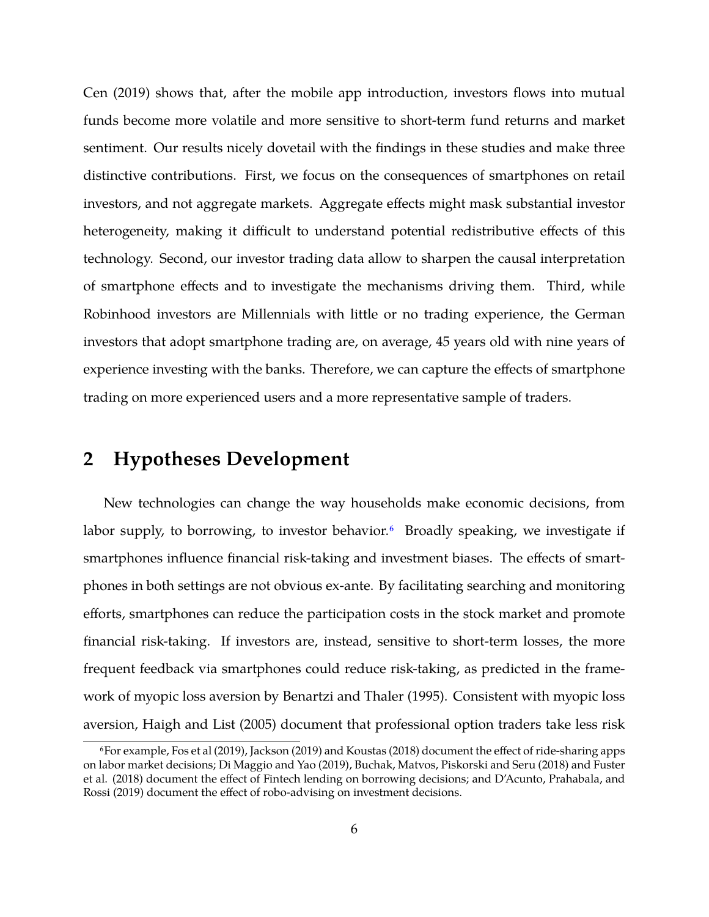Cen (2019) shows that, after the mobile app introduction, investors flows into mutual funds become more volatile and more sensitive to short-term fund returns and market sentiment. Our results nicely dovetail with the findings in these studies and make three distinctive contributions. First, we focus on the consequences of smartphones on retail investors, and not aggregate markets. Aggregate effects might mask substantial investor heterogeneity, making it difficult to understand potential redistributive effects of this technology. Second, our investor trading data allow to sharpen the causal interpretation of smartphone effects and to investigate the mechanisms driving them. Third, while Robinhood investors are Millennials with little or no trading experience, the German investors that adopt smartphone trading are, on average, 45 years old with nine years of experience investing with the banks. Therefore, we can capture the effects of smartphone trading on more experienced users and a more representative sample of traders.

## 2 Hypotheses Development

New technologies can change the way households make economic decisions, from labor supply, to borrowing, to investor behavior.[6] Broadly speaking, we investigate if smartphones influence financial risk-taking and investment biases. The effects of smartphones in both settings are not obvious ex-ante. By facilitating searching and monitoring efforts, smartphones can reduce the participation costs in the stock market and promote financial risk-taking. If investors are, instead, sensitive to short-term losses, the more frequent feedback via smartphones could reduce risk-taking, as predicted in the framework of myopic loss aversion by Benartzi and Thaler (1995). Consistent with myopic loss aversion, Haigh and List (2005) document that professional option traders take less risk

[6] For example, Fos et al (2019), Jackson (2019) and Koustas (2018) document the effect of ride-sharing apps on labor market decisions; Di Maggio and Yao (2019), Buchak, Matvos, Piskorski and Seru (2018) and Fuster et al. (2018) document the effect of Fintech lending on borrowing decisions; and D'Acunto, Prahabala, and Rossi (2019) document the effect of robo-advising on investment decisions.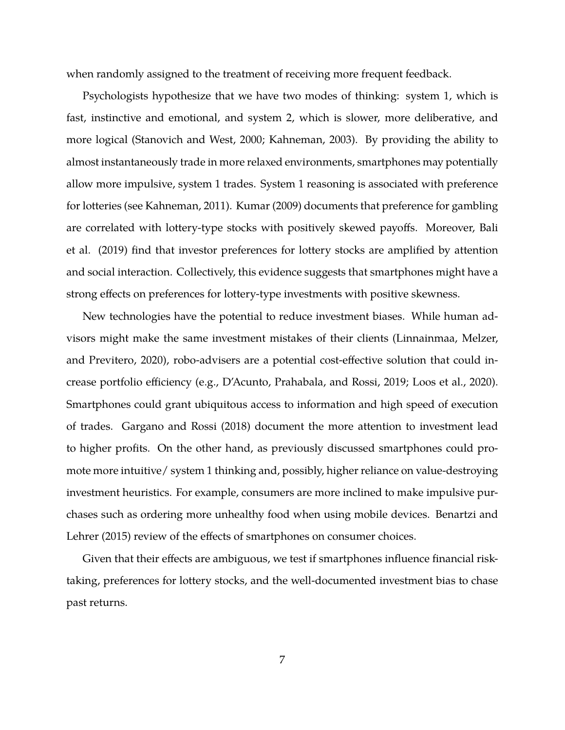when randomly assigned to the treatment of receiving more frequent feedback.

Psychologists hypothesize that we have two modes of thinking: system 1, which is fast, instinctive and emotional, and system 2, which is slower, more deliberative, and more logical (Stanovich and West, 2000; Kahneman, 2003). By providing the ability to almost instantaneously trade in more relaxed environments, smartphones may potentially allow more impulsive, system 1 trades. System 1 reasoning is associated with preference for lotteries (see Kahneman, 2011). Kumar (2009) documents that preference for gambling are correlated with lottery-type stocks with positively skewed payoffs. Moreover, Bali et al. (2019) find that investor preferences for lottery stocks are amplified by attention and social interaction. Collectively, this evidence suggests that smartphones might have a strong effects on preferences for lottery-type investments with positive skewness.

New technologies have the potential to reduce investment biases. While human advisors might make the same investment mistakes of their clients (Linnainmaa, Melzer, and Previtero, 2020), robo-advisers are a potential cost-effective solution that could increase portfolio efficiency (e.g., D'Acunto, Prahabala, and Rossi, 2019; Loos et al., 2020). Smartphones could grant ubiquitous access to information and high speed of execution of trades. Gargano and Rossi (2018) document the more attention to investment lead to higher profits. On the other hand, as previously discussed smartphones could promote more intuitive/ system 1 thinking and, possibly, higher reliance on value-destroying investment heuristics. For example, consumers are more inclined to make impulsive purchases such as ordering more unhealthy food when using mobile devices. Benartzi and Lehrer (2015) review of the effects of smartphones on consumer choices.

Given that their effects are ambiguous, we test if smartphones influence financial risk-taking, preferences for lottery stocks, and the well-documented investment bias to chase past returns.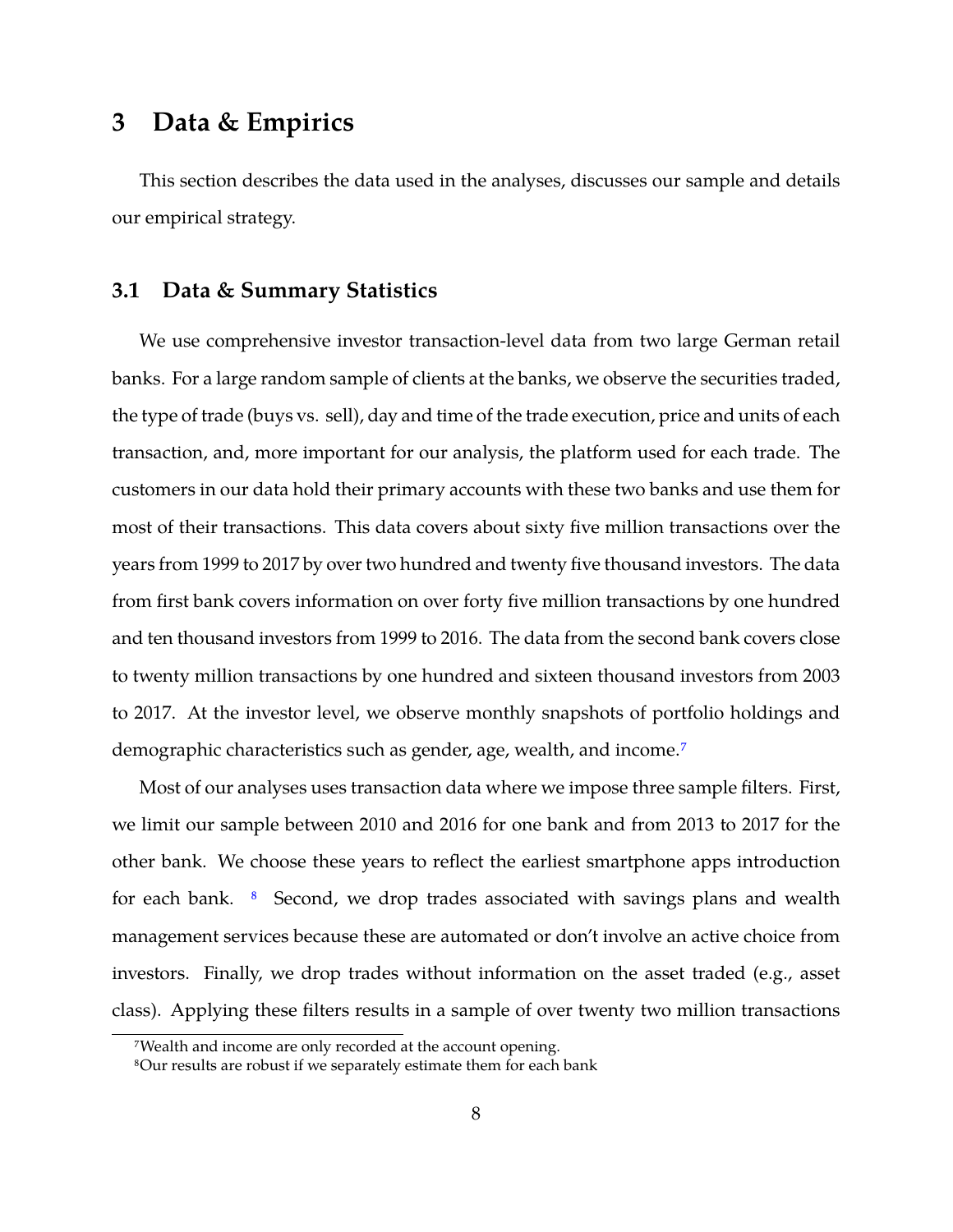# 3 Data & Empirics

This section describes the data used in the analyses, discusses our sample and details our empirical strategy.

## 3.1 Data & Summary Statistics

We use comprehensive investor transaction-level data from two large German retail banks. For a large random sample of clients at the banks, we observe the securities traded, the type of trade (buys vs. sell), day and time of the trade execution, price and units of each transaction, and, more important for our analysis, the platform used for each trade. The customers in our data hold their primary accounts with these two banks and use them for most of their transactions. This data covers about sixty five million transactions over the years from 1999 to 2017 by over two hundred and twenty five thousand investors. The data from first bank covers information on over forty five million transactions by one hundred and ten thousand investors from 1999 to 2016. The data from the second bank covers close to twenty million transactions by one hundred and sixteen thousand investors from 2003 to 2017. At the investor level, we observe monthly snapshots of portfolio holdings and demographic characteristics such as gender, age, wealth, and income.[7]

Most of our analyses uses transaction data where we impose three sample filters. First, we limit our sample between 2010 and 2016 for one bank and from 2013 to 2017 for the other bank. We choose these years to reflect the earliest smartphone apps introduction for each bank. [8] Second, we drop trades associated with savings plans and wealth management services because these are automated or don't involve an active choice from investors. Finally, we drop trades without information on the asset traded (e.g., asset class). Applying these filters results in a sample of over twenty two million transactions

[7] Wealth and income are only recorded at the account opening.

[8] Our results are robust if we separately estimate them for each bank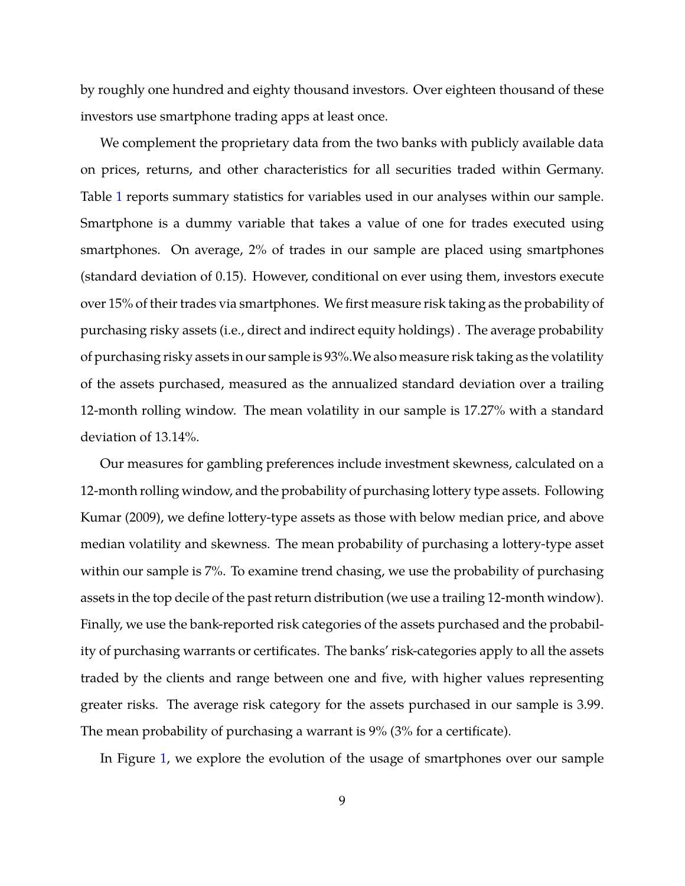by roughly one hundred and eighty thousand investors. Over eighteen thousand of these investors use smartphone trading apps at least once.

We complement the proprietary data from the two banks with publicly available data on prices, returns, and other characteristics for all securities traded within Germany. Table 1 reports summary statistics for variables used in our analyses within our sample. Smartphone is a dummy variable that takes a value of one for trades executed using smartphones. On average, 2% of trades in our sample are placed using smartphones (standard deviation of 0.15). However, conditional on ever using them, investors execute over 15% of their trades via smartphones. We first measure risk taking as the probability of purchasing risky assets (i.e., direct and indirect equity holdings) . The average probability of purchasing risky assets in our sample is 93%.We also measure risk taking as the volatility of the assets purchased, measured as the annualized standard deviation over a trailing 12-month rolling window. The mean volatility in our sample is 17.27% with a standard deviation of 13.14%.

Our measures for gambling preferences include investment skewness, calculated on a 12-month rolling window, and the probability of purchasing lottery type assets. Following Kumar (2009), we define lottery-type assets as those with below median price, and above median volatility and skewness. The mean probability of purchasing a lottery-type asset within our sample is 7%. To examine trend chasing, we use the probability of purchasing assets in the top decile of the past return distribution (we use a trailing 12-month window). Finally, we use the bank-reported risk categories of the assets purchased and the probability of purchasing warrants or certificates. The banks' risk-categories apply to all the assets traded by the clients and range between one and five, with higher values representing greater risks. The average risk category for the assets purchased in our sample is 3.99. The mean probability of purchasing a warrant is 9% (3% for a certificate).

In Figure 1, we explore the evolution of the usage of smartphones over our sample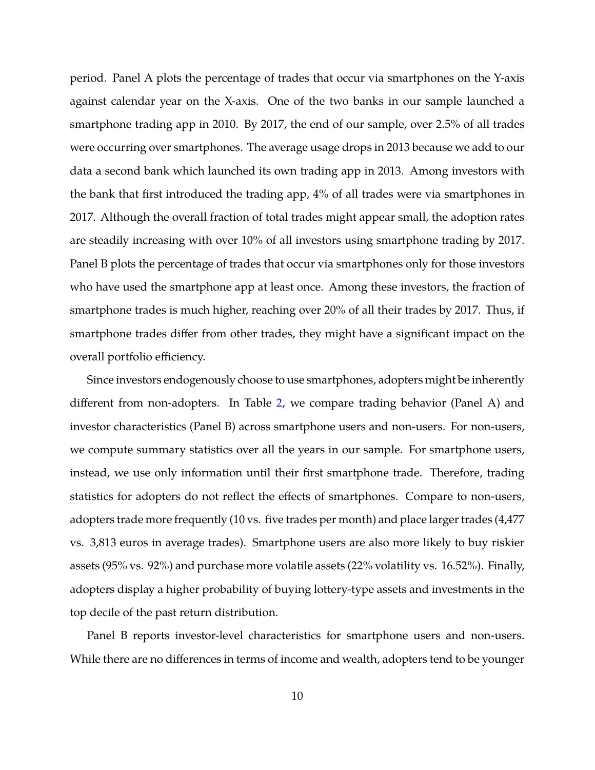period. Panel A plots the percentage of trades that occur via smartphones on the Y-axis against calendar year on the X-axis. One of the two banks in our sample launched a smartphone trading app in 2010. By 2017, the end of our sample, over 2.5% of all trades were occurring over smartphones. The average usage drops in 2013 because we add to our data a second bank which launched its own trading app in 2013. Among investors with the bank that first introduced the trading app, 4% of all trades were via smartphones in 2017. Although the overall fraction of total trades might appear small, the adoption rates are steadily increasing with over 10% of all investors using smartphone trading by 2017. Panel B plots the percentage of trades that occur via smartphones only for those investors who have used the smartphone app at least once. Among these investors, the fraction of smartphone trades is much higher, reaching over 20% of all their trades by 2017. Thus, if smartphone trades differ from other trades, they might have a significant impact on the overall portfolio efficiency.

Since investors endogenously choose to use smartphones, adopters might be inherently different from non-adopters. In Table 2, we compare trading behavior (Panel A) and investor characteristics (Panel B) across smartphone users and non-users. For non-users, we compute summary statistics over all the years in our sample. For smartphone users, instead, we use only information until their first smartphone trade. Therefore, trading statistics for adopters do not reflect the effects of smartphones. Compare to non-users, adopters trade more frequently (10 vs. five trades per month) and place larger trades (4,477 vs. 3,813 euros in average trades). Smartphone users are also more likely to buy riskier assets (95% vs. 92%) and purchase more volatile assets (22% volatility vs. 16.52%). Finally, adopters display a higher probability of buying lottery-type assets and investments in the top decile of the past return distribution.

Panel B reports investor-level characteristics for smartphone users and non-users. While there are no differences in terms of income and wealth, adopters tend to be younger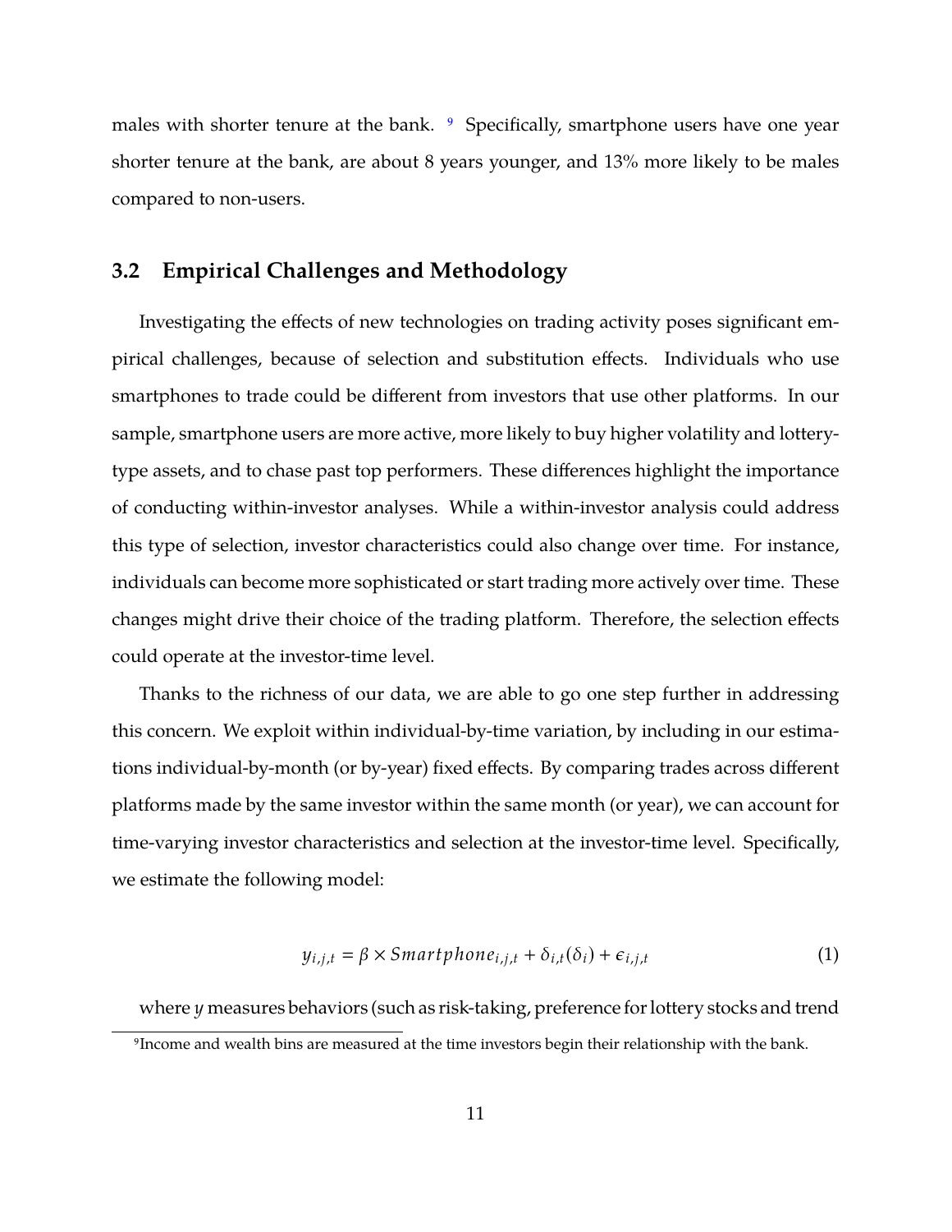males with shorter tenure at the bank. [9] Specifically, smartphone users have one year shorter tenure at the bank, are about 8 years younger, and 13% more likely to be males compared to non-users.

## 3.2 Empirical Challenges and Methodology

Investigating the effects of new technologies on trading activity poses significant empirical challenges, because of selection and substitution effects. Individuals who use smartphones to trade could be different from investors that use other platforms. In our sample, smartphone users are more active, more likely to buy higher volatility and lottery-type assets, and to chase past top performers. These differences highlight the importance of conducting within-investor analyses. While a within-investor analysis could address this type of selection, investor characteristics could also change over time. For instance, individuals can become more sophisticated or start trading more actively over time. These changes might drive their choice of the trading platform. Therefore, the selection effects could operate at the investor-time level.

Thanks to the richness of our data, we are able to go one step further in addressing this concern. We exploit within individual-by-time variation, by including in our estimations individual-by-month (or by-year) fixed effects. By comparing trades across different platforms made by the same investor within the same month (or year), we can account for time-varying investor characteristics and selection at the investor-time level. Specifically, we estimate the following model:

$$y_{i,j,t} = \beta \times Smartphone_{i,j,t} + \delta_{i,t}(\delta_i) + \epsilon_{i,j,t} \tag{1}$$

where $y$ measures behaviors (such as risk-taking, preference for lottery stocks and trend

[9] Income and wealth bins are measured at the time investors begin their relationship with the bank.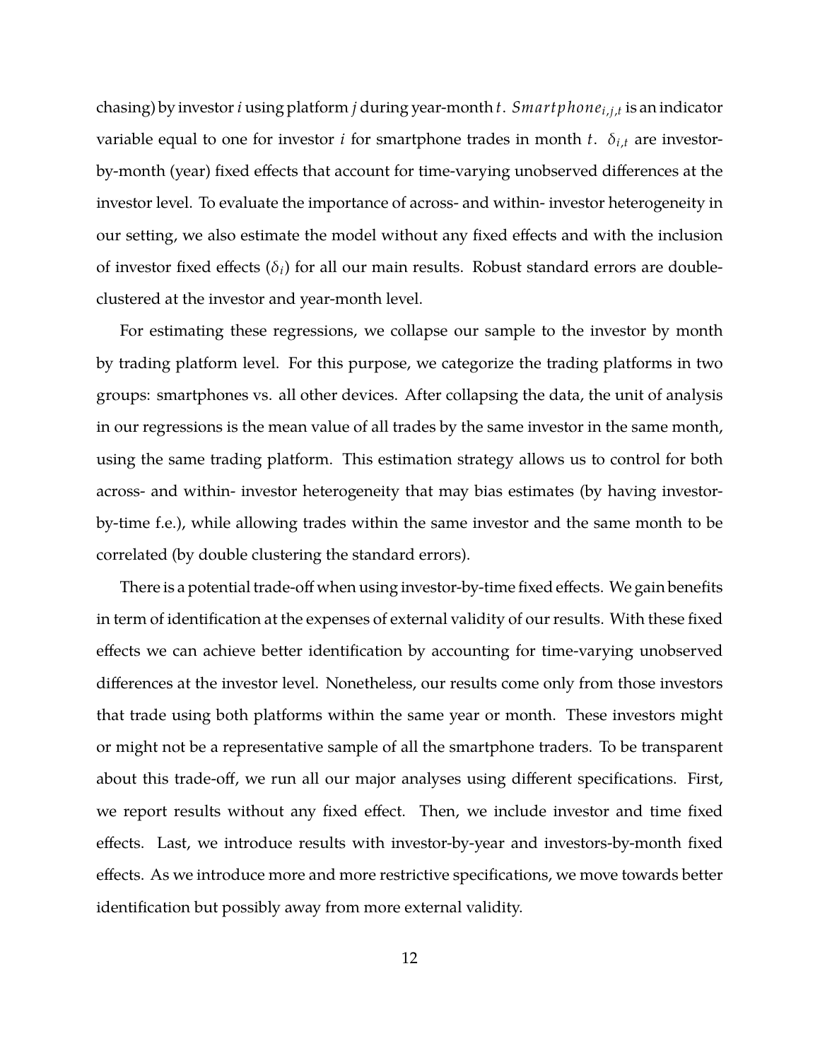chasing) by investor $i$ using platform $j$ during year-month $t$. $Smartphone_{i,j,t}$ is an indicator variable equal to one for investor $i$ for smartphone trades in month $t$. $\delta_{i,t}$ are investor-by-month (year) fixed effects that account for time-varying unobserved differences at the investor level. To evaluate the importance of across- and within- investor heterogeneity in our setting, we also estimate the model without any fixed effects and with the inclusion of investor fixed effects ($\delta_i$) for all our main results. Robust standard errors are double-clustered at the investor and year-month level.

For estimating these regressions, we collapse our sample to the investor by month by trading platform level. For this purpose, we categorize the trading platforms in two groups: smartphones vs. all other devices. After collapsing the data, the unit of analysis in our regressions is the mean value of all trades by the same investor in the same month, using the same trading platform. This estimation strategy allows us to control for both across- and within- investor heterogeneity that may bias estimates (by having investor-by-time f.e.), while allowing trades within the same investor and the same month to be correlated (by double clustering the standard errors).

There is a potential trade-off when using investor-by-time fixed effects. We gain benefits in term of identification at the expenses of external validity of our results. With these fixed effects we can achieve better identification by accounting for time-varying unobserved differences at the investor level. Nonetheless, our results come only from those investors that trade using both platforms within the same year or month. These investors might or might not be a representative sample of all the smartphone traders. To be transparent about this trade-off, we run all our major analyses using different specifications. First, we report results without any fixed effect. Then, we include investor and time fixed effects. Last, we introduce results with investor-by-year and investors-by-month fixed effects. As we introduce more and more restrictive specifications, we move towards better identification but possibly away from more external validity.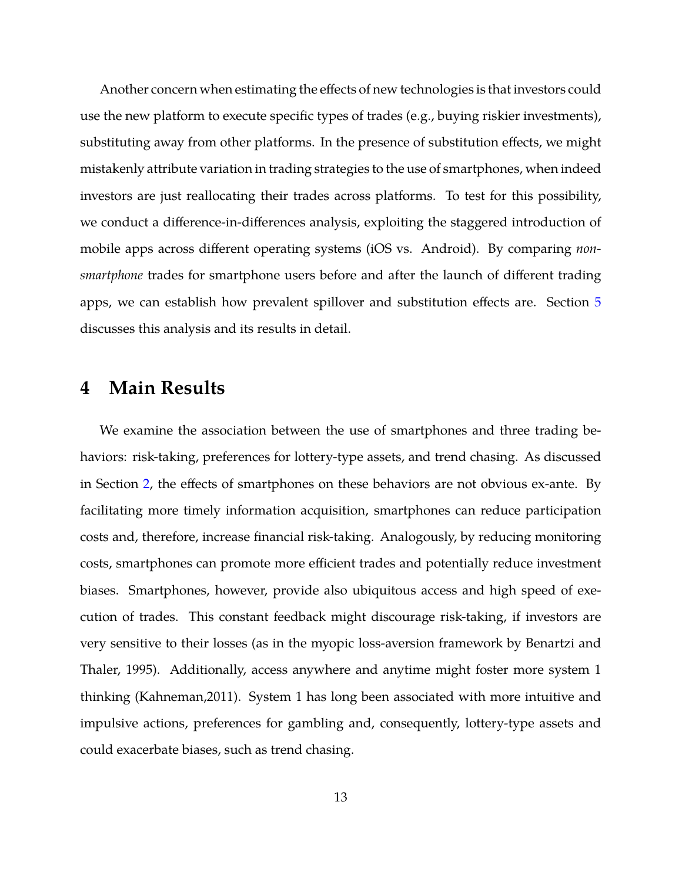Another concern when estimating the effects of new technologies is that investors could use the new platform to execute specific types of trades (e.g., buying riskier investments), substituting away from other platforms. In the presence of substitution effects, we might mistakenly attribute variation in trading strategies to the use of smartphones, when indeed investors are just reallocating their trades across platforms. To test for this possibility, we conduct a difference-in-differences analysis, exploiting the staggered introduction of mobile apps across different operating systems (iOS vs. Android). By comparing *non-smartphone* trades for smartphone users before and after the launch of different trading apps, we can establish how prevalent spillover and substitution effects are. Section 5 discusses this analysis and its results in detail.

# 4 Main Results

We examine the association between the use of smartphones and three trading behaviors: risk-taking, preferences for lottery-type assets, and trend chasing. As discussed in Section 2, the effects of smartphones on these behaviors are not obvious ex-ante. By facilitating more timely information acquisition, smartphones can reduce participation costs and, therefore, increase financial risk-taking. Analogously, by reducing monitoring costs, smartphones can promote more efficient trades and potentially reduce investment biases. Smartphones, however, provide also ubiquitous access and high speed of execution of trades. This constant feedback might discourage risk-taking, if investors are very sensitive to their losses (as in the myopic loss-aversion framework by Benartzi and Thaler, 1995). Additionally, access anywhere and anytime might foster more system 1 thinking (Kahneman,2011). System 1 has long been associated with more intuitive and impulsive actions, preferences for gambling and, consequently, lottery-type assets and could exacerbate biases, such as trend chasing.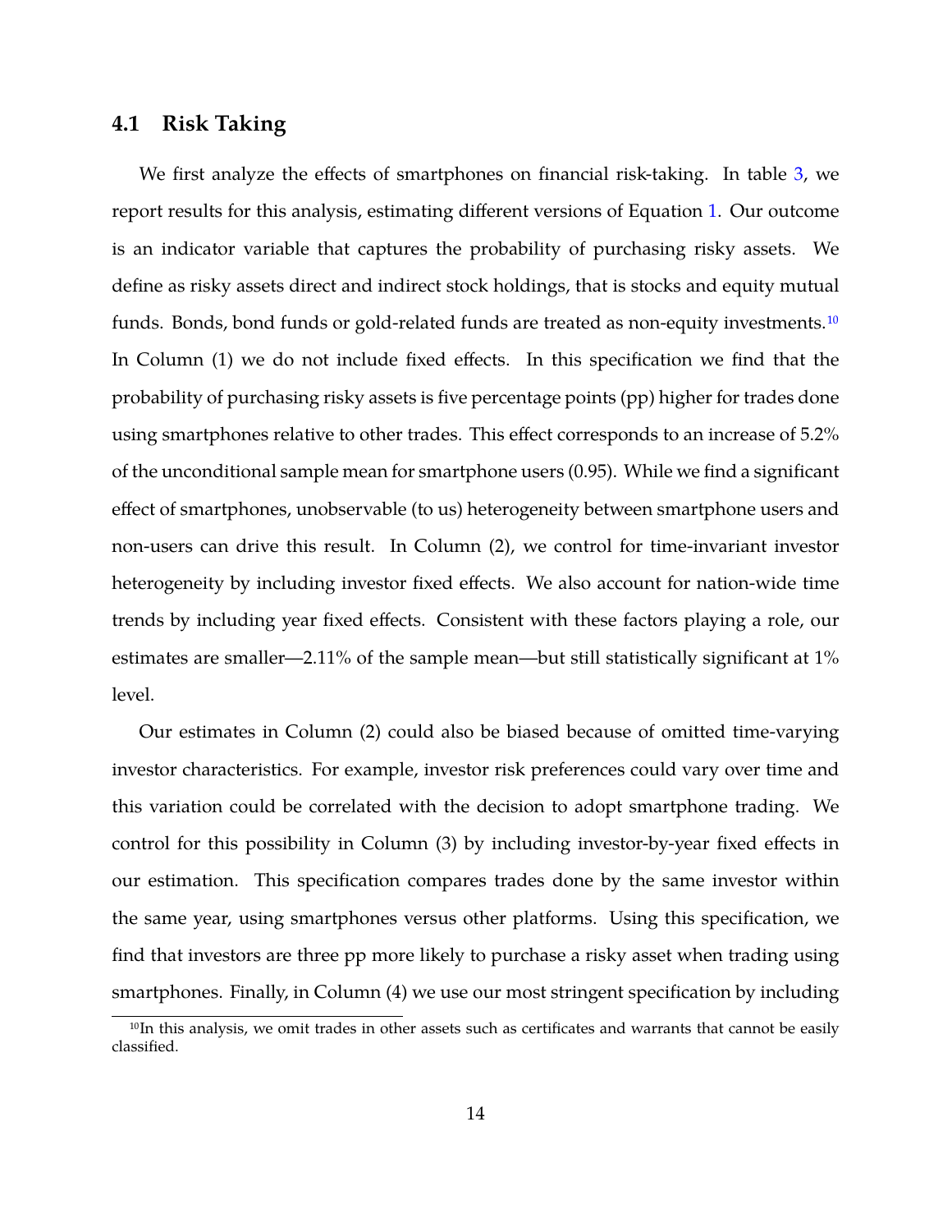## 4.1 Risk Taking

We first analyze the effects of smartphones on financial risk-taking. In table 3, we report results for this analysis, estimating different versions of Equation 1. Our outcome is an indicator variable that captures the probability of purchasing risky assets. We define as risky assets direct and indirect stock holdings, that is stocks and equity mutual funds. Bonds, bond funds or gold-related funds are treated as non-equity investments.[10] In Column (1) we do not include fixed effects. In this specification we find that the probability of purchasing risky assets is five percentage points (pp) higher for trades done using smartphones relative to other trades. This effect corresponds to an increase of 5.2% of the unconditional sample mean for smartphone users (0.95). While we find a significant effect of smartphones, unobservable (to us) heterogeneity between smartphone users and non-users can drive this result. In Column (2), we control for time-invariant investor heterogeneity by including investor fixed effects. We also account for nation-wide time trends by including year fixed effects. Consistent with these factors playing a role, our estimates are smaller—2.11% of the sample mean—but still statistically significant at 1% level.

Our estimates in Column (2) could also be biased because of omitted time-varying investor characteristics. For example, investor risk preferences could vary over time and this variation could be correlated with the decision to adopt smartphone trading. We control for this possibility in Column (3) by including investor-by-year fixed effects in our estimation. This specification compares trades done by the same investor within the same year, using smartphones versus other platforms. Using this specification, we find that investors are three pp more likely to purchase a risky asset when trading using smartphones. Finally, in Column (4) we use our most stringent specification by including

[10] In this analysis, we omit trades in other assets such as certificates and warrants that cannot be easily classified.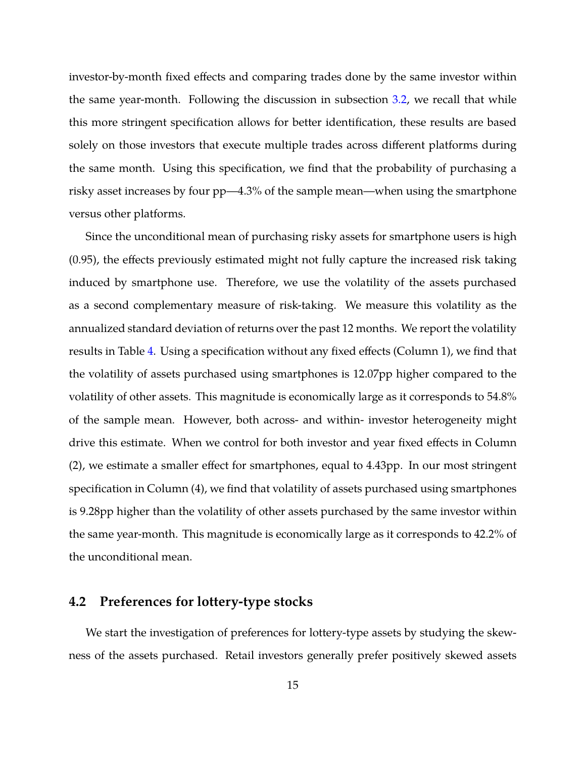investor-by-month fixed effects and comparing trades done by the same investor within the same year-month. Following the discussion in subsection 3.2, we recall that while this more stringent specification allows for better identification, these results are based solely on those investors that execute multiple trades across different platforms during the same month. Using this specification, we find that the probability of purchasing a risky asset increases by four pp—4.3% of the sample mean—when using the smartphone versus other platforms.

Since the unconditional mean of purchasing risky assets for smartphone users is high (0.95), the effects previously estimated might not fully capture the increased risk taking induced by smartphone use. Therefore, we use the volatility of the assets purchased as a second complementary measure of risk-taking. We measure this volatility as the annualized standard deviation of returns over the past 12 months. We report the volatility results in Table 4. Using a specification without any fixed effects (Column 1), we find that the volatility of assets purchased using smartphones is 12.07pp higher compared to the volatility of other assets. This magnitude is economically large as it corresponds to 54.8% of the sample mean. However, both across- and within- investor heterogeneity might drive this estimate. When we control for both investor and year fixed effects in Column (2), we estimate a smaller effect for smartphones, equal to 4.43pp. In our most stringent specification in Column (4), we find that volatility of assets purchased using smartphones is 9.28pp higher than the volatility of other assets purchased by the same investor within the same year-month. This magnitude is economically large as it corresponds to 42.2% of the unconditional mean.

## 4.2 Preferences for lottery-type stocks

We start the investigation of preferences for lottery-type assets by studying the skewness of the assets purchased. Retail investors generally prefer positively skewed assets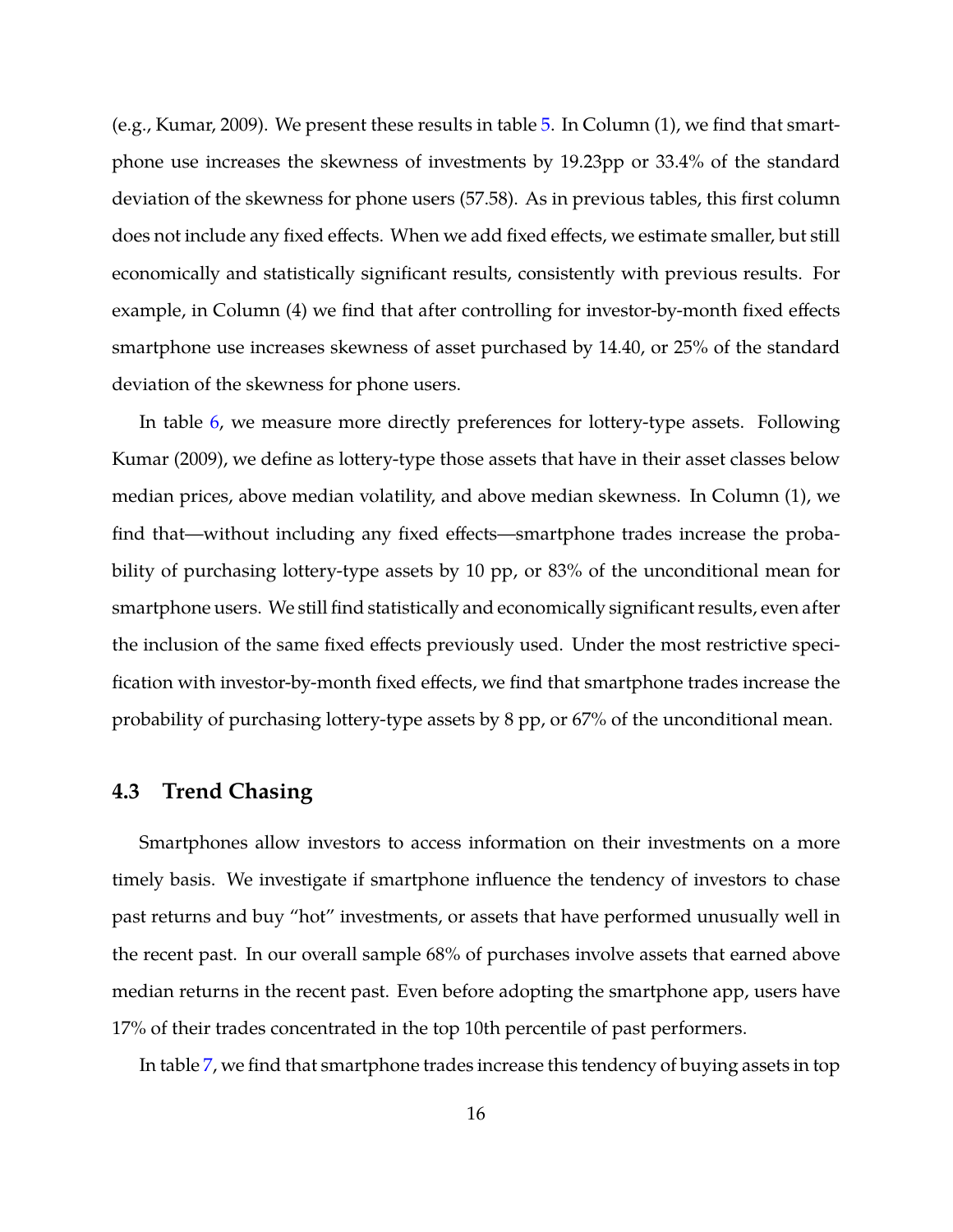(e.g., Kumar, 2009). We present these results in table 5. In Column (1), we find that smartphone use increases the skewness of investments by 19.23pp or 33.4% of the standard deviation of the skewness for phone users (57.58). As in previous tables, this first column does not include any fixed effects. When we add fixed effects, we estimate smaller, but still economically and statistically significant results, consistently with previous results. For example, in Column (4) we find that after controlling for investor-by-month fixed effects smartphone use increases skewness of asset purchased by 14.40, or 25% of the standard deviation of the skewness for phone users.

In table 6, we measure more directly preferences for lottery-type assets. Following Kumar (2009), we define as lottery-type those assets that have in their asset classes below median prices, above median volatility, and above median skewness. In Column (1), we find that—without including any fixed effects—smartphone trades increase the probability of purchasing lottery-type assets by 10 pp, or 83% of the unconditional mean for smartphone users. We still find statistically and economically significant results, even after the inclusion of the same fixed effects previously used. Under the most restrictive specification with investor-by-month fixed effects, we find that smartphone trades increase the probability of purchasing lottery-type assets by 8 pp, or 67% of the unconditional mean.

### 4.3 Trend Chasing

Smartphones allow investors to access information on their investments on a more timely basis. We investigate if smartphone influence the tendency of investors to chase past returns and buy "hot" investments, or assets that have performed unusually well in the recent past. In our overall sample 68% of purchases involve assets that earned above median returns in the recent past. Even before adopting the smartphone app, users have 17% of their trades concentrated in the top 10th percentile of past performers.

In table 7, we find that smartphone trades increase this tendency of buying assets in top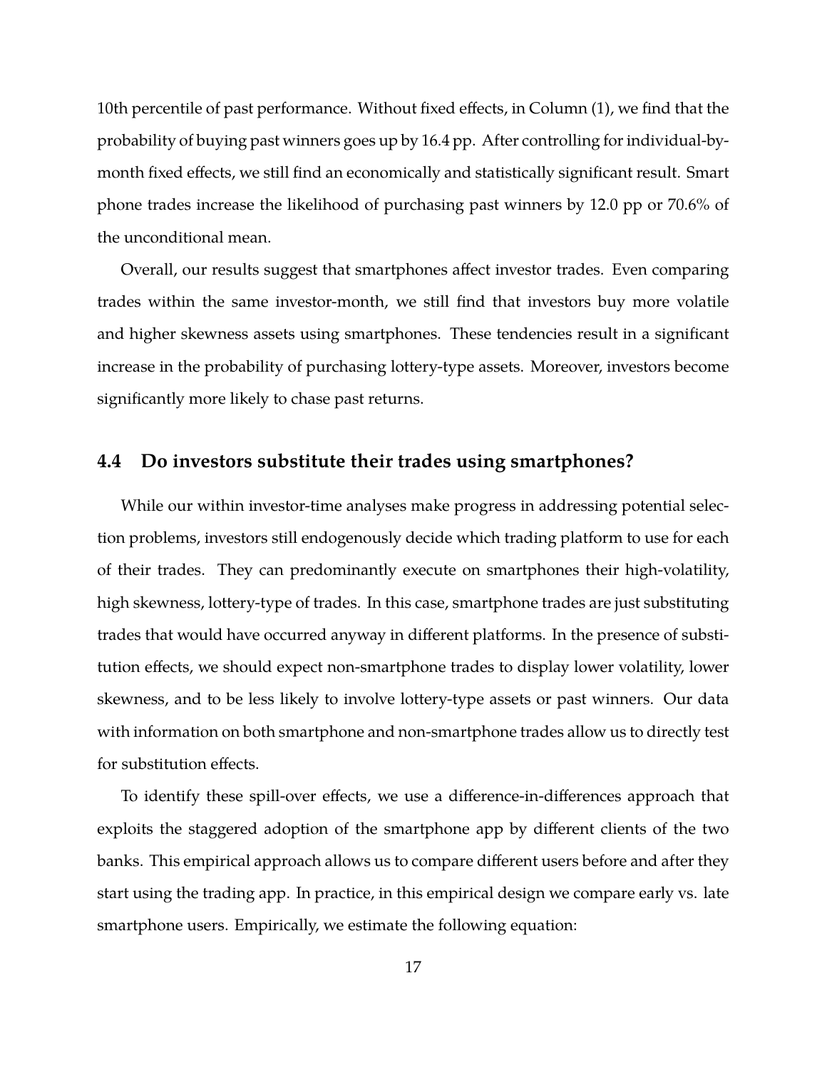10th percentile of past performance. Without fixed effects, in Column (1), we find that the probability of buying past winners goes up by 16.4 pp. After controlling for individual-by-month fixed effects, we still find an economically and statistically significant result. Smart phone trades increase the likelihood of purchasing past winners by 12.0 pp or 70.6% of the unconditional mean.

Overall, our results suggest that smartphones affect investor trades. Even comparing trades within the same investor-month, we still find that investors buy more volatile and higher skewness assets using smartphones. These tendencies result in a significant increase in the probability of purchasing lottery-type assets. Moreover, investors become significantly more likely to chase past returns.

### 4.4 Do investors substitute their trades using smartphones?

While our within investor-time analyses make progress in addressing potential selection problems, investors still endogenously decide which trading platform to use for each of their trades. They can predominantly execute on smartphones their high-volatility, high skewness, lottery-type of trades. In this case, smartphone trades are just substituting trades that would have occurred anyway in different platforms. In the presence of substitution effects, we should expect non-smartphone trades to display lower volatility, lower skewness, and to be less likely to involve lottery-type assets or past winners. Our data with information on both smartphone and non-smartphone trades allow us to directly test for substitution effects.

To identify these spill-over effects, we use a difference-in-differences approach that exploits the staggered adoption of the smartphone app by different clients of the two banks. This empirical approach allows us to compare different users before and after they start using the trading app. In practice, in this empirical design we compare early vs. late smartphone users. Empirically, we estimate the following equation: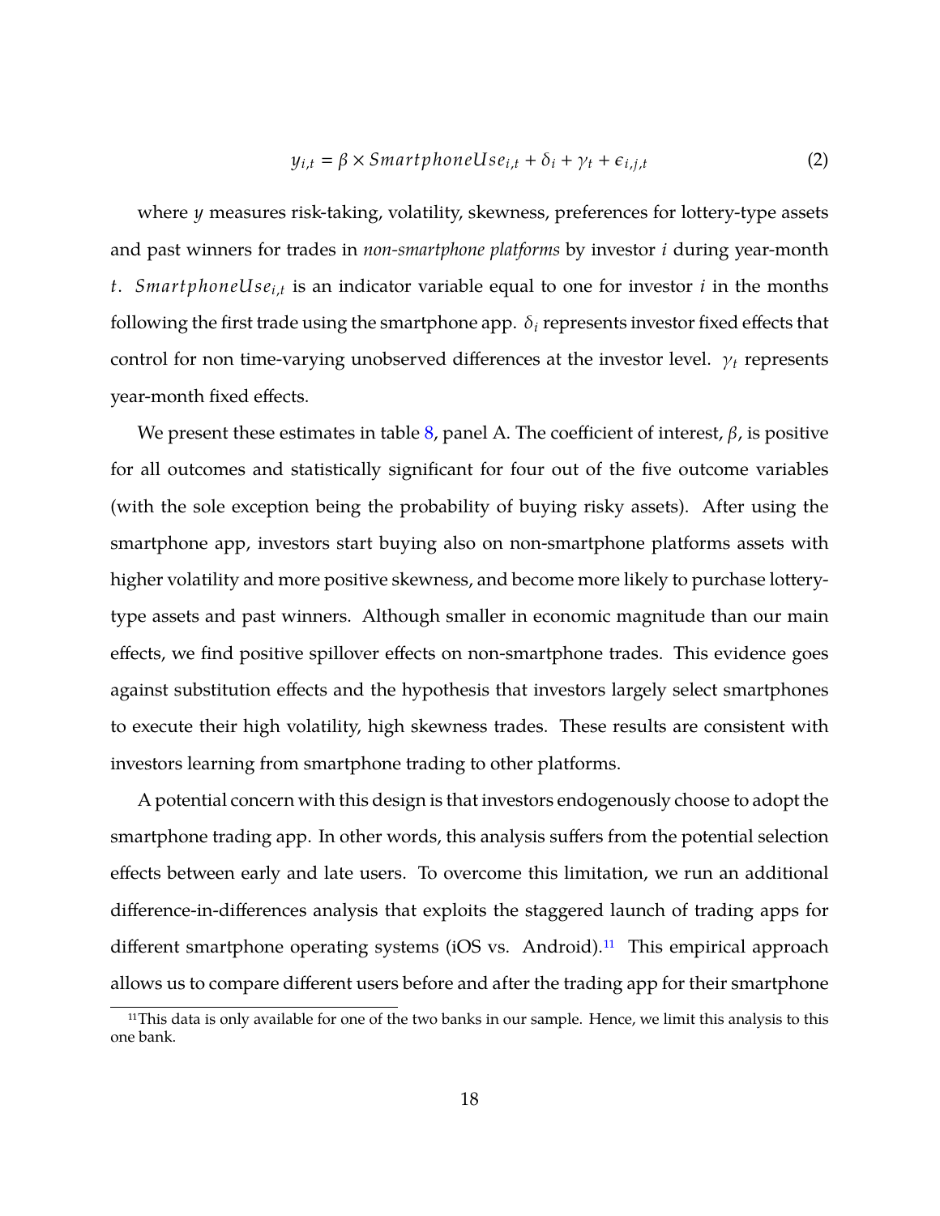$$y_{i,t} = \beta \times SmartphoneUse_{i,t} + \delta_i + \gamma_t + \epsilon_{i,j,t} \tag{2}$$

where $y$ measures risk-taking, volatility, skewness, preferences for lottery-type assets and past winners for trades in *non-smartphone platforms* by investor $i$ during year-month $t$. $SmartphoneUse_{i,t}$ is an indicator variable equal to one for investor $i$ in the months following the first trade using the smartphone app. $\delta_i$ represents investor fixed effects that control for non time-varying unobserved differences at the investor level. $\gamma_t$ represents year-month fixed effects.

We present these estimates in table 8, panel A. The coefficient of interest, $\beta$, is positive for all outcomes and statistically significant for four out of the five outcome variables (with the sole exception being the probability of buying risky assets). After using the smartphone app, investors start buying also on non-smartphone platforms assets with higher volatility and more positive skewness, and become more likely to purchase lottery-type assets and past winners. Although smaller in economic magnitude than our main effects, we find positive spillover effects on non-smartphone trades. This evidence goes against substitution effects and the hypothesis that investors largely select smartphones to execute their high volatility, high skewness trades. These results are consistent with investors learning from smartphone trading to other platforms.

A potential concern with this design is that investors endogenously choose to adopt the smartphone trading app. In other words, this analysis suffers from the potential selection effects between early and late users. To overcome this limitation, we run an additional difference-in-differences analysis that exploits the staggered launch of trading apps for different smartphone operating systems (iOS vs. Android).[11] This empirical approach allows us to compare different users before and after the trading app for their smartphone

[11] This data is only available for one of the two banks in our sample. Hence, we limit this analysis to this one bank.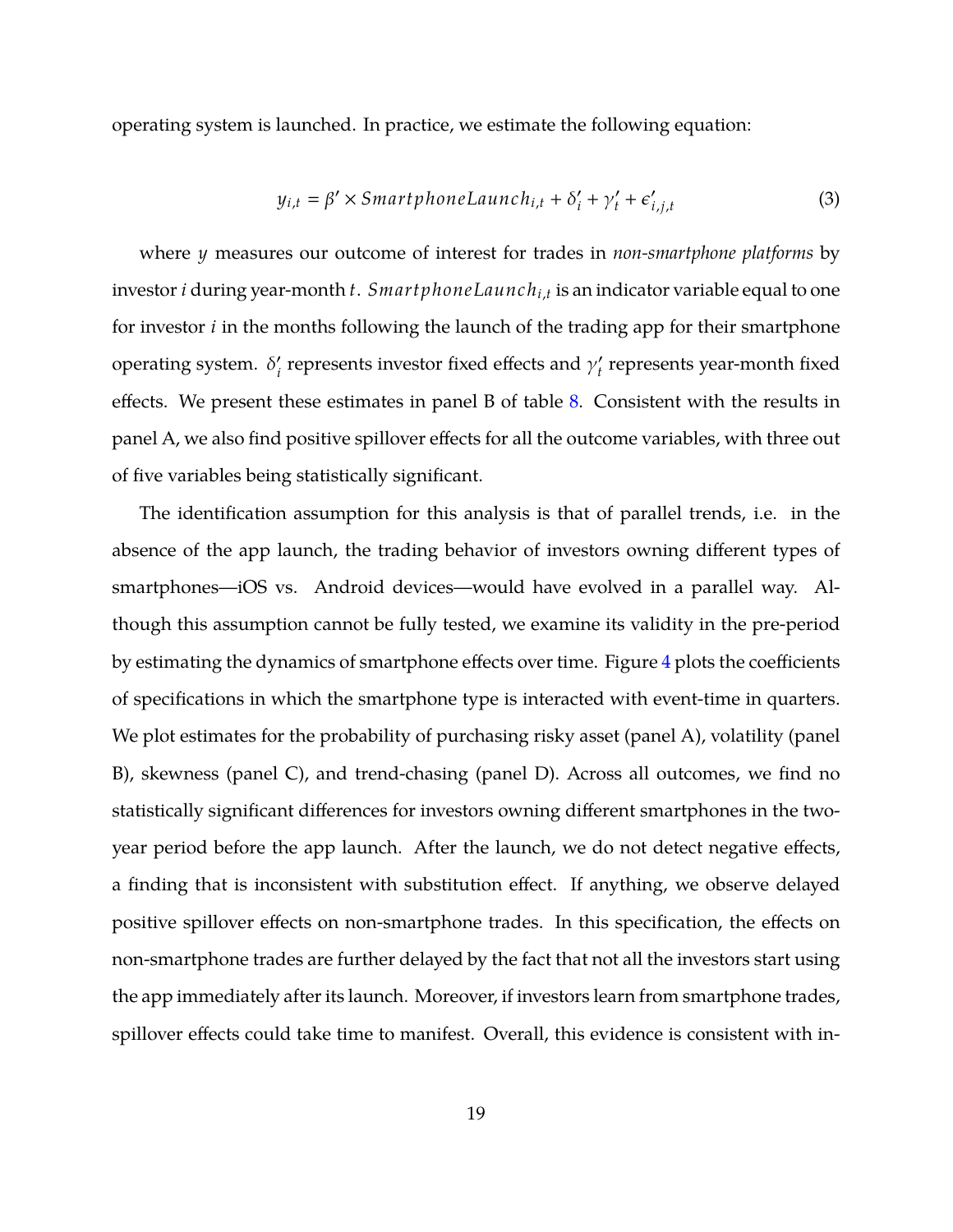operating system is launched. In practice, we estimate the following equation:

$$y_{i,t} = \beta' \times SmartphoneLaunch_{i,t} + \delta'_i + \gamma'_t + \epsilon'_{i,j,t} \tag{3}$$

where $y$ measures our outcome of interest for trades in *non-smartphone platforms* by investor $i$ during year-month $t$. $SmartphoneLaunch_{i,t}$ is an indicator variable equal to one for investor $i$ in the months following the launch of the trading app for their smartphone operating system. $\delta'_i$ represents investor fixed effects and $\gamma'_t$ represents year-month fixed effects. We present these estimates in panel B of table 8. Consistent with the results in panel A, we also find positive spillover effects for all the outcome variables, with three out of five variables being statistically significant.

The identification assumption for this analysis is that of parallel trends, i.e. in the absence of the app launch, the trading behavior of investors owning different types of smartphones—iOS vs. Android devices—would have evolved in a parallel way. Although this assumption cannot be fully tested, we examine its validity in the pre-period by estimating the dynamics of smartphone effects over time. Figure 4 plots the coefficients of specifications in which the smartphone type is interacted with event-time in quarters. We plot estimates for the probability of purchasing risky asset (panel A), volatility (panel B), skewness (panel C), and trend-chasing (panel D). Across all outcomes, we find no statistically significant differences for investors owning different smartphones in the two-year period before the app launch. After the launch, we do not detect negative effects, a finding that is inconsistent with substitution effect. If anything, we observe delayed positive spillover effects on non-smartphone trades. In this specification, the effects on non-smartphone trades are further delayed by the fact that not all the investors start using the app immediately after its launch. Moreover, if investors learn from smartphone trades, spillover effects could take time to manifest. Overall, this evidence is consistent with in-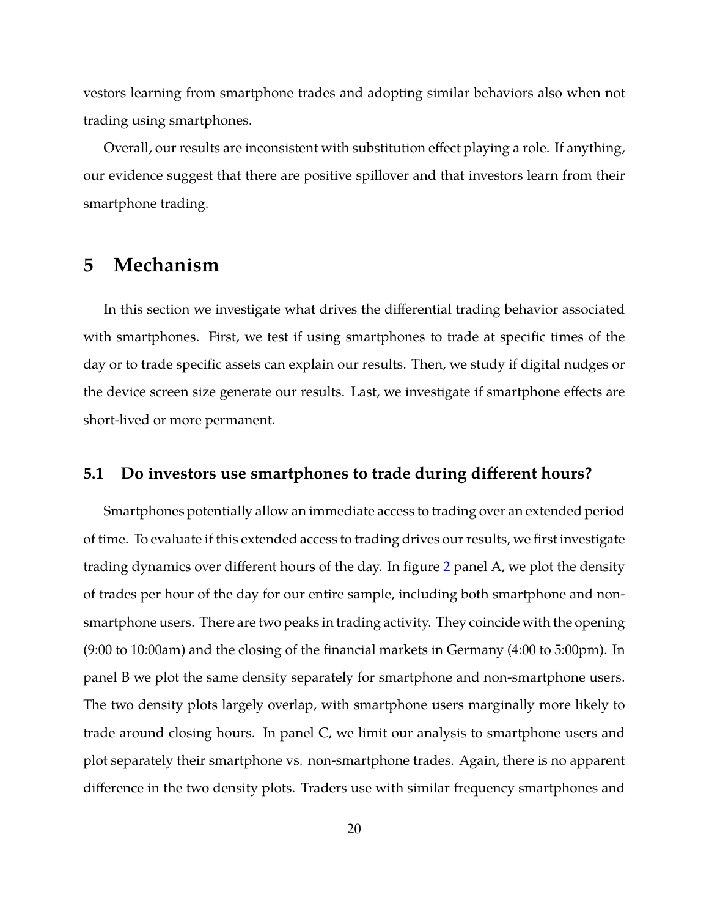vestors learning from smartphone trades and adopting similar behaviors also when not trading using smartphones.

Overall, our results are inconsistent with substitution effect playing a role. If anything, our evidence suggest that there are positive spillover and that investors learn from their smartphone trading.

# 5 Mechanism

In this section we investigate what drives the differential trading behavior associated with smartphones. First, we test if using smartphones to trade at specific times of the day or to trade specific assets can explain our results. Then, we study if digital nudges or the device screen size generate our results. Last, we investigate if smartphone effects are short-lived or more permanent.

## 5.1 Do investors use smartphones to trade during different hours?

Smartphones potentially allow an immediate access to trading over an extended period of time. To evaluate if this extended access to trading drives our results, we first investigate trading dynamics over different hours of the day. In figure 2 panel A, we plot the density of trades per hour of the day for our entire sample, including both smartphone and non-smartphone users. There are two peaks in trading activity. They coincide with the opening (9:00 to 10:00am) and the closing of the financial markets in Germany (4:00 to 5:00pm). In panel B we plot the same density separately for smartphone and non-smartphone users. The two density plots largely overlap, with smartphone users marginally more likely to trade around closing hours. In panel C, we limit our analysis to smartphone users and plot separately their smartphone vs. non-smartphone trades. Again, there is no apparent difference in the two density plots. Traders use with similar frequency smartphones and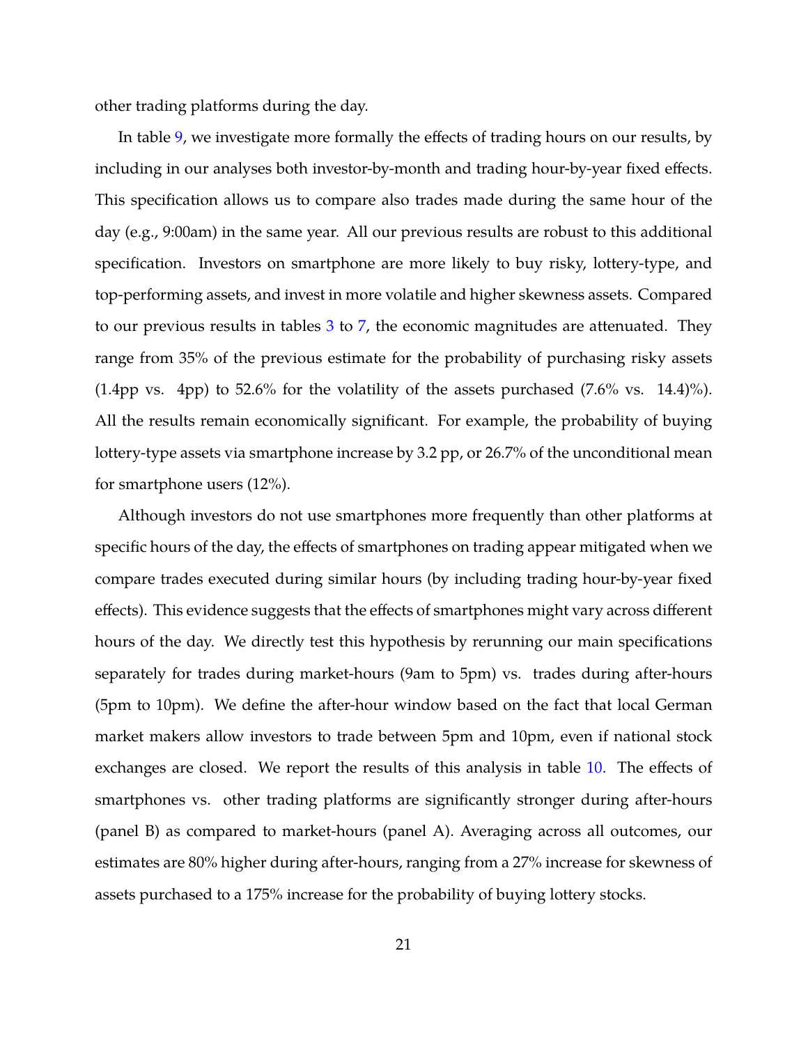other trading platforms during the day.

In table 9, we investigate more formally the effects of trading hours on our results, by including in our analyses both investor-by-month and trading hour-by-year fixed effects. This specification allows us to compare also trades made during the same hour of the day (e.g., 9:00am) in the same year. All our previous results are robust to this additional specification. Investors on smartphone are more likely to buy risky, lottery-type, and top-performing assets, and invest in more volatile and higher skewness assets. Compared to our previous results in tables 3 to 7, the economic magnitudes are attenuated. They range from 35% of the previous estimate for the probability of purchasing risky assets (1.4pp vs. 4pp) to 52.6% for the volatility of the assets purchased (7.6% vs. 14.4)%). All the results remain economically significant. For example, the probability of buying lottery-type assets via smartphone increase by 3.2 pp, or 26.7% of the unconditional mean for smartphone users (12%).

Although investors do not use smartphones more frequently than other platforms at specific hours of the day, the effects of smartphones on trading appear mitigated when we compare trades executed during similar hours (by including trading hour-by-year fixed effects). This evidence suggests that the effects of smartphones might vary across different hours of the day. We directly test this hypothesis by rerunning our main specifications separately for trades during market-hours (9am to 5pm) vs. trades during after-hours (5pm to 10pm). We define the after-hour window based on the fact that local German market makers allow investors to trade between 5pm and 10pm, even if national stock exchanges are closed. We report the results of this analysis in table 10. The effects of smartphones vs. other trading platforms are significantly stronger during after-hours (panel B) as compared to market-hours (panel A). Averaging across all outcomes, our estimates are 80% higher during after-hours, ranging from a 27% increase for skewness of assets purchased to a 175% increase for the probability of buying lottery stocks.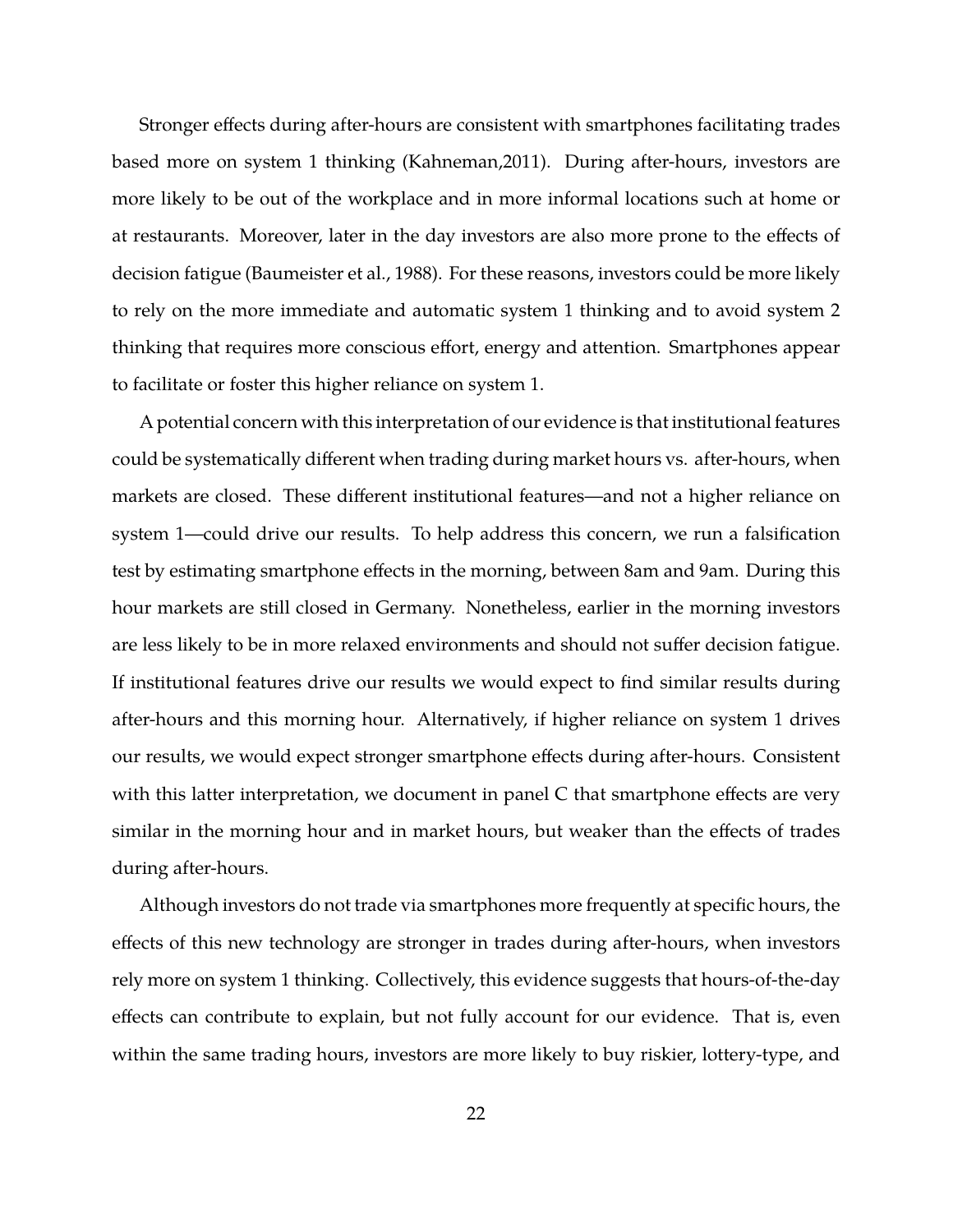Stronger effects during after-hours are consistent with smartphones facilitating trades based more on system 1 thinking (Kahneman,2011). During after-hours, investors are more likely to be out of the workplace and in more informal locations such at home or at restaurants. Moreover, later in the day investors are also more prone to the effects of decision fatigue (Baumeister et al., 1988). For these reasons, investors could be more likely to rely on the more immediate and automatic system 1 thinking and to avoid system 2 thinking that requires more conscious effort, energy and attention. Smartphones appear to facilitate or foster this higher reliance on system 1.

A potential concern with this interpretation of our evidence is that institutional features could be systematically different when trading during market hours vs. after-hours, when markets are closed. These different institutional features—and not a higher reliance on system 1—could drive our results. To help address this concern, we run a falsification test by estimating smartphone effects in the morning, between 8am and 9am. During this hour markets are still closed in Germany. Nonetheless, earlier in the morning investors are less likely to be in more relaxed environments and should not suffer decision fatigue. If institutional features drive our results we would expect to find similar results during after-hours and this morning hour. Alternatively, if higher reliance on system 1 drives our results, we would expect stronger smartphone effects during after-hours. Consistent with this latter interpretation, we document in panel C that smartphone effects are very similar in the morning hour and in market hours, but weaker than the effects of trades during after-hours.

Although investors do not trade via smartphones more frequently at specific hours, the effects of this new technology are stronger in trades during after-hours, when investors rely more on system 1 thinking. Collectively, this evidence suggests that hours-of-the-day effects can contribute to explain, but not fully account for our evidence. That is, even within the same trading hours, investors are more likely to buy riskier, lottery-type, and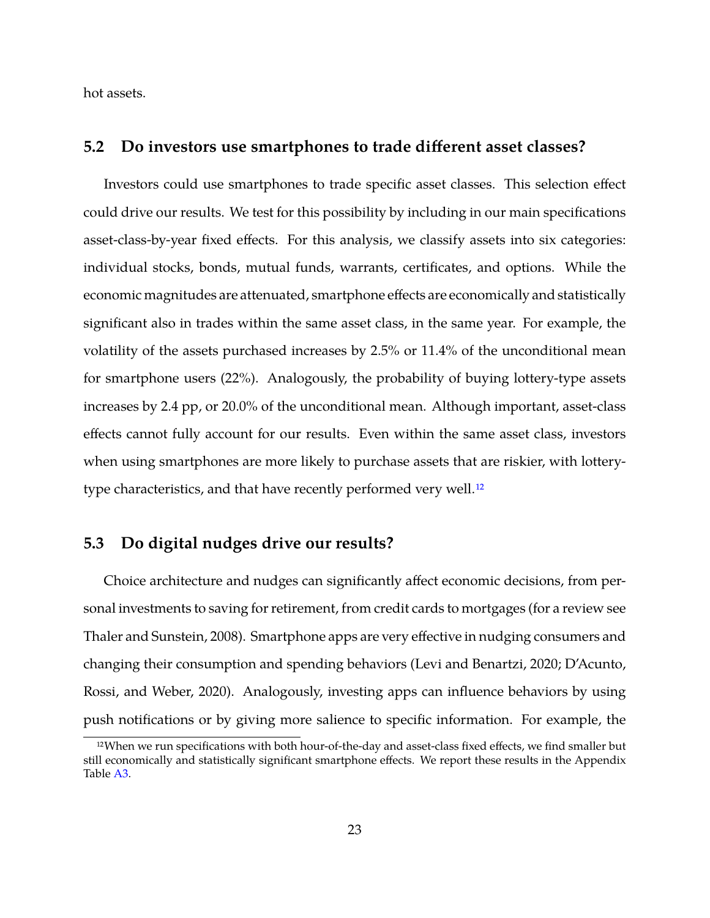hot assets.

## 5.2 Do investors use smartphones to trade different asset classes?

Investors could use smartphones to trade specific asset classes. This selection effect could drive our results. We test for this possibility by including in our main specifications asset-class-by-year fixed effects. For this analysis, we classify assets into six categories: individual stocks, bonds, mutual funds, warrants, certificates, and options. While the economic magnitudes are attenuated, smartphone effects are economically and statistically significant also in trades within the same asset class, in the same year. For example, the volatility of the assets purchased increases by 2.5% or 11.4% of the unconditional mean for smartphone users (22%). Analogously, the probability of buying lottery-type assets increases by 2.4 pp, or 20.0% of the unconditional mean. Although important, asset-class effects cannot fully account for our results. Even within the same asset class, investors when using smartphones are more likely to purchase assets that are riskier, with lottery-type characteristics, and that have recently performed very well.[12]

## 5.3 Do digital nudges drive our results?

Choice architecture and nudges can significantly affect economic decisions, from personal investments to saving for retirement, from credit cards to mortgages (for a review see Thaler and Sunstein, 2008). Smartphone apps are very effective in nudging consumers and changing their consumption and spending behaviors (Levi and Benartzi, 2020; D'Acunto, Rossi, and Weber, 2020). Analogously, investing apps can influence behaviors by using push notifications or by giving more salience to specific information. For example, the

[12] When we run specifications with both hour-of-the-day and asset-class fixed effects, we find smaller but still economically and statistically significant smartphone effects. We report these results in the Appendix Table A3.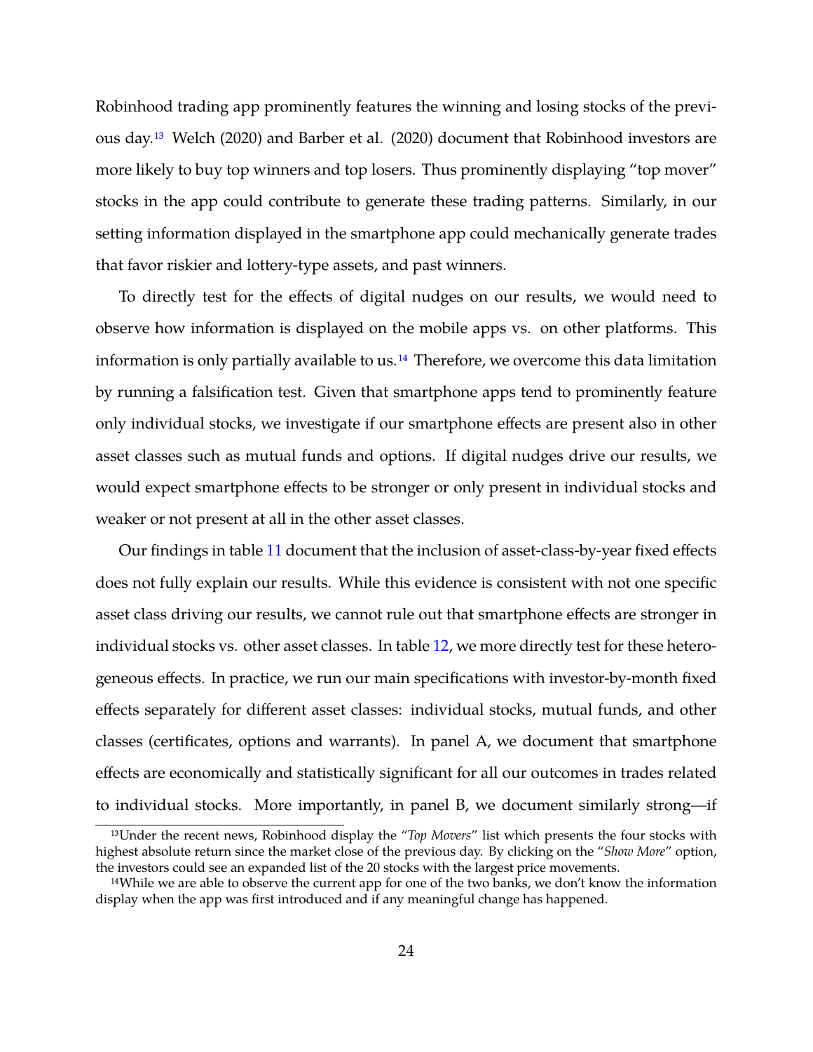Robinhood trading app prominently features the winning and losing stocks of the previous day.[13] Welch (2020) and Barber et al. (2020) document that Robinhood investors are more likely to buy top winners and top losers. Thus prominently displaying "top mover" stocks in the app could contribute to generate these trading patterns. Similarly, in our setting information displayed in the smartphone app could mechanically generate trades that favor riskier and lottery-type assets, and past winners.

To directly test for the effects of digital nudges on our results, we would need to observe how information is displayed on the mobile apps vs. on other platforms. This information is only partially available to us.[14] Therefore, we overcome this data limitation by running a falsification test. Given that smartphone apps tend to prominently feature only individual stocks, we investigate if our smartphone effects are present also in other asset classes such as mutual funds and options. If digital nudges drive our results, we would expect smartphone effects to be stronger or only present in individual stocks and weaker or not present at all in the other asset classes.

Our findings in table 11 document that the inclusion of asset-class-by-year fixed effects does not fully explain our results. While this evidence is consistent with not one specific asset class driving our results, we cannot rule out that smartphone effects are stronger in individual stocks vs. other asset classes. In table 12, we more directly test for these heterogeneous effects. In practice, we run our main specifications with investor-by-month fixed effects separately for different asset classes: individual stocks, mutual funds, and other classes (certificates, options and warrants). In panel A, we document that smartphone effects are economically and statistically significant for all our outcomes in trades related to individual stocks. More importantly, in panel B, we document similarly strong—if

[13] Under the recent news, Robinhood display the "*Top Movers*" list which presents the four stocks with highest absolute return since the market close of the previous day. By clicking on the "*Show More*" option, the investors could see an expanded list of the 20 stocks with the largest price movements.

[14] While we are able to observe the current app for one of the two banks, we don't know the information display when the app was first introduced and if any meaningful change has happened.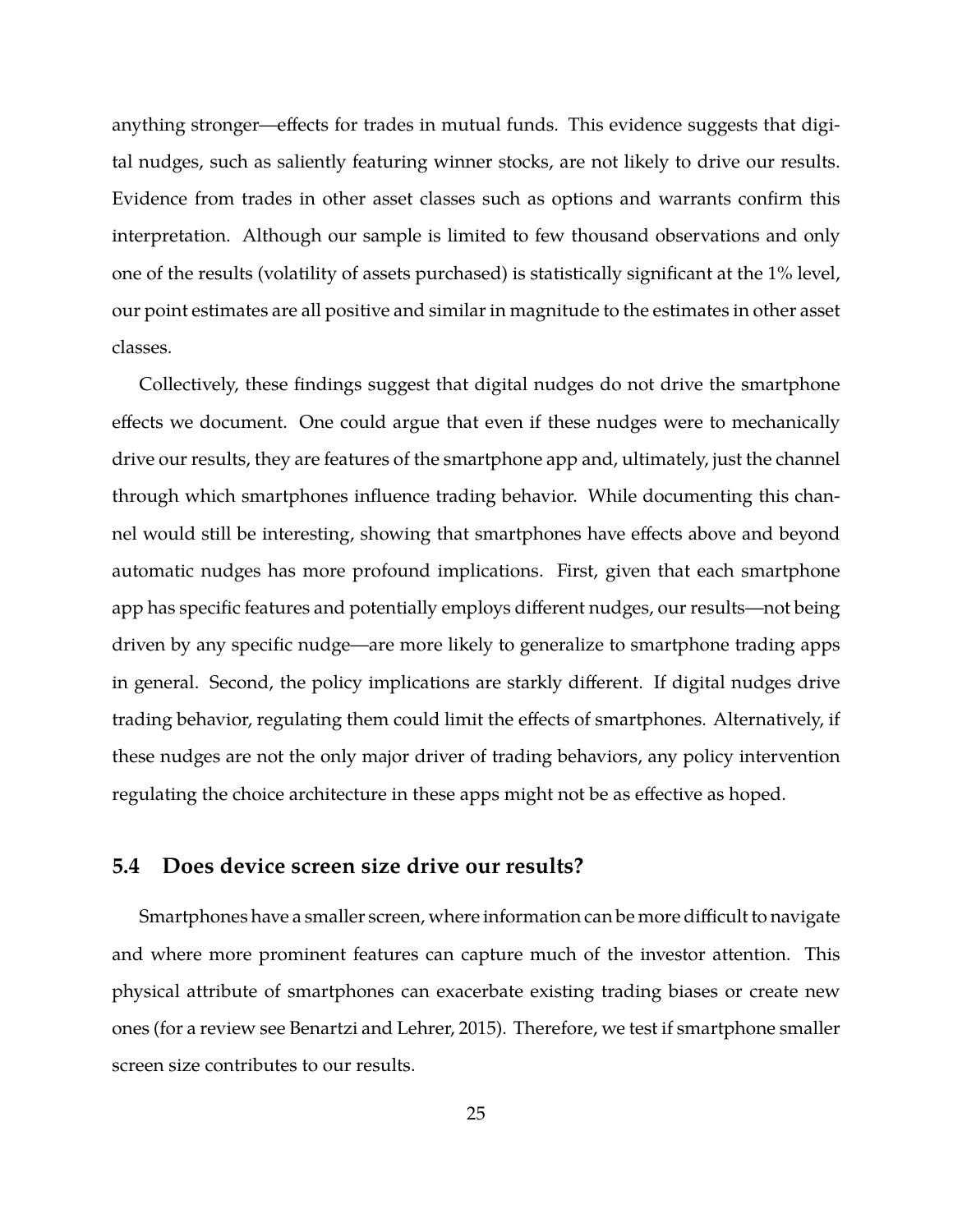anything stronger—effects for trades in mutual funds. This evidence suggests that digital nudges, such as saliently featuring winner stocks, are not likely to drive our results. Evidence from trades in other asset classes such as options and warrants confirm this interpretation. Although our sample is limited to few thousand observations and only one of the results (volatility of assets purchased) is statistically significant at the 1% level, our point estimates are all positive and similar in magnitude to the estimates in other asset classes.

Collectively, these findings suggest that digital nudges do not drive the smartphone effects we document. One could argue that even if these nudges were to mechanically drive our results, they are features of the smartphone app and, ultimately, just the channel through which smartphones influence trading behavior. While documenting this channel would still be interesting, showing that smartphones have effects above and beyond automatic nudges has more profound implications. First, given that each smartphone app has specific features and potentially employs different nudges, our results—not being driven by any specific nudge—are more likely to generalize to smartphone trading apps in general. Second, the policy implications are starkly different. If digital nudges drive trading behavior, regulating them could limit the effects of smartphones. Alternatively, if these nudges are not the only major driver of trading behaviors, any policy intervention regulating the choice architecture in these apps might not be as effective as hoped.

## 5.4 Does device screen size drive our results?

Smartphones have a smaller screen, where information can be more difficult to navigate and where more prominent features can capture much of the investor attention. This physical attribute of smartphones can exacerbate existing trading biases or create new ones (for a review see Benartzi and Lehrer, 2015). Therefore, we test if smartphone smaller screen size contributes to our results.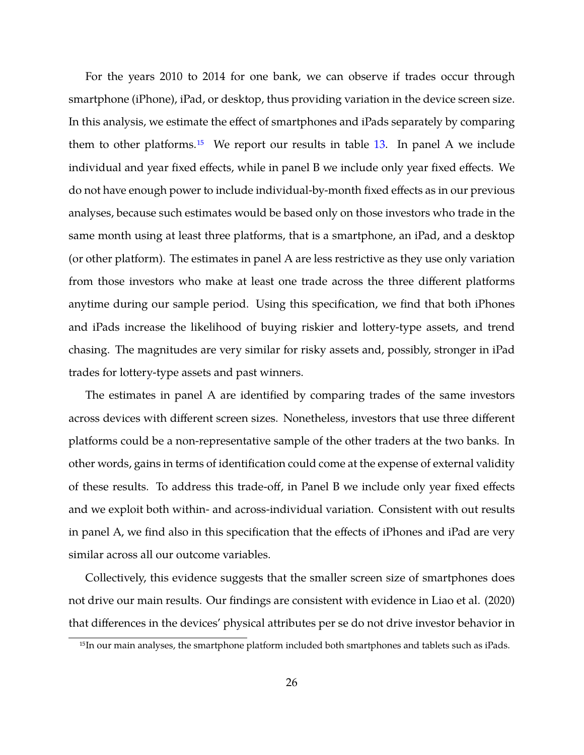For the years 2010 to 2014 for one bank, we can observe if trades occur through smartphone (iPhone), iPad, or desktop, thus providing variation in the device screen size. In this analysis, we estimate the effect of smartphones and iPads separately by comparing them to other platforms.[15] We report our results in table 13. In panel A we include individual and year fixed effects, while in panel B we include only year fixed effects. We do not have enough power to include individual-by-month fixed effects as in our previous analyses, because such estimates would be based only on those investors who trade in the same month using at least three platforms, that is a smartphone, an iPad, and a desktop (or other platform). The estimates in panel A are less restrictive as they use only variation from those investors who make at least one trade across the three different platforms anytime during our sample period. Using this specification, we find that both iPhones and iPads increase the likelihood of buying riskier and lottery-type assets, and trend chasing. The magnitudes are very similar for risky assets and, possibly, stronger in iPad trades for lottery-type assets and past winners.

The estimates in panel A are identified by comparing trades of the same investors across devices with different screen sizes. Nonetheless, investors that use three different platforms could be a non-representative sample of the other traders at the two banks. In other words, gains in terms of identification could come at the expense of external validity of these results. To address this trade-off, in Panel B we include only year fixed effects and we exploit both within- and across-individual variation. Consistent with out results in panel A, we find also in this specification that the effects of iPhones and iPad are very similar across all our outcome variables.

Collectively, this evidence suggests that the smaller screen size of smartphones does not drive our main results. Our findings are consistent with evidence in Liao et al. (2020) that differences in the devices' physical attributes per se do not drive investor behavior in

[15] In our main analyses, the smartphone platform included both smartphones and tablets such as iPads.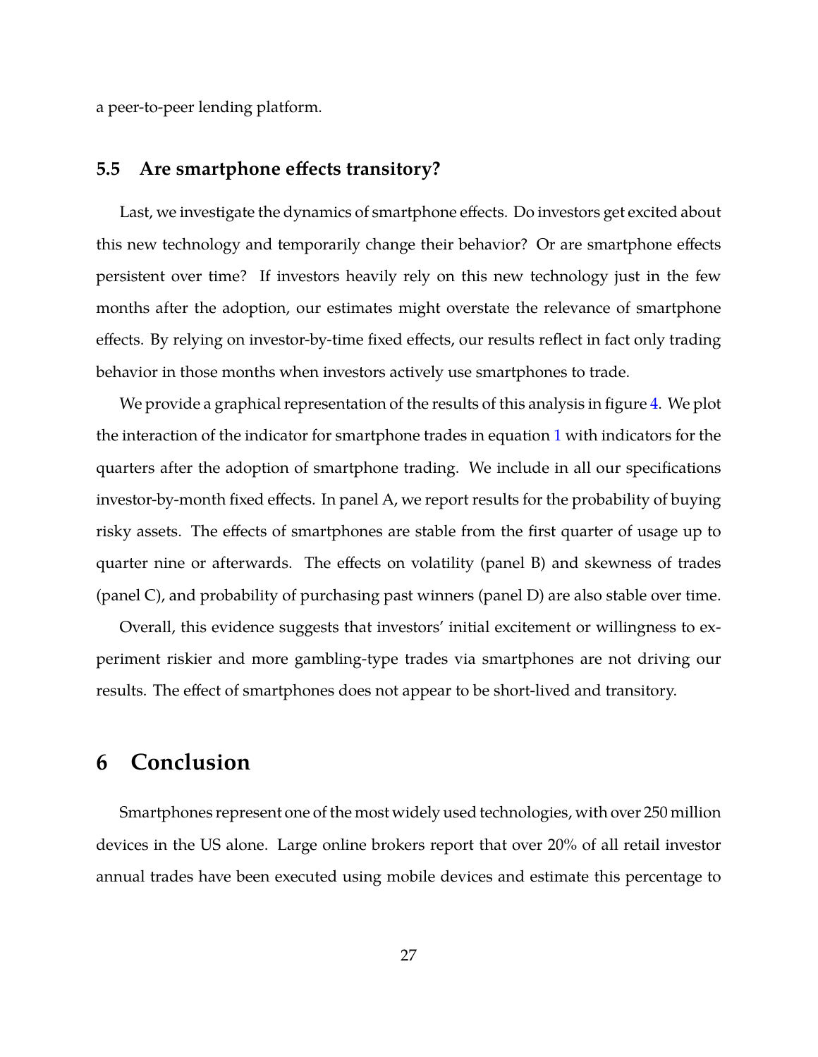a peer-to-peer lending platform.

### 5.5 Are smartphone effects transitory?

Last, we investigate the dynamics of smartphone effects. Do investors get excited about this new technology and temporarily change their behavior? Or are smartphone effects persistent over time? If investors heavily rely on this new technology just in the few months after the adoption, our estimates might overstate the relevance of smartphone effects. By relying on investor-by-time fixed effects, our results reflect in fact only trading behavior in those months when investors actively use smartphones to trade.

We provide a graphical representation of the results of this analysis in figure 4. We plot the interaction of the indicator for smartphone trades in equation 1 with indicators for the quarters after the adoption of smartphone trading. We include in all our specifications investor-by-month fixed effects. In panel A, we report results for the probability of buying risky assets. The effects of smartphones are stable from the first quarter of usage up to quarter nine or afterwards. The effects on volatility (panel B) and skewness of trades (panel C), and probability of purchasing past winners (panel D) are also stable over time.

Overall, this evidence suggests that investors' initial excitement or willingness to experiment riskier and more gambling-type trades via smartphones are not driving our results. The effect of smartphones does not appear to be short-lived and transitory.

## 6 Conclusion

Smartphones represent one of the most widely used technologies, with over 250 million devices in the US alone. Large online brokers report that over 20% of all retail investor annual trades have been executed using mobile devices and estimate this percentage to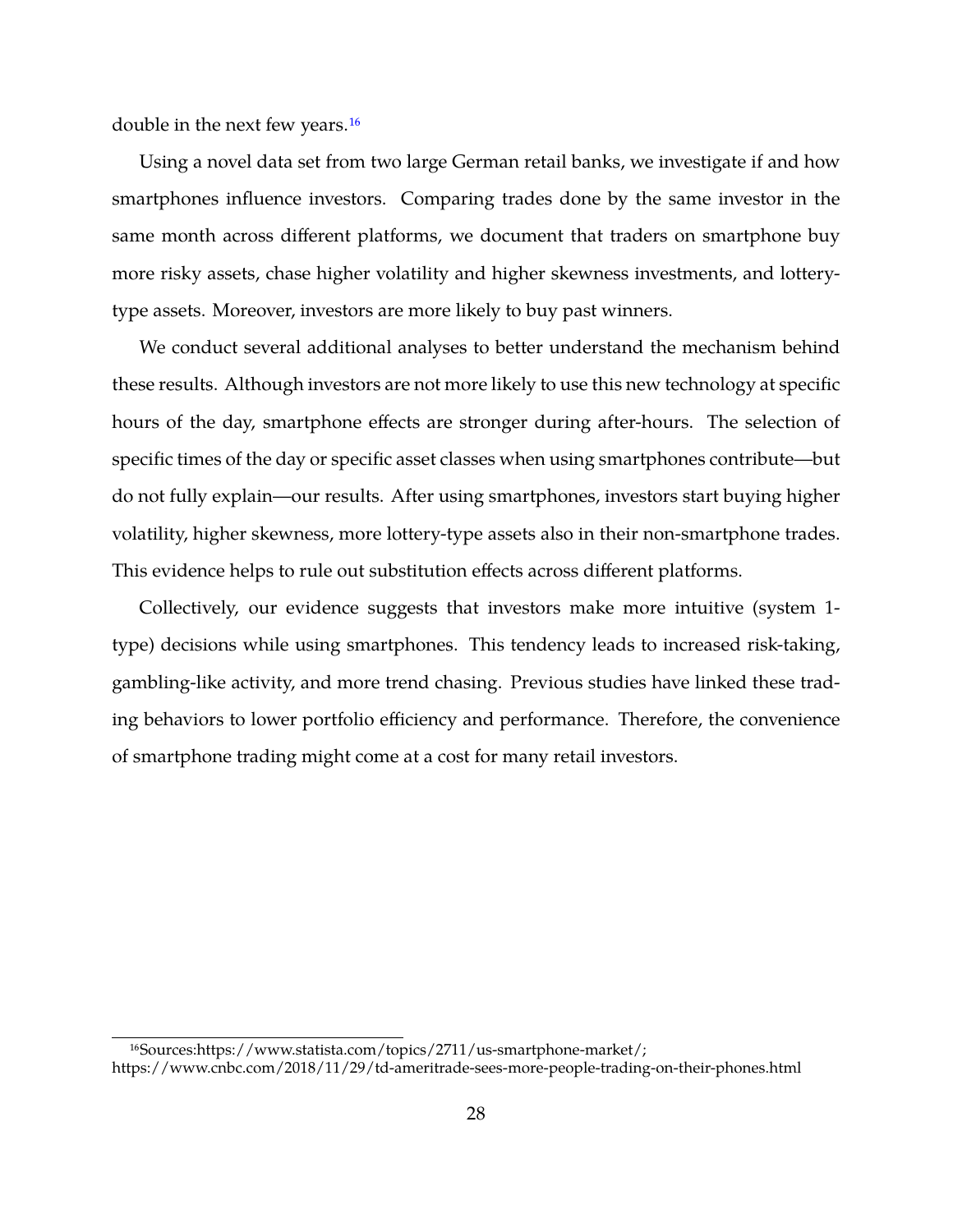double in the next few years.[16]

Using a novel data set from two large German retail banks, we investigate if and how smartphones influence investors. Comparing trades done by the same investor in the same month across different platforms, we document that traders on smartphone buy more risky assets, chase higher volatility and higher skewness investments, and lottery-type assets. Moreover, investors are more likely to buy past winners.

We conduct several additional analyses to better understand the mechanism behind these results. Although investors are not more likely to use this new technology at specific hours of the day, smartphone effects are stronger during after-hours. The selection of specific times of the day or specific asset classes when using smartphones contribute—but do not fully explain—our results. After using smartphones, investors start buying higher volatility, higher skewness, more lottery-type assets also in their non-smartphone trades. This evidence helps to rule out substitution effects across different platforms.

Collectively, our evidence suggests that investors make more intuitive (system 1-type) decisions while using smartphones. This tendency leads to increased risk-taking, gambling-like activity, and more trend chasing. Previous studies have linked these trading behaviors to lower portfolio efficiency and performance. Therefore, the convenience of smartphone trading might come at a cost for many retail investors.

[16] Sources:https://www.statista.com/topics/2711/us-smartphone-market/; https://www.cnbc.com/2018/11/29/td-ameritrade-sees-more-people-trading-on-their-phones.html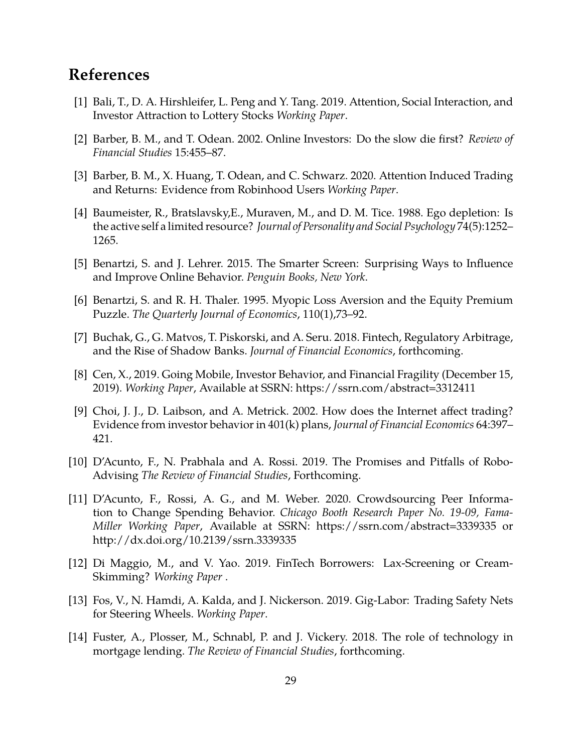## References

[1] Bali, T., D. A. Hirshleifer, L. Peng and Y. Tang. 2019. Attention, Social Interaction, and Investor Attraction to Lottery Stocks *Working Paper*.

[2] Barber, B. M., and T. Odean. 2002. Online Investors: Do the slow die first? *Review of Financial Studies* 15:455–87.

[3] Barber, B. M., X. Huang, T. Odean, and C. Schwarz. 2020. Attention Induced Trading and Returns: Evidence from Robinhood Users *Working Paper*.

[4] Baumeister, R., Bratslavsky,E., Muraven, M., and D. M. Tice. 1988. Ego depletion: Is the active self a limited resource? *Journal of Personality and Social Psychology* 74(5):1252–1265.

[5] Benartzi, S. and J. Lehrer. 2015. The Smarter Screen: Surprising Ways to Influence and Improve Online Behavior. *Penguin Books, New York*.

[6] Benartzi, S. and R. H. Thaler. 1995. Myopic Loss Aversion and the Equity Premium Puzzle. *The Quarterly Journal of Economics*, 110(1),73–92.

[7] Buchak, G., G. Matvos, T. Piskorski, and A. Seru. 2018. Fintech, Regulatory Arbitrage, and the Rise of Shadow Banks. *Journal of Financial Economics*, forthcoming.

[8] Cen, X., 2019. Going Mobile, Investor Behavior, and Financial Fragility (December 15, 2019). *Working Paper*, Available at SSRN: https://ssrn.com/abstract=3312411

[9] Choi, J. J., D. Laibson, and A. Metrick. 2002. How does the Internet affect trading? Evidence from investor behavior in 401(k) plans, *Journal of Financial Economics* 64:397–421.

[10] D'Acunto, F., N. Prabhala and A. Rossi. 2019. The Promises and Pitfalls of Robo-Advising *The Review of Financial Studies*, Forthcoming.

[11] D'Acunto, F., Rossi, A. G., and M. Weber. 2020. Crowdsourcing Peer Information to Change Spending Behavior. *Chicago Booth Research Paper No. 19-09, Fama-Miller Working Paper*, Available at SSRN: https://ssrn.com/abstract=3339335 or http://dx.doi.org/10.2139/ssrn.3339335

[12] Di Maggio, M., and V. Yao. 2019. FinTech Borrowers: Lax-Screening or Cream-Skimming? *Working Paper* .

[13] Fos, V., N. Hamdi, A. Kalda, and J. Nickerson. 2019. Gig-Labor: Trading Safety Nets for Steering Wheels. *Working Paper*.

[14] Fuster, A., Plosser, M., Schnabl, P. and J. Vickery. 2018. The role of technology in mortgage lending. *The Review of Financial Studies*, forthcoming.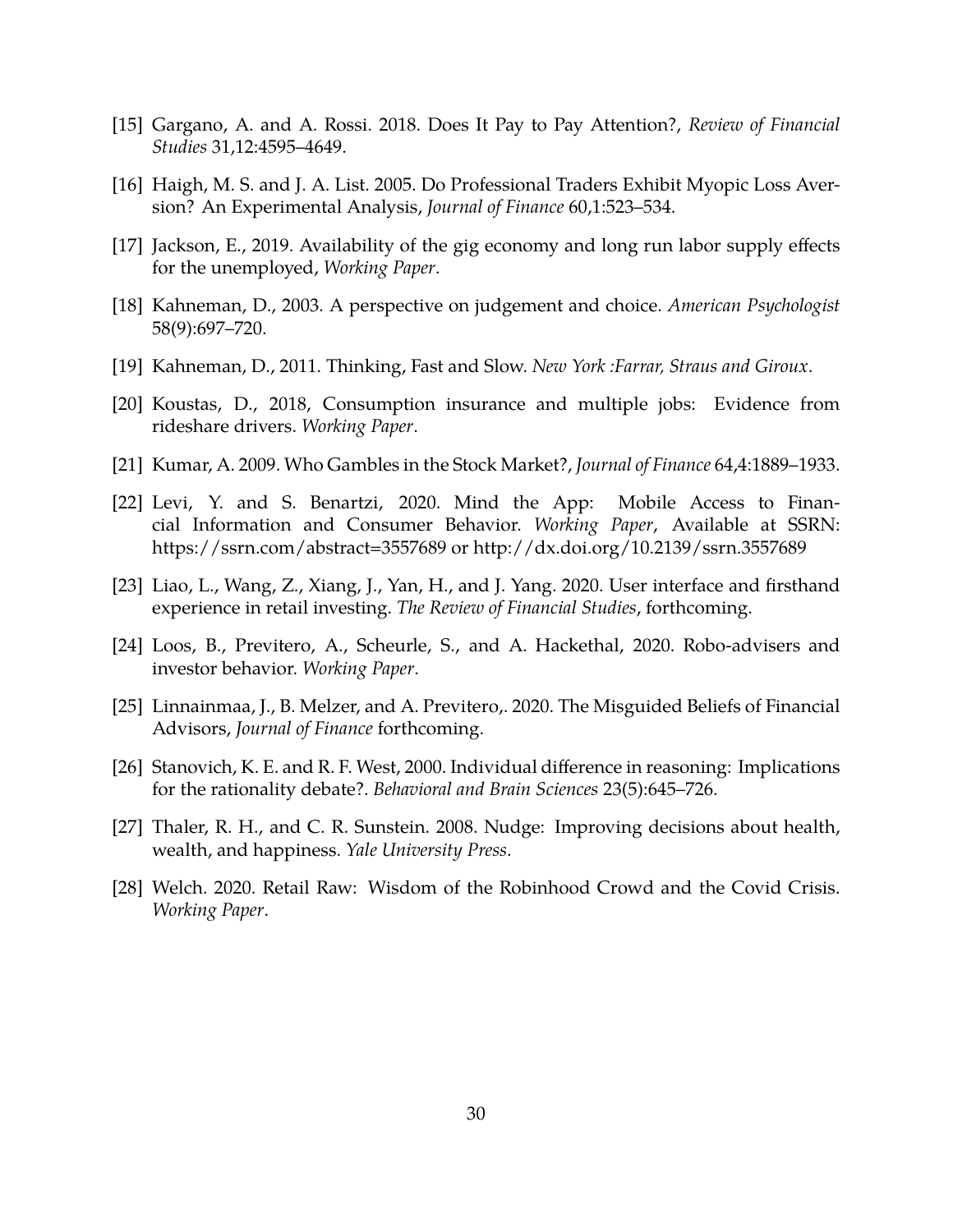[15] Gargano, A. and A. Rossi. 2018. Does It Pay to Pay Attention?, *Review of Financial Studies* 31,12:4595–4649.

[16] Haigh, M. S. and J. A. List. 2005. Do Professional Traders Exhibit Myopic Loss Aversion? An Experimental Analysis, *Journal of Finance* 60,1:523–534.

[17] Jackson, E., 2019. Availability of the gig economy and long run labor supply effects for the unemployed, *Working Paper*.

[18] Kahneman, D., 2003. A perspective on judgement and choice. *American Psychologist* 58(9):697–720.

[19] Kahneman, D., 2011. Thinking, Fast and Slow. *New York :Farrar, Straus and Giroux*.

[20] Koustas, D., 2018, Consumption insurance and multiple jobs: Evidence from rideshare drivers. *Working Paper*.

[21] Kumar, A. 2009. Who Gambles in the Stock Market?, *Journal of Finance* 64,4:1889–1933.

[22] Levi, Y. and S. Benartzi, 2020. Mind the App: Mobile Access to Financial Information and Consumer Behavior. *Working Paper*, Available at SSRN: https://ssrn.com/abstract=3557689 or http://dx.doi.org/10.2139/ssrn.3557689

[23] Liao, L., Wang, Z., Xiang, J., Yan, H., and J. Yang. 2020. User interface and firsthand experience in retail investing. *The Review of Financial Studies*, forthcoming.

[24] Loos, B., Previtero, A., Scheurle, S., and A. Hackethal, 2020. Robo-advisers and investor behavior. *Working Paper*.

[25] Linnainmaa, J., B. Melzer, and A. Previtero,. 2020. The Misguided Beliefs of Financial Advisors, *Journal of Finance* forthcoming.

[26] Stanovich, K. E. and R. F. West, 2000. Individual difference in reasoning: Implications for the rationality debate?. *Behavioral and Brain Sciences* 23(5):645–726.

[27] Thaler, R. H., and C. R. Sunstein. 2008. Nudge: Improving decisions about health, wealth, and happiness. *Yale University Press*.

[28] Welch. 2020. Retail Raw: Wisdom of the Robinhood Crowd and the Covid Crisis. *Working Paper*.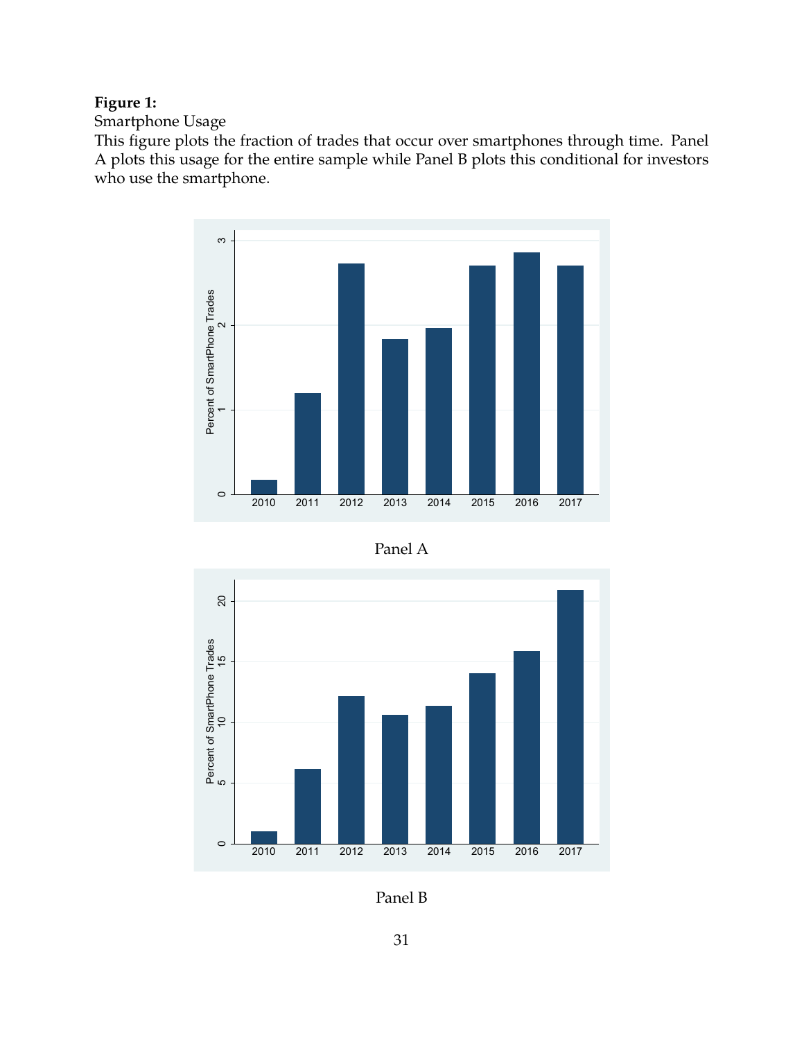**Figure 1:**

Smartphone Usage

This figure plots the fraction of trades that occur over smartphones through time. Panel A plots this usage for the entire sample while Panel B plots this conditional for investors who use the smartphone.

Panel A

Panel B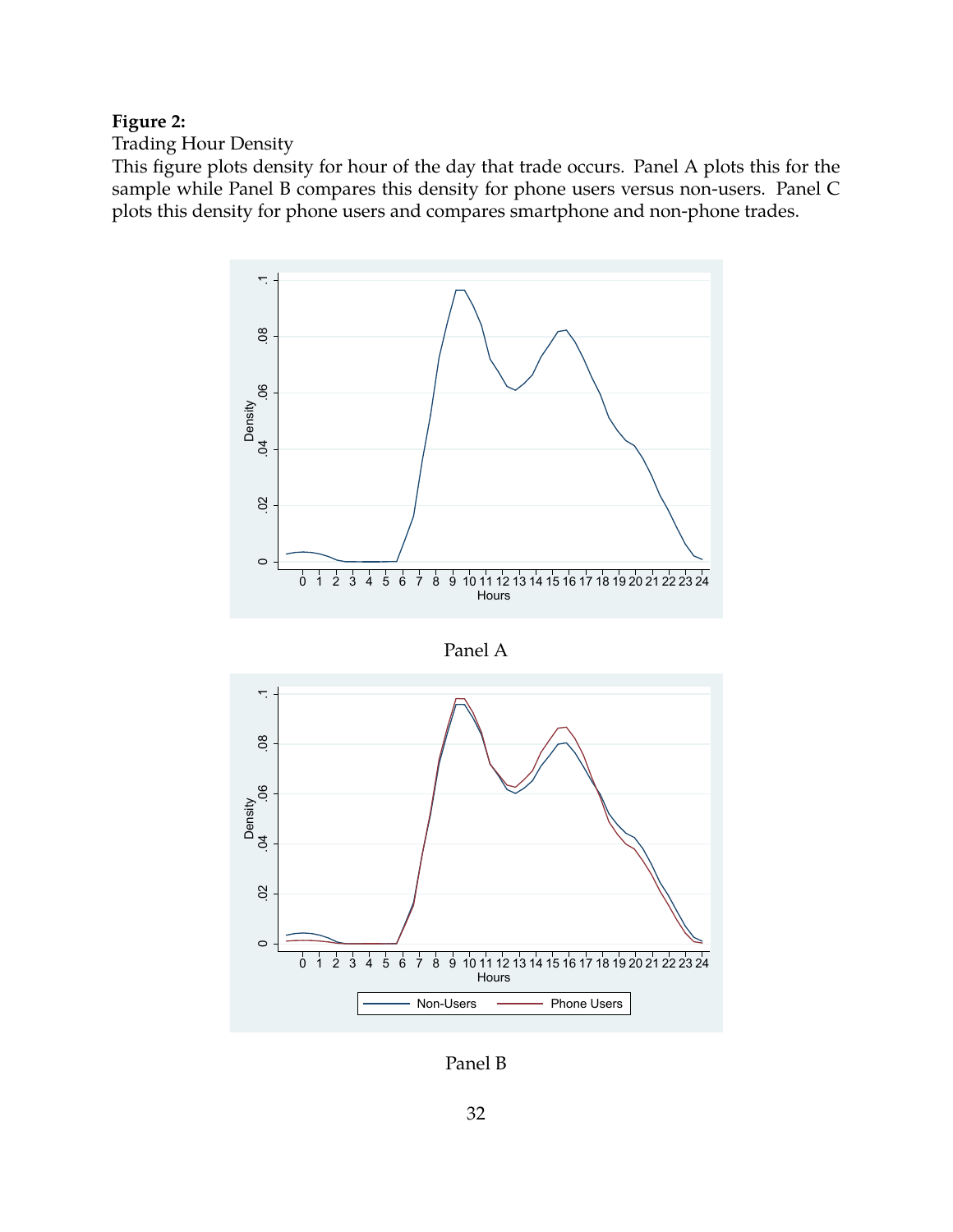**Figure 2:**

Trading Hour Density

This figure plots density for hour of the day that trade occurs. Panel A plots this for the sample while Panel B compares this density for phone users versus non-users. Panel C plots this density for phone users and compares smartphone and non-phone trades.

Panel A

Panel B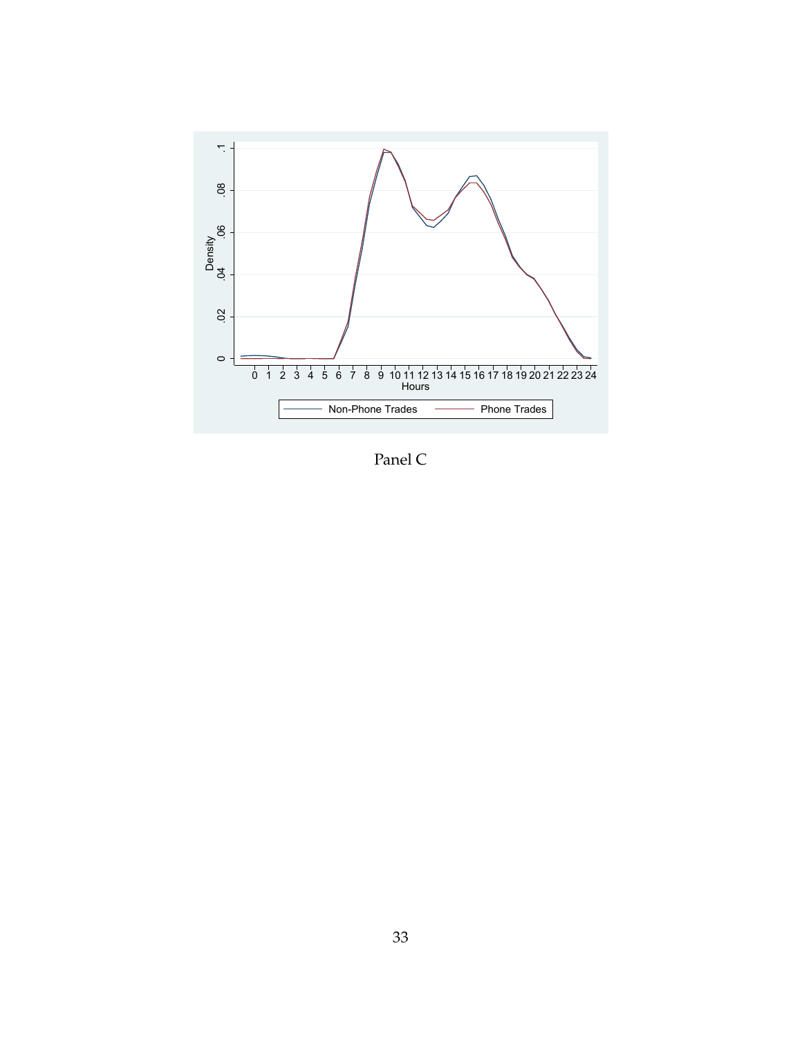Panel C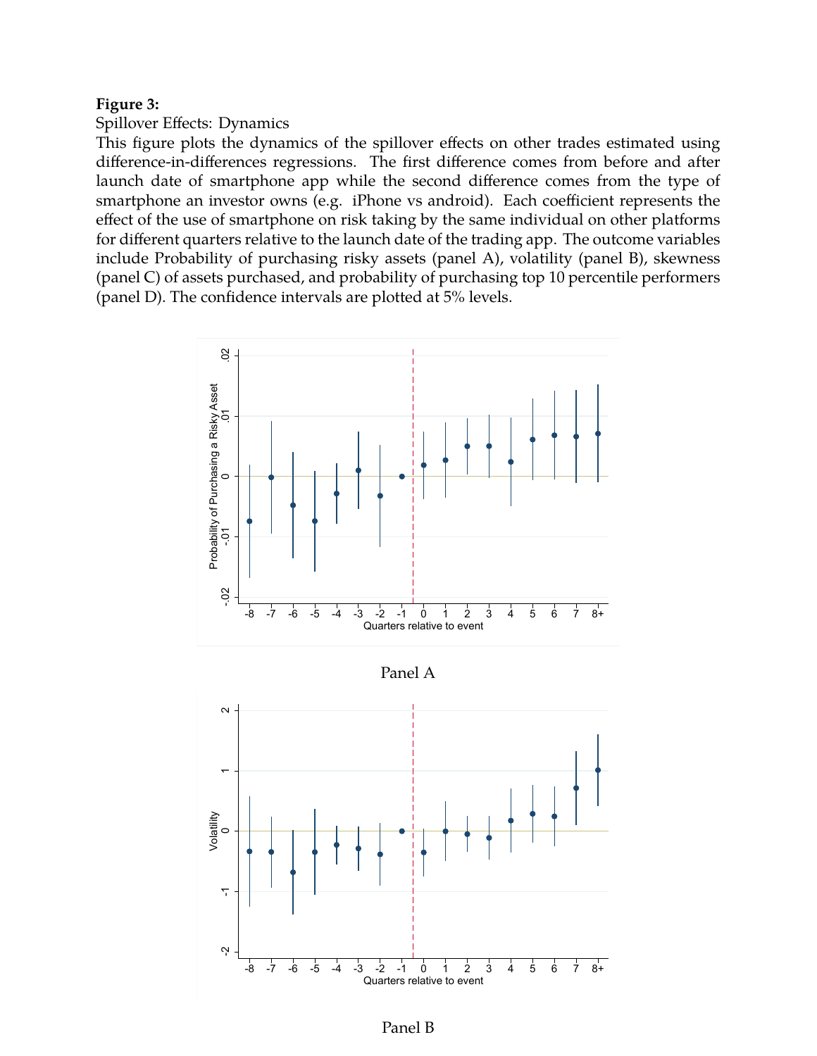**Figure 3:**

Spillover Effects: Dynamics

This figure plots the dynamics of the spillover effects on other trades estimated using difference-in-differences regressions. The first difference comes from before and after launch date of smartphone app while the second difference comes from the type of smartphone an investor owns (e.g. iPhone vs android). Each coefficient represents the effect of the use of smartphone on risk taking by the same individual on other platforms for different quarters relative to the launch date of the trading app. The outcome variables include Probability of purchasing risky assets (panel A), volatility (panel B), skewness (panel C) of assets purchased, and probability of purchasing top 10 percentile performers (panel D). The confidence intervals are plotted at 5% levels.

Panel A

Panel B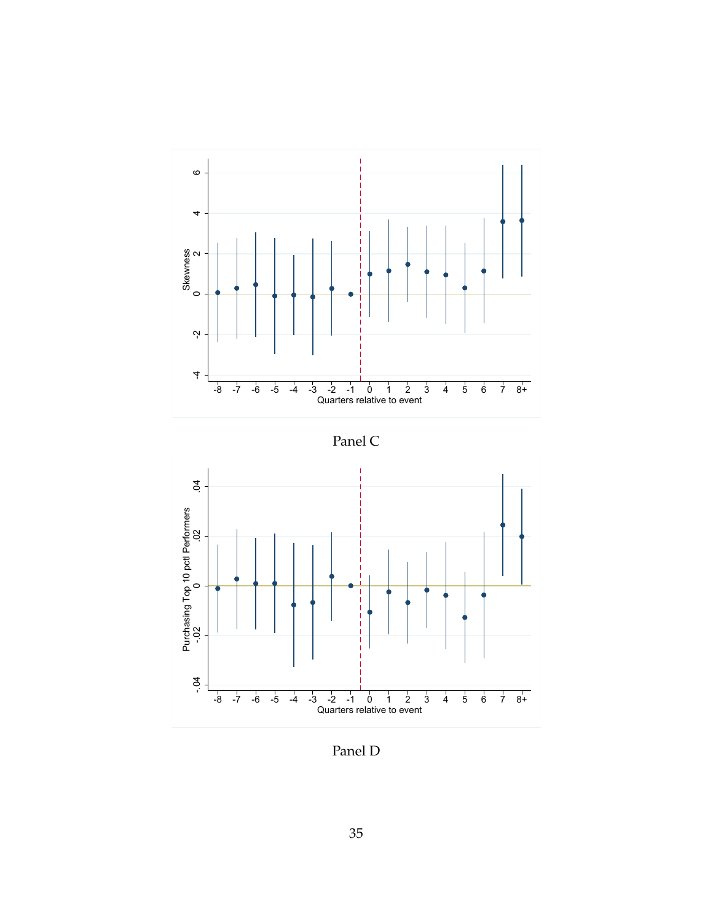Panel C

Panel D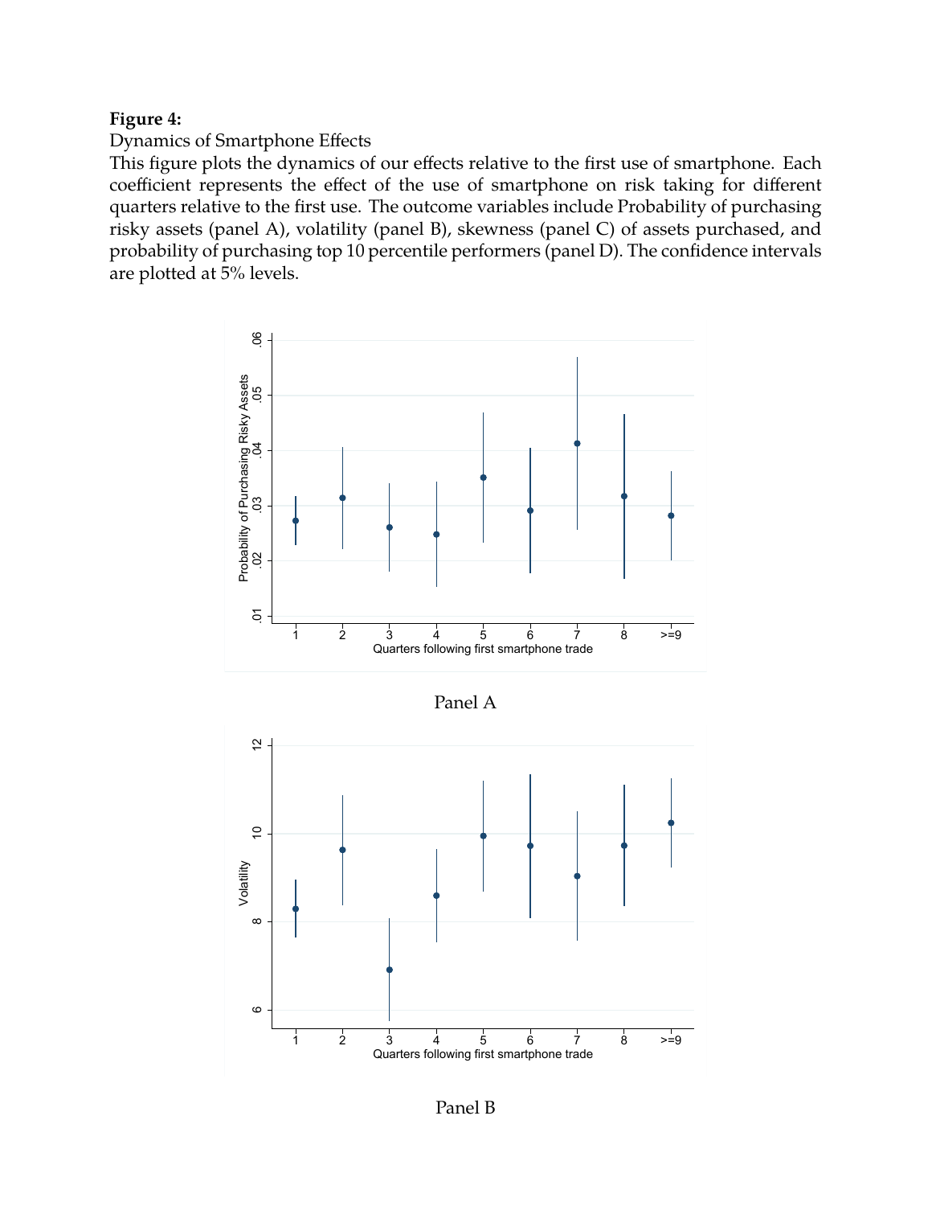**Figure 4:**

Dynamics of Smartphone Effects

This figure plots the dynamics of our effects relative to the first use of smartphone. Each coefficient represents the effect of the use of smartphone on risk taking for different quarters relative to the first use. The outcome variables include Probability of purchasing risky assets (panel A), volatility (panel B), skewness (panel C) of assets purchased, and probability of purchasing top 10 percentile performers (panel D). The confidence intervals are plotted at 5% levels.

Panel A

Panel B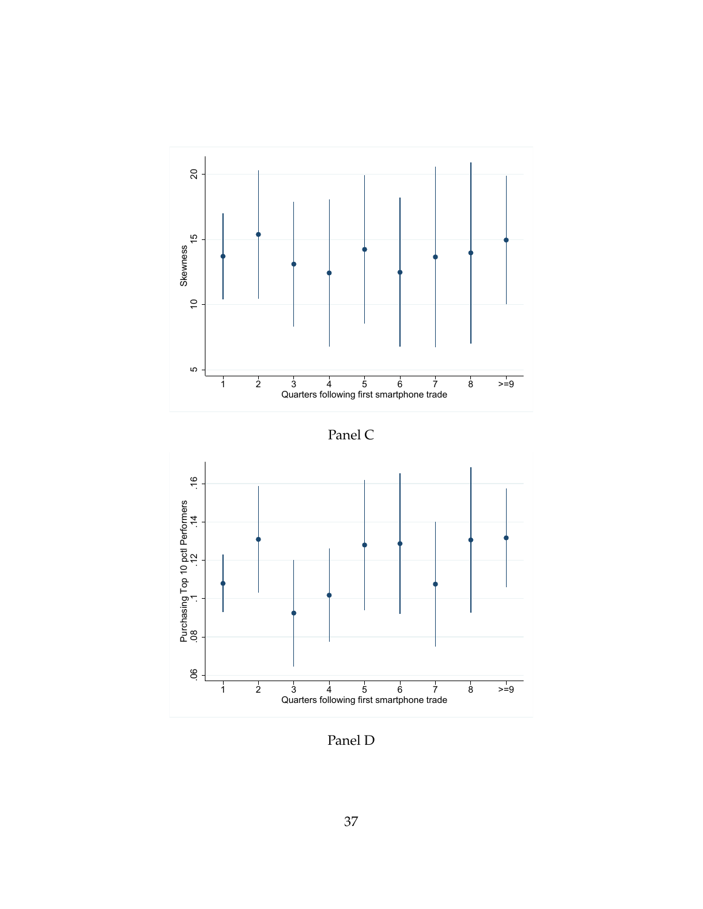Panel C

Panel D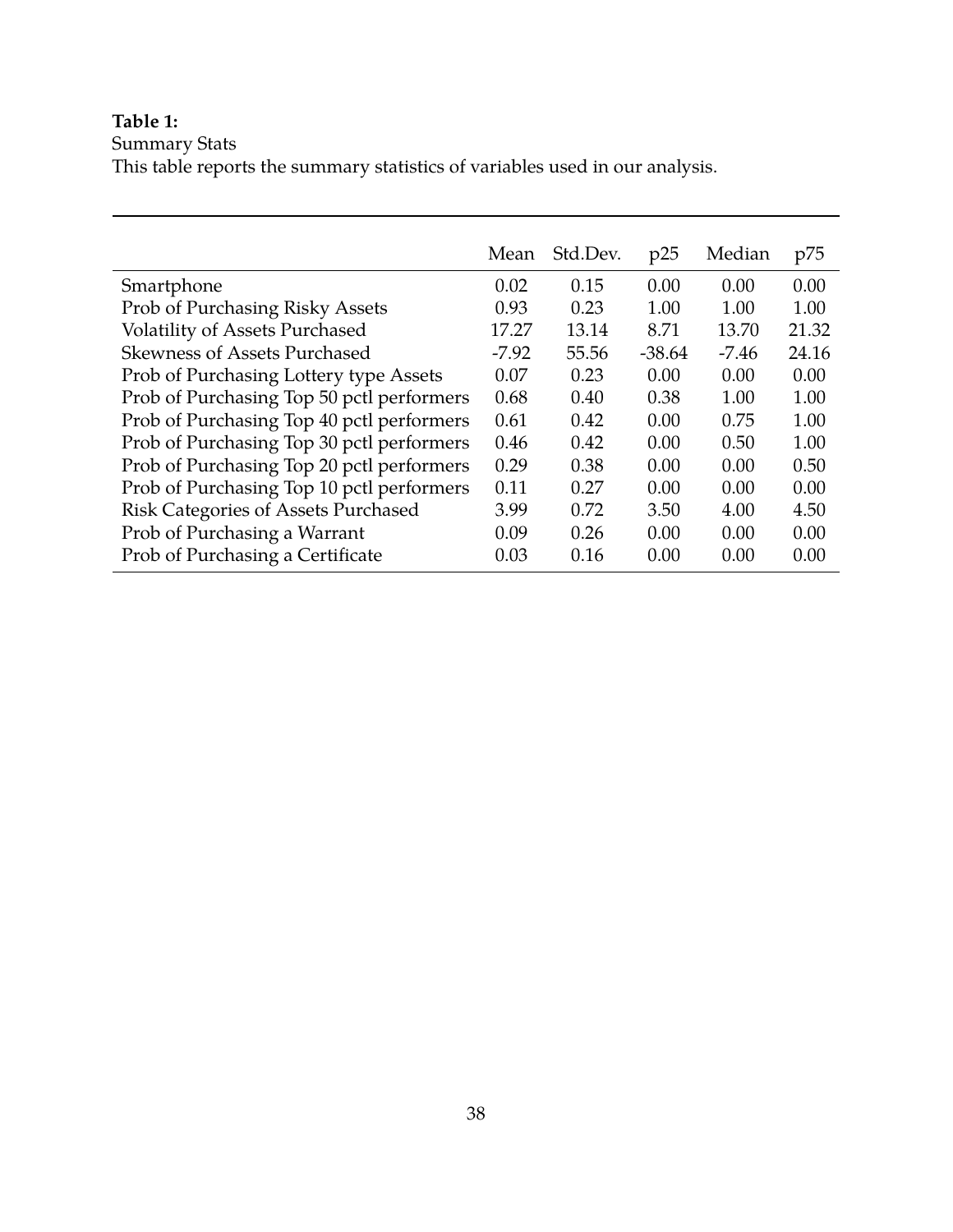**Table 1:**
Summary Stats
This table reports the summary statistics of variables used in our analysis.

| | Mean | Std.Dev. | p25 | Median | p75 |
|---|---|---|---|---|---|
| Smartphone | 0.02 | 0.15 | 0.00 | 0.00 | 0.00 |
| Prob of Purchasing Risky Assets | 0.93 | 0.23 | 1.00 | 1.00 | 1.00 |
| Volatility of Assets Purchased | 17.27 | 13.14 | 8.71 | 13.70 | 21.32 |
| Skewness of Assets Purchased | -7.92 | 55.56 | -38.64 | -7.46 | 24.16 |
| Prob of Purchasing Lottery type Assets | 0.07 | 0.23 | 0.00 | 0.00 | 0.00 |
| Prob of Purchasing Top 50 pctl performers | 0.68 | 0.40 | 0.38 | 1.00 | 1.00 |
| Prob of Purchasing Top 40 pctl performers | 0.61 | 0.42 | 0.00 | 0.75 | 1.00 |
| Prob of Purchasing Top 30 pctl performers | 0.46 | 0.42 | 0.00 | 0.50 | 1.00 |
| Prob of Purchasing Top 20 pctl performers | 0.29 | 0.38 | 0.00 | 0.00 | 0.50 |
| Prob of Purchasing Top 10 pctl performers | 0.11 | 0.27 | 0.00 | 0.00 | 0.00 |
| Risk Categories of Assets Purchased | 3.99 | 0.72 | 3.50 | 4.00 | 4.50 |
| Prob of Purchasing a Warrant | 0.09 | 0.26 | 0.00 | 0.00 | 0.00 |
| Prob of Purchasing a Certificate | 0.03 | 0.16 | 0.00 | 0.00 | 0.00 |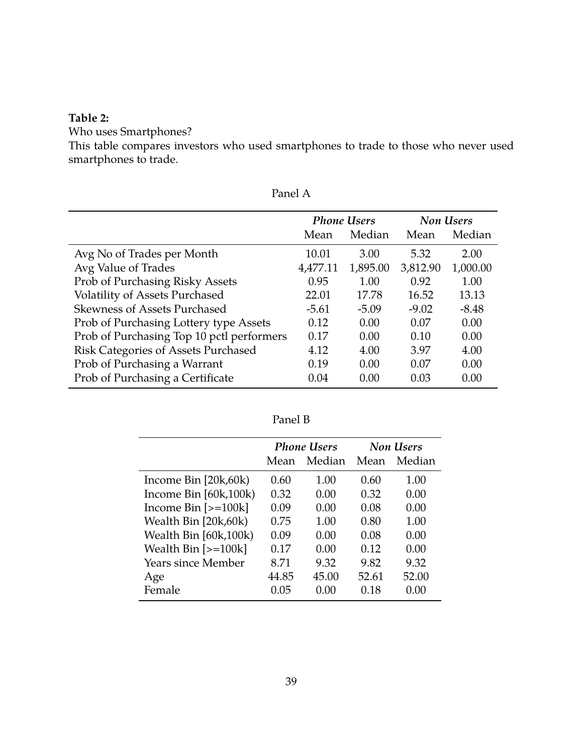**Table 2:**

Who uses Smartphones?

This table compares investors who used smartphones to trade to those who never used smartphones to trade.

Panel A

| | *Phone Users* | | *Non Users* | |
|---|---|---|---|---|
| | Mean | Median | Mean | Median |
| Avg No of Trades per Month | 10.01 | 3.00 | 5.32 | 2.00 |
| Avg Value of Trades | 4,477.11 | 1,895.00 | 3,812.90 | 1,000.00 |
| Prob of Purchasing Risky Assets | 0.95 | 1.00 | 0.92 | 1.00 |
| Volatility of Assets Purchased | 22.01 | 17.78 | 16.52 | 13.13 |
| Skewness of Assets Purchased | -5.61 | -5.09 | -9.02 | -8.48 |
| Prob of Purchasing Lottery type Assets | 0.12 | 0.00 | 0.07 | 0.00 |
| Prob of Purchasing Top 10 pctl performers | 0.17 | 0.00 | 0.10 | 0.00 |
| Risk Categories of Assets Purchased | 4.12 | 4.00 | 3.97 | 4.00 |
| Prob of Purchasing a Warrant | 0.19 | 0.00 | 0.07 | 0.00 |
| Prob of Purchasing a Certificate | 0.04 | 0.00 | 0.03 | 0.00 |

Panel B

| | *Phone Users* | | *Non Users* | |
|---|---|---|---|---|
| | Mean | Median | Mean | Median |
| Income Bin [20k,60k) | 0.60 | 1.00 | 0.60 | 1.00 |
| Income Bin [60k,100k) | 0.32 | 0.00 | 0.32 | 0.00 |
| Income Bin [>=100k] | 0.09 | 0.00 | 0.08 | 0.00 |
| Wealth Bin [20k,60k) | 0.75 | 1.00 | 0.80 | 1.00 |
| Wealth Bin [60k,100k) | 0.09 | 0.00 | 0.08 | 0.00 |
| Wealth Bin [>=100k] | 0.17 | 0.00 | 0.12 | 0.00 |
| Years since Member | 8.71 | 9.32 | 9.82 | 9.32 |
| Age | 44.85 | 45.00 | 52.61 | 52.00 |
| Female | 0.05 | 0.00 | 0.18 | 0.00 |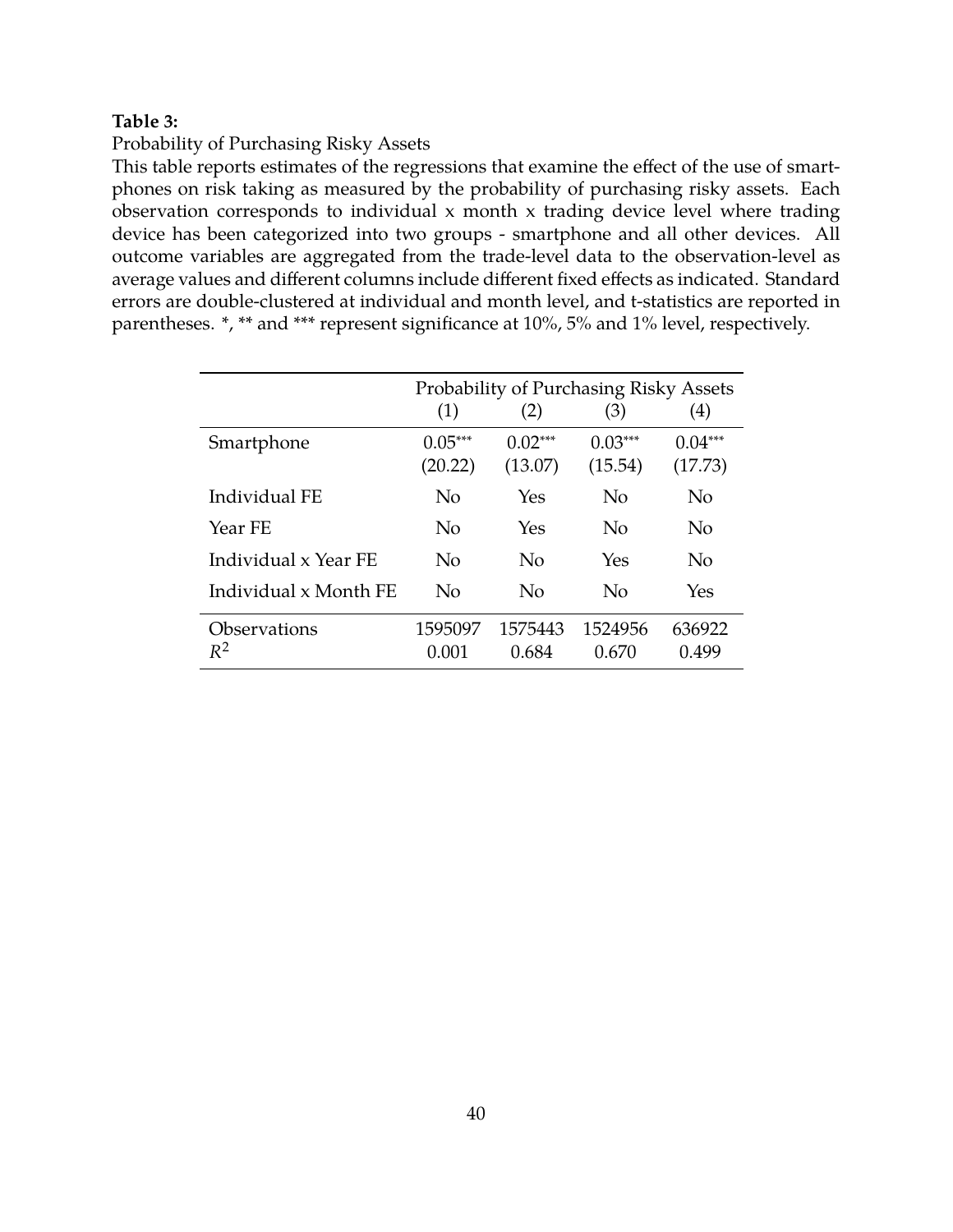**Table 3:**

Probability of Purchasing Risky Assets

This table reports estimates of the regressions that examine the effect of the use of smartphones on risk taking as measured by the probability of purchasing risky assets. Each observation corresponds to individual x month x trading device level where trading device has been categorized into two groups - smartphone and all other devices. All outcome variables are aggregated from the trade-level data to the observation-level as average values and different columns include different fixed effects as indicated. Standard errors are double-clustered at individual and month level, and t-statistics are reported in parentheses. *, ** and *** represent significance at 10%, 5% and 1% level, respectively.

| | Probability of Purchasing Risky Assets | | | |
|---|---|---|---|---|
| | (1) | (2) | (3) | (4) |
| Smartphone | 0.05*** | 0.02*** | 0.03*** | 0.04*** |
| | (20.22) | (13.07) | (15.54) | (17.73) |
| Individual FE | No | Yes | No | No |
| Year FE | No | Yes | No | No |
| Individual x Year FE | No | No | Yes | No |
| Individual x Month FE | No | No | No | Yes |
| Observations | 1595097 | 1575443 | 1524956 | 636922 |
| $R^2$ | 0.001 | 0.684 | 0.670 | 0.499 |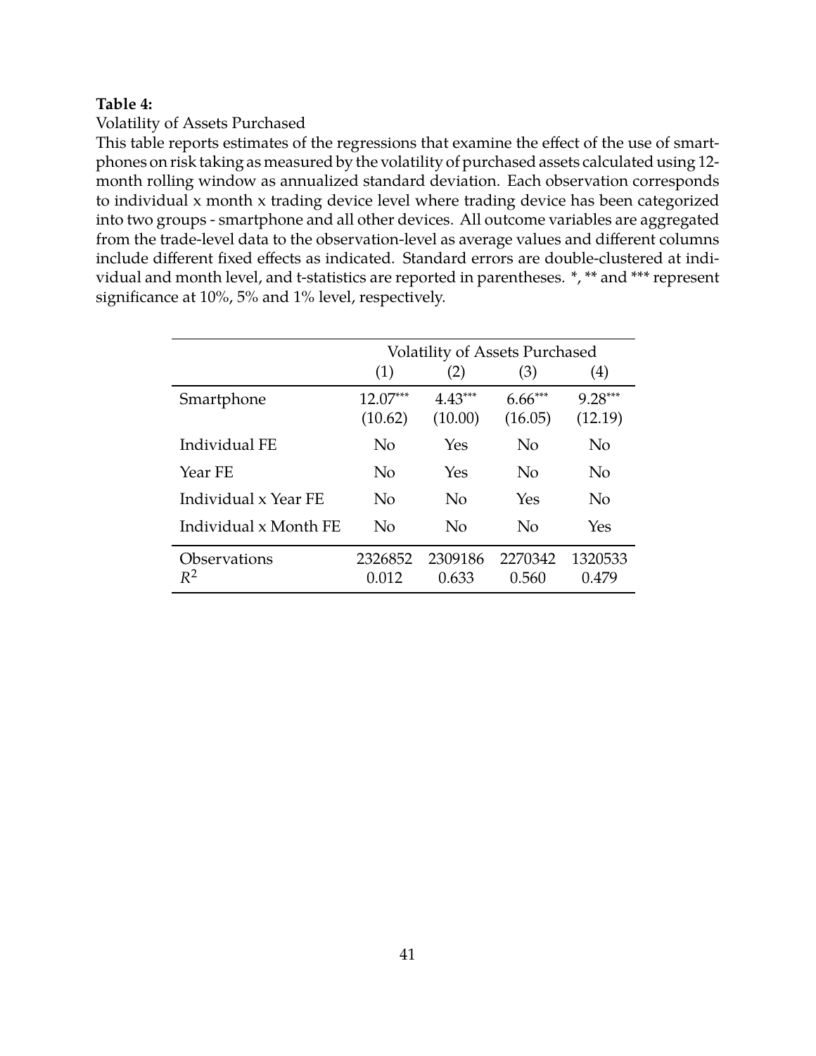**Table 4:**

Volatility of Assets Purchased

This table reports estimates of the regressions that examine the effect of the use of smartphones on risk taking as measured by the volatility of purchased assets calculated using 12-month rolling window as annualized standard deviation. Each observation corresponds to individual x month x trading device level where trading device has been categorized into two groups - smartphone and all other devices. All outcome variables are aggregated from the trade-level data to the observation-level as average values and different columns include different fixed effects as indicated. Standard errors are double-clustered at individual and month level, and t-statistics are reported in parentheses. *, ** and *** represent significance at 10%, 5% and 1% level, respectively.

| | Volatility of Assets Purchased | | | |
|---|---|---|---|---|
| | (1) | (2) | (3) | (4) |
| Smartphone | 12.07*** | 4.43*** | 6.66*** | 9.28*** |
| | (10.62) | (10.00) | (16.05) | (12.19) |
| Individual FE | No | Yes | No | No |
| Year FE | No | Yes | No | No |
| Individual x Year FE | No | No | Yes | No |
| Individual x Month FE | No | No | No | Yes |
| Observations | 2326852 | 2309186 | 2270342 | 1320533 |
| $R^2$ | 0.012 | 0.633 | 0.560 | 0.479 |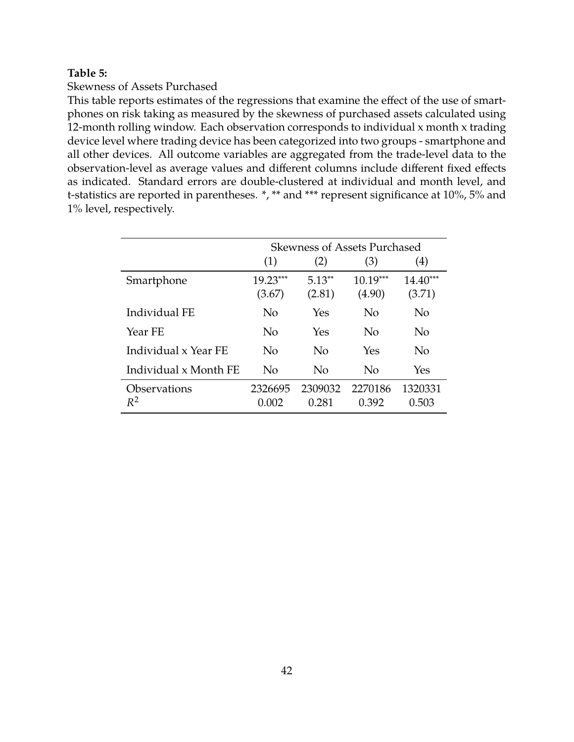**Table 5:**

Skewness of Assets Purchased

This table reports estimates of the regressions that examine the effect of the use of smartphones on risk taking as measured by the skewness of purchased assets calculated using 12-month rolling window. Each observation corresponds to individual x month x trading device level where trading device has been categorized into two groups - smartphone and all other devices. All outcome variables are aggregated from the trade-level data to the observation-level as average values and different columns include different fixed effects as indicated. Standard errors are double-clustered at individual and month level, and t-statistics are reported in parentheses. *, ** and *** represent significance at 10%, 5% and 1% level, respectively.

| | Skewness of Assets Purchased | | | |
|---|---|---|---|---|
| | (1) | (2) | (3) | (4) |
| Smartphone | 19.23*** | 5.13** | 10.19*** | 14.40*** |
| | (3.67) | (2.81) | (4.90) | (3.71) |
| Individual FE | No | Yes | No | No |
| Year FE | No | Yes | No | No |
| Individual x Year FE | No | No | Yes | No |
| Individual x Month FE | No | No | No | Yes |
| Observations | 2326695 | 2309032 | 2270186 | 1320331 |
| $R^2$ | 0.002 | 0.281 | 0.392 | 0.503 |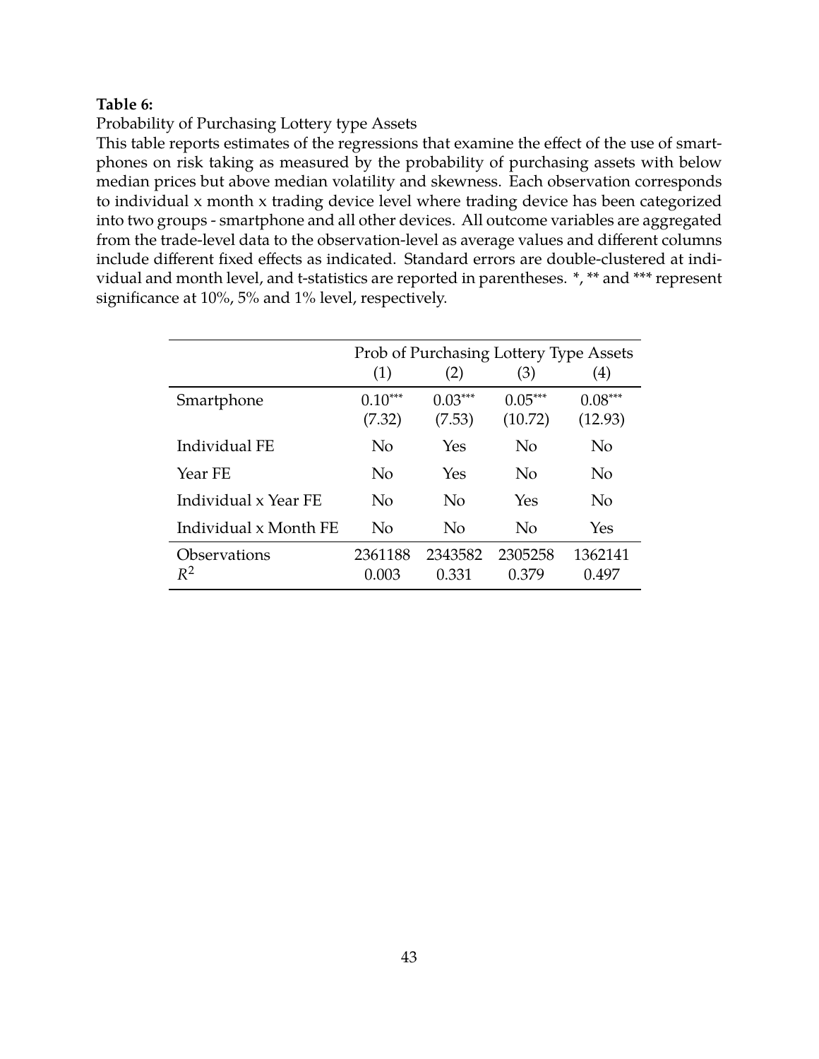**Table 6:**

Probability of Purchasing Lottery type Assets

This table reports estimates of the regressions that examine the effect of the use of smartphones on risk taking as measured by the probability of purchasing assets with below median prices but above median volatility and skewness. Each observation corresponds to individual x month x trading device level where trading device has been categorized into two groups - smartphone and all other devices. All outcome variables are aggregated from the trade-level data to the observation-level as average values and different columns include different fixed effects as indicated. Standard errors are double-clustered at individual and month level, and t-statistics are reported in parentheses. *, ** and *** represent significance at 10%, 5% and 1% level, respectively.

| | Prob of Purchasing Lottery Type Assets | | | |
|---|---|---|---|---|
| | (1) | (2) | (3) | (4) |
| Smartphone | 0.10*** | 0.03*** | 0.05*** | 0.08*** |
| | (7.32) | (7.53) | (10.72) | (12.93) |
| Individual FE | No | Yes | No | No |
| Year FE | No | Yes | No | No |
| Individual x Year FE | No | No | Yes | No |
| Individual x Month FE | No | No | No | Yes |
| Observations | 2361188 | 2343582 | 2305258 | 1362141 |
| $R^2$ | 0.003 | 0.331 | 0.379 | 0.497 |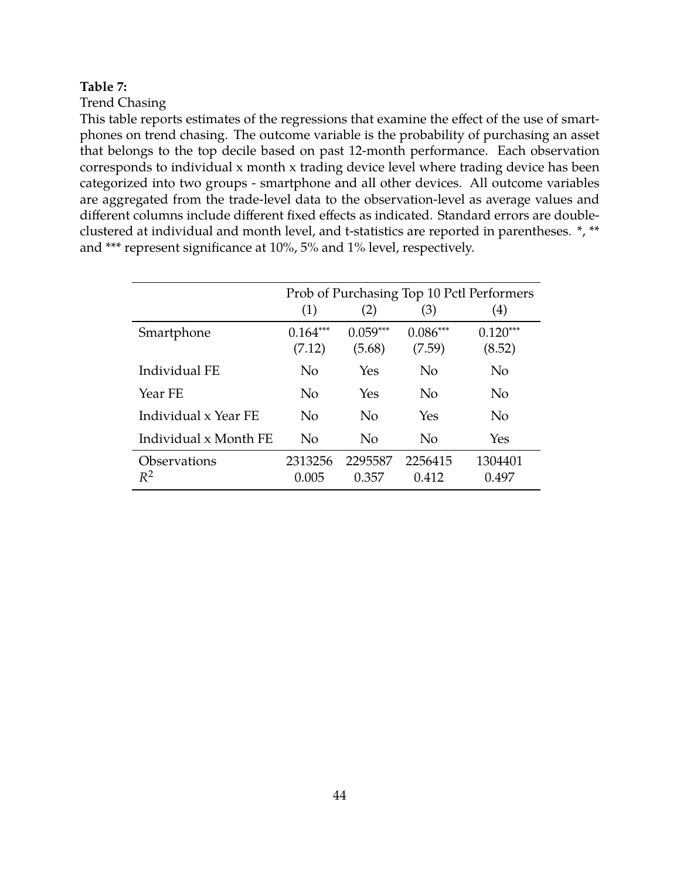**Table 7:**

Trend Chasing

This table reports estimates of the regressions that examine the effect of the use of smartphones on trend chasing. The outcome variable is the probability of purchasing an asset that belongs to the top decile based on past 12-month performance. Each observation corresponds to individual x month x trading device level where trading device has been categorized into two groups - smartphone and all other devices. All outcome variables are aggregated from the trade-level data to the observation-level as average values and different columns include different fixed effects as indicated. Standard errors are double-clustered at individual and month level, and t-statistics are reported in parentheses. *, ** and *** represent significance at 10%, 5% and 1% level, respectively.

| | Prob of Purchasing Top 10 Pctl Performers | | | |
|---|---|---|---|---|
| | (1) | (2) | (3) | (4) |
| Smartphone | 0.164*** | 0.059*** | 0.086*** | 0.120*** |
| | (7.12) | (5.68) | (7.59) | (8.52) |
| Individual FE | No | Yes | No | No |
| Year FE | No | Yes | No | No |
| Individual x Year FE | No | No | Yes | No |
| Individual x Month FE | No | No | No | Yes |
| Observations | 2313256 | 2295587 | 2256415 | 1304401 |
| $R^2$ | 0.005 | 0.357 | 0.412 | 0.497 |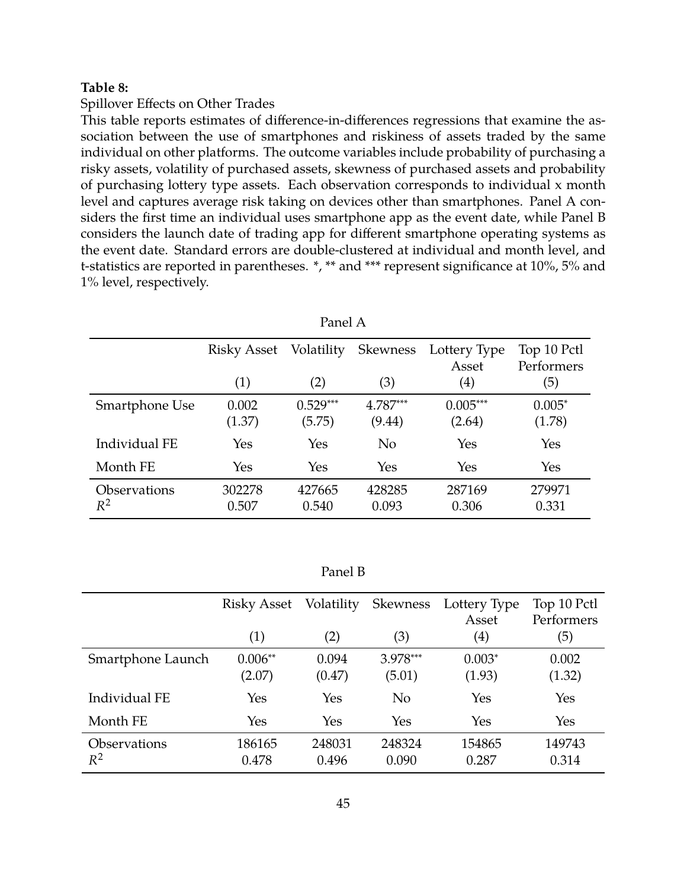**Table 8:**

Spillover Effects on Other Trades

This table reports estimates of difference-in-differences regressions that examine the association between the use of smartphones and riskiness of assets traded by the same individual on other platforms. The outcome variables include probability of purchasing a risky assets, volatility of purchased assets, skewness of purchased assets and probability of purchasing lottery type assets. Each observation corresponds to individual x month level and captures average risk taking on devices other than smartphones. Panel A considers the first time an individual uses smartphone app as the event date, while Panel B considers the launch date of trading app for different smartphone operating systems as the event date. Standard errors are double-clustered at individual and month level, and t-statistics are reported in parentheses. *, ** and *** represent significance at 10%, 5% and 1% level, respectively.

Panel A

| | Risky Asset | Volatility | Skewness | Lottery Type Asset | Top 10 Pctl Performers |
|---|---|---|---|---|---|
| | (1) | (2) | (3) | (4) | (5) |
| Smartphone Use | 0.002 | 0.529*** | 4.787*** | 0.005*** | 0.005* |
| | (1.37) | (5.75) | (9.44) | (2.64) | (1.78) |
| Individual FE | Yes | Yes | No | Yes | Yes |
| Month FE | Yes | Yes | Yes | Yes | Yes |
| Observations | 302278 | 427665 | 428285 | 287169 | 279971 |
| $R^2$ | 0.507 | 0.540 | 0.093 | 0.306 | 0.331 |

Panel B

| | Risky Asset | Volatility | Skewness | Lottery Type Asset | Top 10 Pctl Performers |
|---|---|---|---|---|---|
| | (1) | (2) | (3) | (4) | (5) |
| Smartphone Launch | 0.006** | 0.094 | 3.978*** | 0.003* | 0.002 |
| | (2.07) | (0.47) | (5.01) | (1.93) | (1.32) |
| Individual FE | Yes | Yes | No | Yes | Yes |
| Month FE | Yes | Yes | Yes | Yes | Yes |
| Observations | 186165 | 248031 | 248324 | 154865 | 149743 |
| $R^2$ | 0.478 | 0.496 | 0.090 | 0.287 | 0.314 |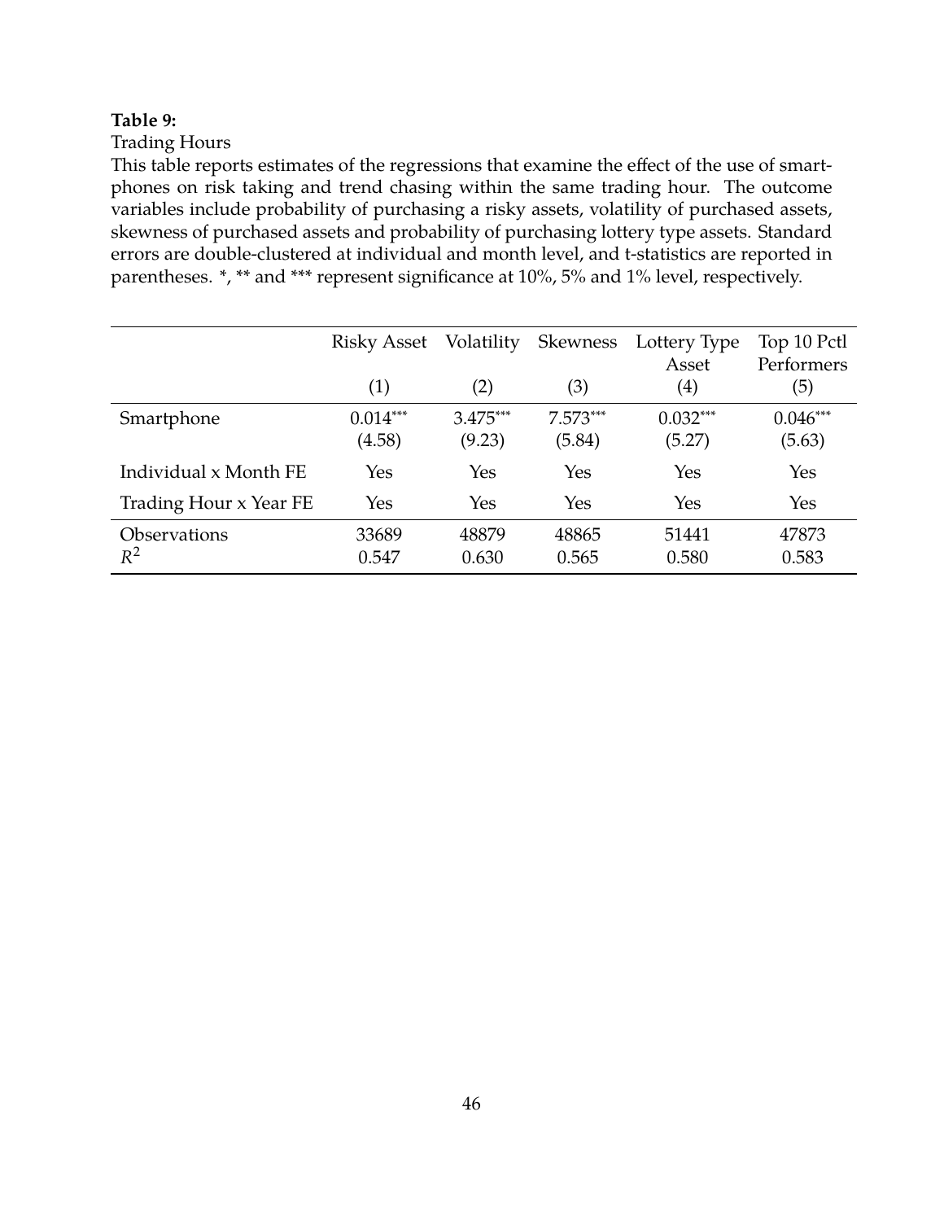**Table 9:**

Trading Hours

This table reports estimates of the regressions that examine the effect of the use of smartphones on risk taking and trend chasing within the same trading hour. The outcome variables include probability of purchasing a risky assets, volatility of purchased assets, skewness of purchased assets and probability of purchasing lottery type assets. Standard errors are double-clustered at individual and month level, and t-statistics are reported in parentheses. *, ** and *** represent significance at 10%, 5% and 1% level, respectively.

| | Risky Asset | Volatility | Skewness | Lottery Type Asset | Top 10 Pctl Performers |
|---|---|---|---|---|---|
| | (1) | (2) | (3) | (4) | (5) |
| Smartphone | 0.014*** | 3.475*** | 7.573*** | 0.032*** | 0.046*** |
| | (4.58) | (9.23) | (5.84) | (5.27) | (5.63) |
| Individual x Month FE | Yes | Yes | Yes | Yes | Yes |
| Trading Hour x Year FE | Yes | Yes | Yes | Yes | Yes |
| Observations | 33689 | 48879 | 48865 | 51441 | 47873 |
| $R^2$ | 0.547 | 0.630 | 0.565 | 0.580 | 0.583 |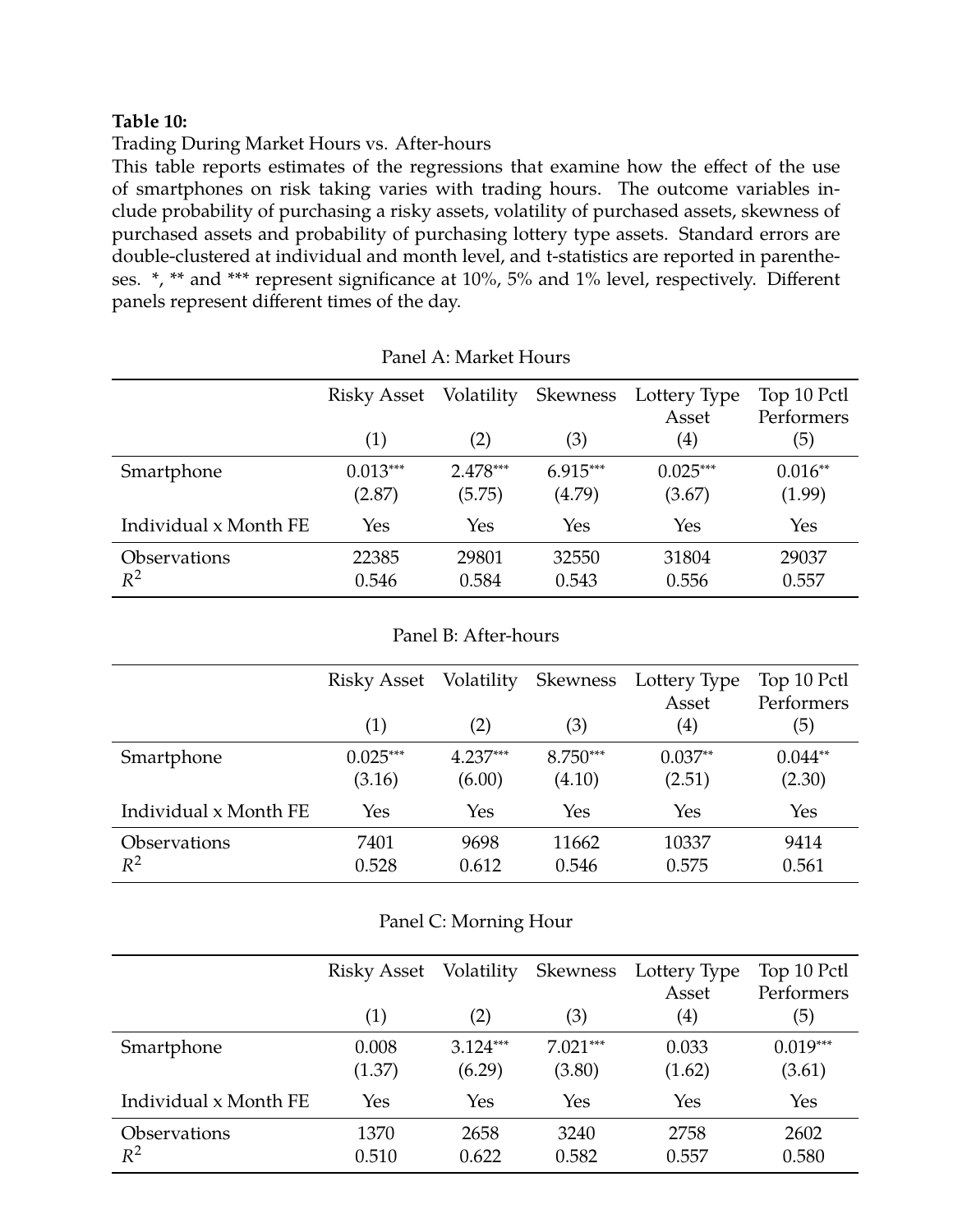**Table 10:**

Trading During Market Hours vs. After-hours

This table reports estimates of the regressions that examine how the effect of the use of smartphones on risk taking varies with trading hours. The outcome variables include probability of purchasing a risky assets, volatility of purchased assets, skewness of purchased assets and probability of purchasing lottery type assets. Standard errors are double-clustered at individual and month level, and t-statistics are reported in parentheses. *, ** and *** represent significance at 10%, 5% and 1% level, respectively. Different panels represent different times of the day.

Panel A: Market Hours

| | Risky Asset<br>(1) | Volatility<br>(2) | Skewness<br>(3) | Lottery Type Asset<br>(4) | Top 10 Pctl Performers<br>(5) |
|---|---|---|---|---|---|
| Smartphone | 0.013*** | 2.478*** | 6.915*** | 0.025*** | 0.016** |
| | (2.87) | (5.75) | (4.79) | (3.67) | (1.99) |
| Individual x Month FE | Yes | Yes | Yes | Yes | Yes |
| Observations | 22385 | 29801 | 32550 | 31804 | 29037 |
| $R^2$ | 0.546 | 0.584 | 0.543 | 0.556 | 0.557 |

Panel B: After-hours

| | Risky Asset<br>(1) | Volatility<br>(2) | Skewness<br>(3) | Lottery Type Asset<br>(4) | Top 10 Pctl Performers<br>(5) |
|---|---|---|---|---|---|
| Smartphone | 0.025*** | 4.237*** | 8.750*** | 0.037** | 0.044** |
| | (3.16) | (6.00) | (4.10) | (2.51) | (2.30) |
| Individual x Month FE | Yes | Yes | Yes | Yes | Yes |
| Observations | 7401 | 9698 | 11662 | 10337 | 9414 |
| $R^2$ | 0.528 | 0.612 | 0.546 | 0.575 | 0.561 |

Panel C: Morning Hour

| | Risky Asset<br>(1) | Volatility<br>(2) | Skewness<br>(3) | Lottery Type Asset<br>(4) | Top 10 Pctl Performers<br>(5) |
|---|---|---|---|---|---|
| Smartphone | 0.008 | 3.124*** | 7.021*** | 0.033 | 0.019*** |
| | (1.37) | (6.29) | (3.80) | (1.62) | (3.61) |
| Individual x Month FE | Yes | Yes | Yes | Yes | Yes |
| Observations | 1370 | 2658 | 3240 | 2758 | 2602 |
| $R^2$ | 0.510 | 0.622 | 0.582 | 0.557 | 0.580 |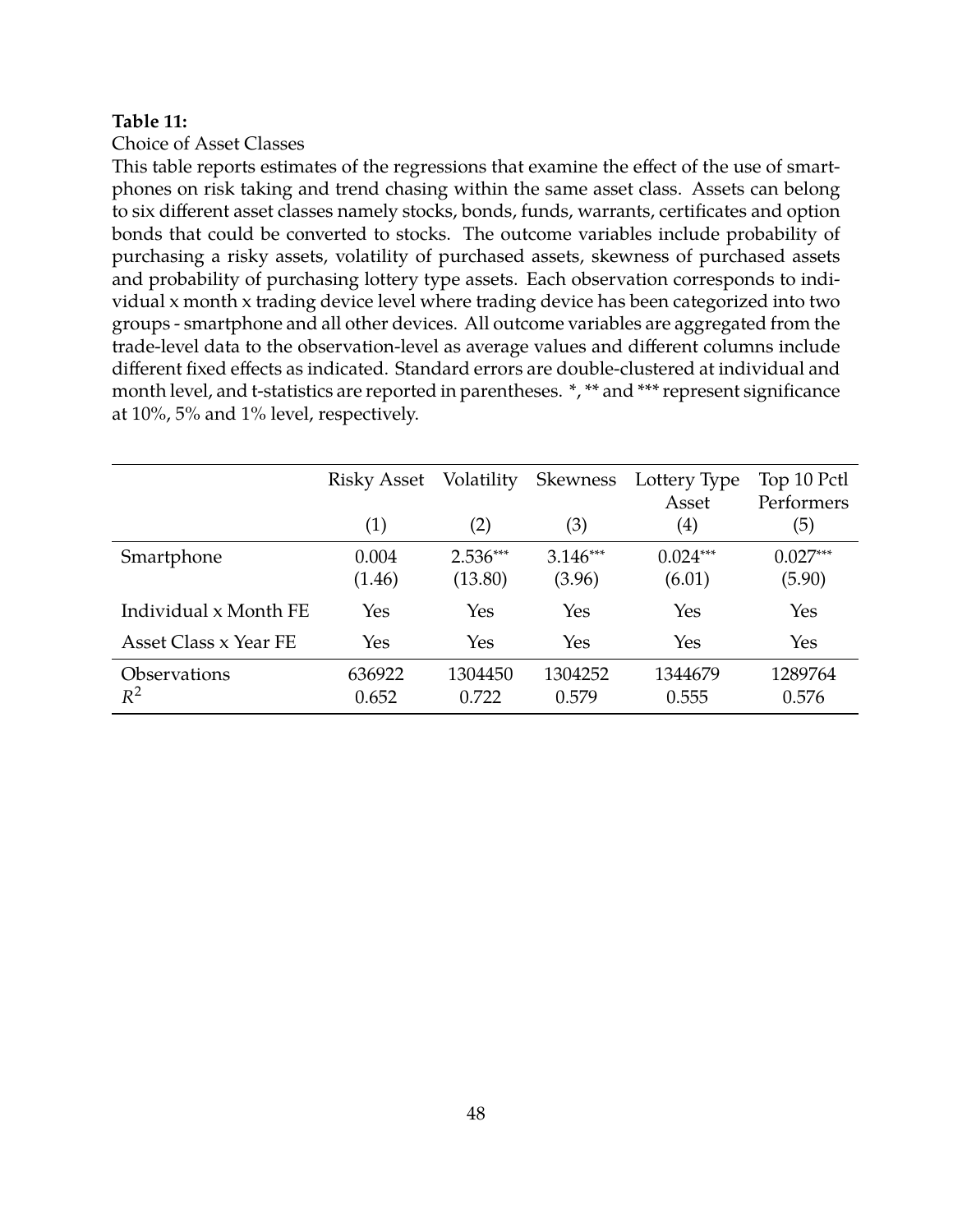**Table 11:**

Choice of Asset Classes

This table reports estimates of the regressions that examine the effect of the use of smartphones on risk taking and trend chasing within the same asset class. Assets can belong to six different asset classes namely stocks, bonds, funds, warrants, certificates and option bonds that could be converted to stocks. The outcome variables include probability of purchasing a risky assets, volatility of purchased assets, skewness of purchased assets and probability of purchasing lottery type assets. Each observation corresponds to individual x month x trading device level where trading device has been categorized into two groups - smartphone and all other devices. All outcome variables are aggregated from the trade-level data to the observation-level as average values and different columns include different fixed effects as indicated. Standard errors are double-clustered at individual and month level, and t-statistics are reported in parentheses. *, ** and *** represent significance at 10%, 5% and 1% level, respectively.

| | Risky Asset | Volatility | Skewness | Lottery Type Asset | Top 10 Pctl Performers |
|---|---|---|---|---|---|
| | (1) | (2) | (3) | (4) | (5) |
| Smartphone | 0.004 | 2.536*** | 3.146*** | 0.024*** | 0.027*** |
| | (1.46) | (13.80) | (3.96) | (6.01) | (5.90) |
| Individual x Month FE | Yes | Yes | Yes | Yes | Yes |
| Asset Class x Year FE | Yes | Yes | Yes | Yes | Yes |
| Observations | 636922 | 1304450 | 1304252 | 1344679 | 1289764 |
| $R^2$ | 0.652 | 0.722 | 0.579 | 0.555 | 0.576 |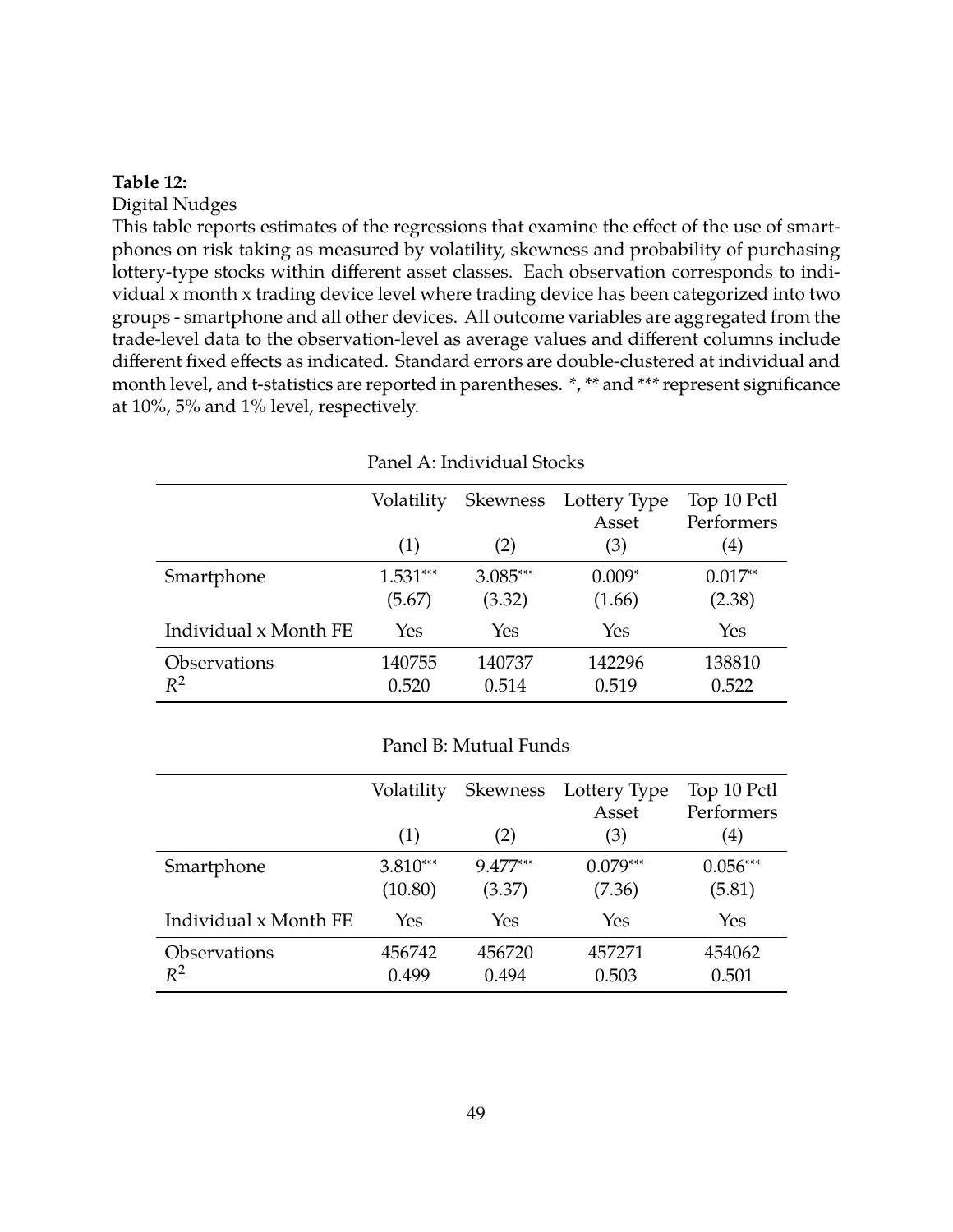**Table 12:**

Digital Nudges

This table reports estimates of the regressions that examine the effect of the use of smartphones on risk taking as measured by volatility, skewness and probability of purchasing lottery-type stocks within different asset classes. Each observation corresponds to individual x month x trading device level where trading device has been categorized into two groups - smartphone and all other devices. All outcome variables are aggregated from the trade-level data to the observation-level as average values and different columns include different fixed effects as indicated. Standard errors are double-clustered at individual and month level, and t-statistics are reported in parentheses. *, ** and *** represent significance at 10%, 5% and 1% level, respectively.

Panel A: Individual Stocks

| | Volatility | Skewness | Lottery Type Asset | Top 10 Pctl Performers |
|---|---|---|---|---|
| | (1) | (2) | (3) | (4) |
| Smartphone | 1.531*** | 3.085*** | 0.009* | 0.017** |
| | (5.67) | (3.32) | (1.66) | (2.38) |
| Individual x Month FE | Yes | Yes | Yes | Yes |
| Observations | 140755 | 140737 | 142296 | 138810 |
| $R^2$ | 0.520 | 0.514 | 0.519 | 0.522 |

Panel B: Mutual Funds

| | Volatility | Skewness | Lottery Type Asset | Top 10 Pctl Performers |
|---|---|---|---|---|
| | (1) | (2) | (3) | (4) |
| Smartphone | 3.810*** | 9.477*** | 0.079*** | 0.056*** |
| | (10.80) | (3.37) | (7.36) | (5.81) |
| Individual x Month FE | Yes | Yes | Yes | Yes |
| Observations | 456742 | 456720 | 457271 | 454062 |
| $R^2$ | 0.499 | 0.494 | 0.503 | 0.501 |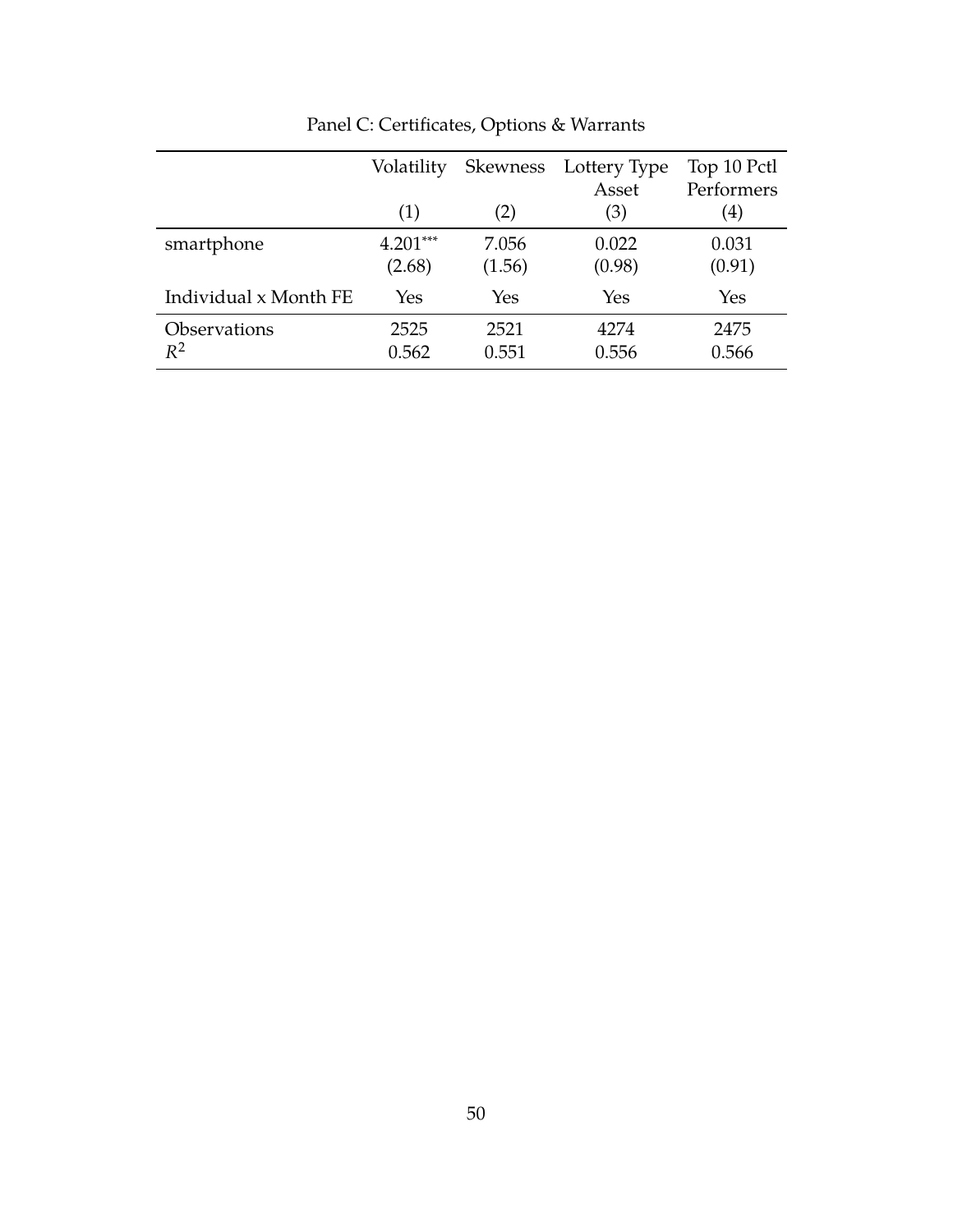Panel C: Certificates, Options & Warrants

| | Volatility<br>(1) | Skewness<br>(2) | Lottery Type Asset<br>(3) | Top 10 Pctl Performers<br>(4) |
|---|---|---|---|---|
| smartphone | 4.201*** | 7.056 | 0.022 | 0.031 |
| | (2.68) | (1.56) | (0.98) | (0.91) |
| Individual x Month FE | Yes | Yes | Yes | Yes |
| Observations | 2525 | 2521 | 4274 | 2475 |
| $R^2$ | 0.562 | 0.551 | 0.556 | 0.566 |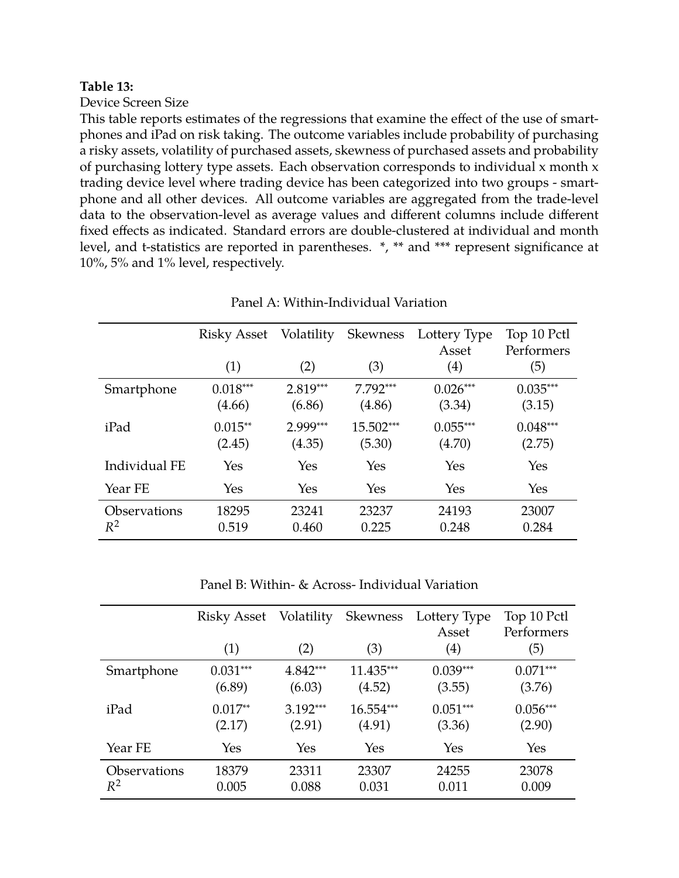**Table 13:**

Device Screen Size

This table reports estimates of the regressions that examine the effect of the use of smartphones and iPad on risk taking. The outcome variables include probability of purchasing a risky assets, volatility of purchased assets, skewness of purchased assets and probability of purchasing lottery type assets. Each observation corresponds to individual x month x trading device level where trading device has been categorized into two groups - smartphone and all other devices. All outcome variables are aggregated from the trade-level data to the observation-level as average values and different columns include different fixed effects as indicated. Standard errors are double-clustered at individual and month level, and t-statistics are reported in parentheses. *, ** and *** represent significance at 10%, 5% and 1% level, respectively.

Panel A: Within-Individual Variation

| | Risky Asset | Volatility | Skewness | Lottery Type Asset | Top 10 Pctl Performers |
|---|---|---|---|---|---|
| | (1) | (2) | (3) | (4) | (5) |
| Smartphone | 0.018*** | 2.819*** | 7.792*** | 0.026*** | 0.035*** |
| | (4.66) | (6.86) | (4.86) | (3.34) | (3.15) |
| iPad | 0.015** | 2.999*** | 15.502*** | 0.055*** | 0.048*** |
| | (2.45) | (4.35) | (5.30) | (4.70) | (2.75) |
| Individual FE | Yes | Yes | Yes | Yes | Yes |
| Year FE | Yes | Yes | Yes | Yes | Yes |
| Observations | 18295 | 23241 | 23237 | 24193 | 23007 |
| $R^2$ | 0.519 | 0.460 | 0.225 | 0.248 | 0.284 |

Panel B: Within- & Across- Individual Variation

| | Risky Asset | Volatility | Skewness | Lottery Type Asset | Top 10 Pctl Performers |
|---|---|---|---|---|---|
| | (1) | (2) | (3) | (4) | (5) |
| Smartphone | 0.031*** | 4.842*** | 11.435*** | 0.039*** | 0.071*** |
| | (6.89) | (6.03) | (4.52) | (3.55) | (3.76) |
| iPad | 0.017** | 3.192*** | 16.554*** | 0.051*** | 0.056*** |
| | (2.17) | (2.91) | (4.91) | (3.36) | (2.90) |
| Year FE | Yes | Yes | Yes | Yes | Yes |
| Observations | 18379 | 23311 | 23307 | 24255 | 23078 |
| $R^2$ | 0.005 | 0.088 | 0.031 | 0.011 | 0.009 |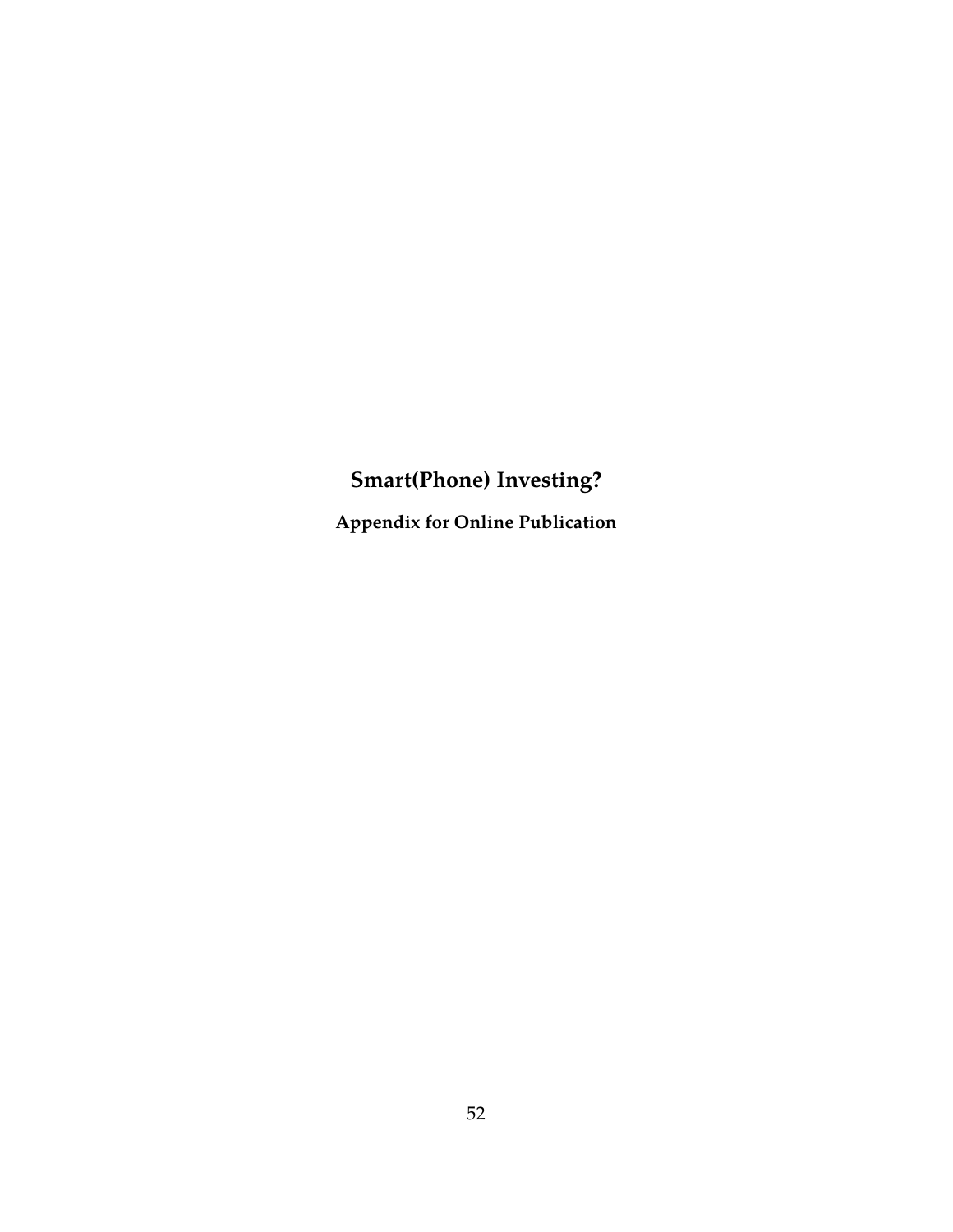# Smart(Phone) Investing?

## Appendix for Online Publication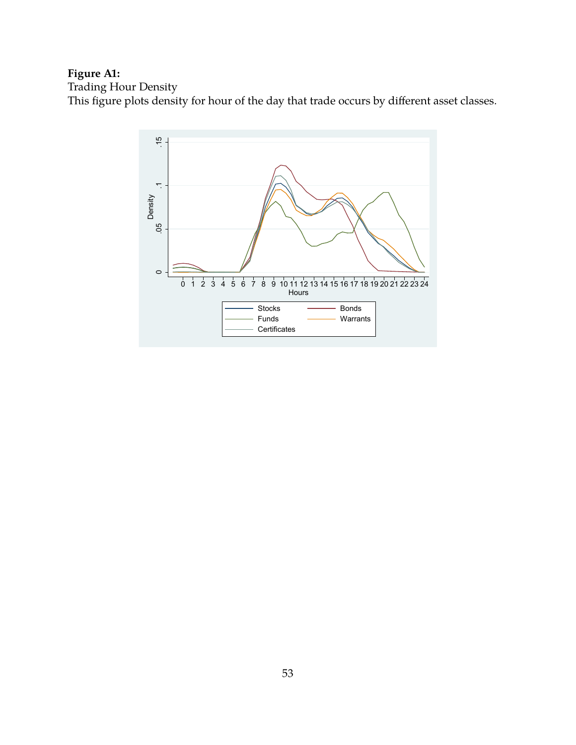**Figure A1:**
Trading Hour Density
This figure plots density for hour of the day that trade occurs by different asset classes.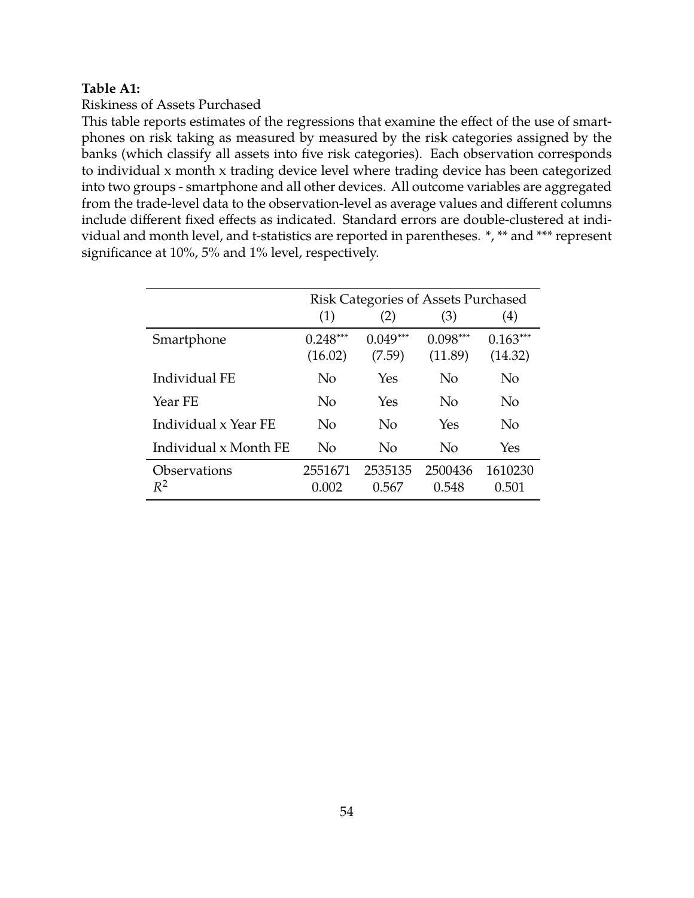**Table A1:**

Riskiness of Assets Purchased

This table reports estimates of the regressions that examine the effect of the use of smartphones on risk taking as measured by measured by the risk categories assigned by the banks (which classify all assets into five risk categories). Each observation corresponds to individual x month x trading device level where trading device has been categorized into two groups - smartphone and all other devices. All outcome variables are aggregated from the trade-level data to the observation-level as average values and different columns include different fixed effects as indicated. Standard errors are double-clustered at individual and month level, and t-statistics are reported in parentheses. *, ** and *** represent significance at 10%, 5% and 1% level, respectively.

| | Risk Categories of Assets Purchased | | | |
|---|---|---|---|---|
| | (1) | (2) | (3) | (4) |
| Smartphone | 0.248*** | 0.049*** | 0.098*** | 0.163*** |
| | (16.02) | (7.59) | (11.89) | (14.32) |
| Individual FE | No | Yes | No | No |
| Year FE | No | Yes | No | No |
| Individual x Year FE | No | No | Yes | No |
| Individual x Month FE | No | No | No | Yes |
| Observations | 2551671 | 2535135 | 2500436 | 1610230 |
| $R^2$ | 0.002 | 0.567 | 0.548 | 0.501 |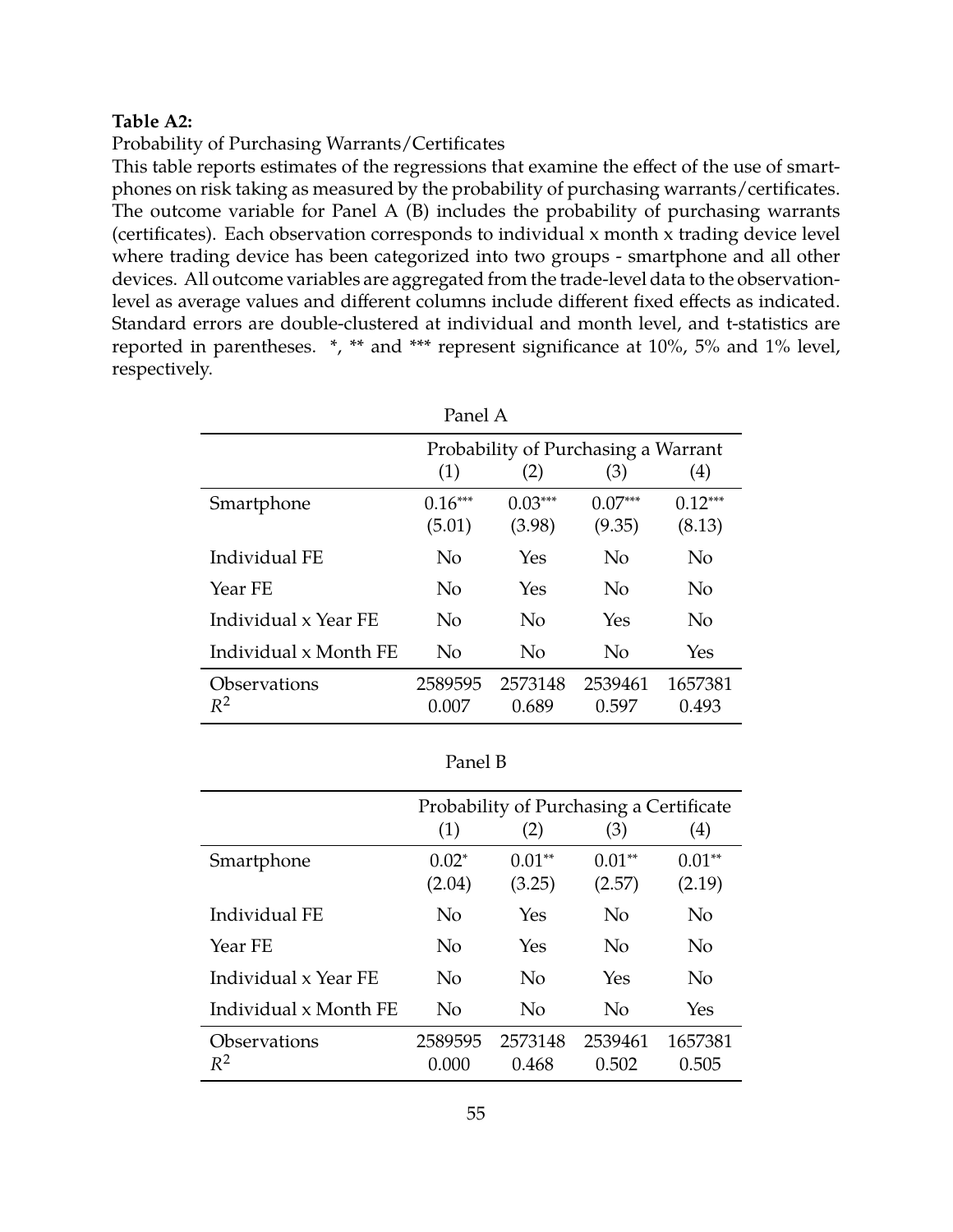**Table A2:**

Probability of Purchasing Warrants/Certificates

This table reports estimates of the regressions that examine the effect of the use of smartphones on risk taking as measured by the probability of purchasing warrants/certificates. The outcome variable for Panel A (B) includes the probability of purchasing warrants (certificates). Each observation corresponds to individual x month x trading device level where trading device has been categorized into two groups - smartphone and all other devices. All outcome variables are aggregated from the trade-level data to the observation-level as average values and different columns include different fixed effects as indicated. Standard errors are double-clustered at individual and month level, and t-statistics are reported in parentheses. *, ** and *** represent significance at 10%, 5% and 1% level, respectively.

Panel A

| | Probability of Purchasing a Warrant | | | |
|---|---|---|---|---|
| | (1) | (2) | (3) | (4) |
| Smartphone | 0.16*** | 0.03*** | 0.07*** | 0.12*** |
| | (5.01) | (3.98) | (9.35) | (8.13) |
| Individual FE | No | Yes | No | No |
| Year FE | No | Yes | No | No |
| Individual x Year FE | No | No | Yes | No |
| Individual x Month FE | No | No | No | Yes |
| Observations | 2589595 | 2573148 | 2539461 | 1657381 |
| $R^2$ | 0.007 | 0.689 | 0.597 | 0.493 |

Panel B

| | Probability of Purchasing a Certificate | | | |
|---|---|---|---|---|
| | (1) | (2) | (3) | (4) |
| Smartphone | 0.02* | 0.01** | 0.01** | 0.01** |
| | (2.04) | (3.25) | (2.57) | (2.19) |
| Individual FE | No | Yes | No | No |
| Year FE | No | Yes | No | No |
| Individual x Year FE | No | No | Yes | No |
| Individual x Month FE | No | No | No | Yes |
| Observations | 2589595 | 2573148 | 2539461 | 1657381 |
| $R^2$ | 0.000 | 0.468 | 0.502 | 0.505 |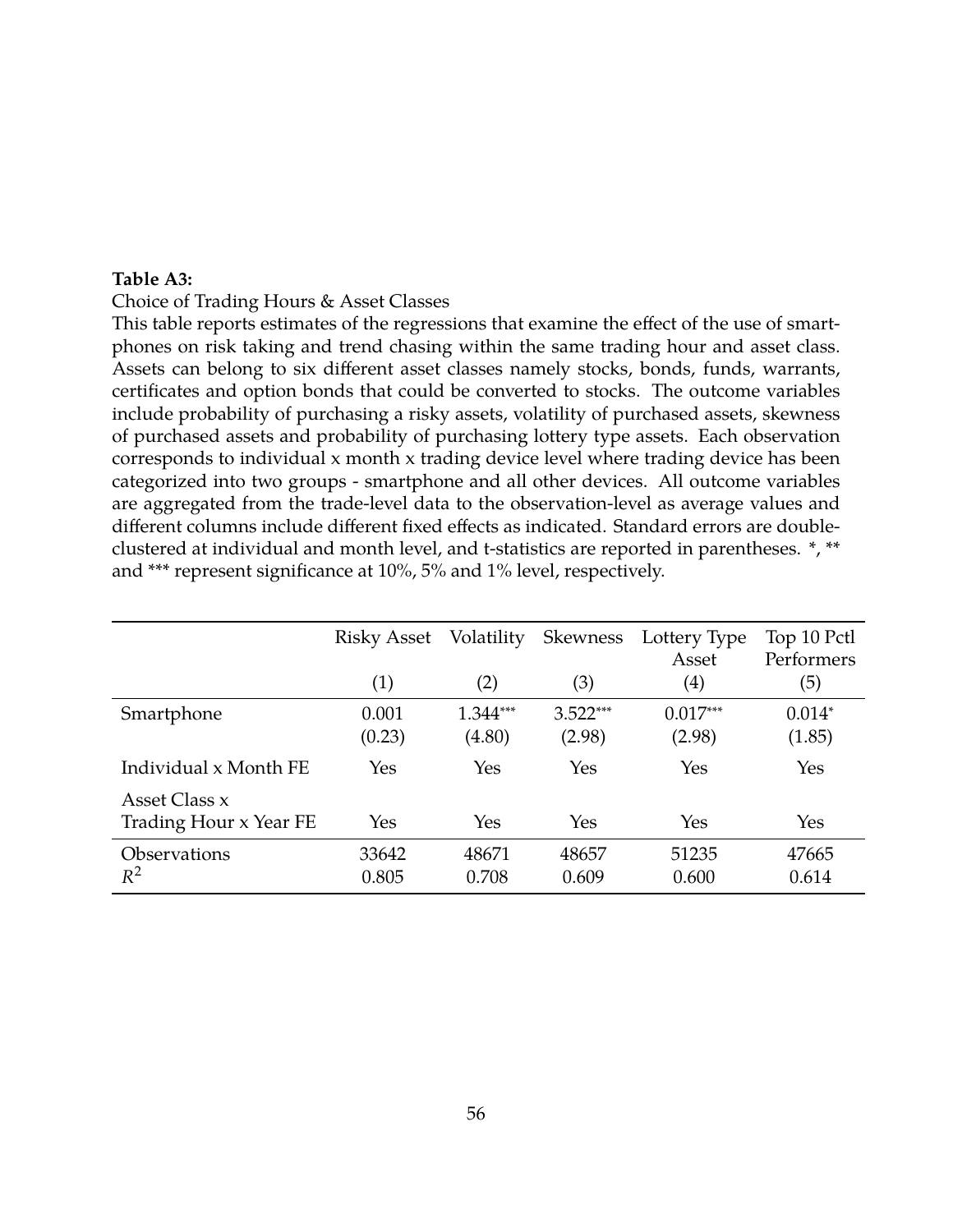**Table A3:**

Choice of Trading Hours & Asset Classes

This table reports estimates of the regressions that examine the effect of the use of smartphones on risk taking and trend chasing within the same trading hour and asset class. Assets can belong to six different asset classes namely stocks, bonds, funds, warrants, certificates and option bonds that could be converted to stocks. The outcome variables include probability of purchasing a risky assets, volatility of purchased assets, skewness of purchased assets and probability of purchasing lottery type assets. Each observation corresponds to individual x month x trading device level where trading device has been categorized into two groups - smartphone and all other devices. All outcome variables are aggregated from the trade-level data to the observation-level as average values and different columns include different fixed effects as indicated. Standard errors are double-clustered at individual and month level, and t-statistics are reported in parentheses. *, ** and *** represent significance at 10%, 5% and 1% level, respectively.

| | Risky Asset | Volatility | Skewness | Lottery Type Asset | Top 10 Pctl Performers |
|---|---|---|---|---|---|
| | (1) | (2) | (3) | (4) | (5) |
| Smartphone | 0.001 | 1.344*** | 3.522*** | 0.017*** | 0.014* |
| | (0.23) | (4.80) | (2.98) | (2.98) | (1.85) |
| Individual x Month FE | Yes | Yes | Yes | Yes | Yes |
| Asset Class x Trading Hour x Year FE | Yes | Yes | Yes | Yes | Yes |
| Observations | 33642 | 48671 | 48657 | 51235 | 47665 |
| $R^2$ | 0.805 | 0.708 | 0.609 | 0.600 | 0.614 |